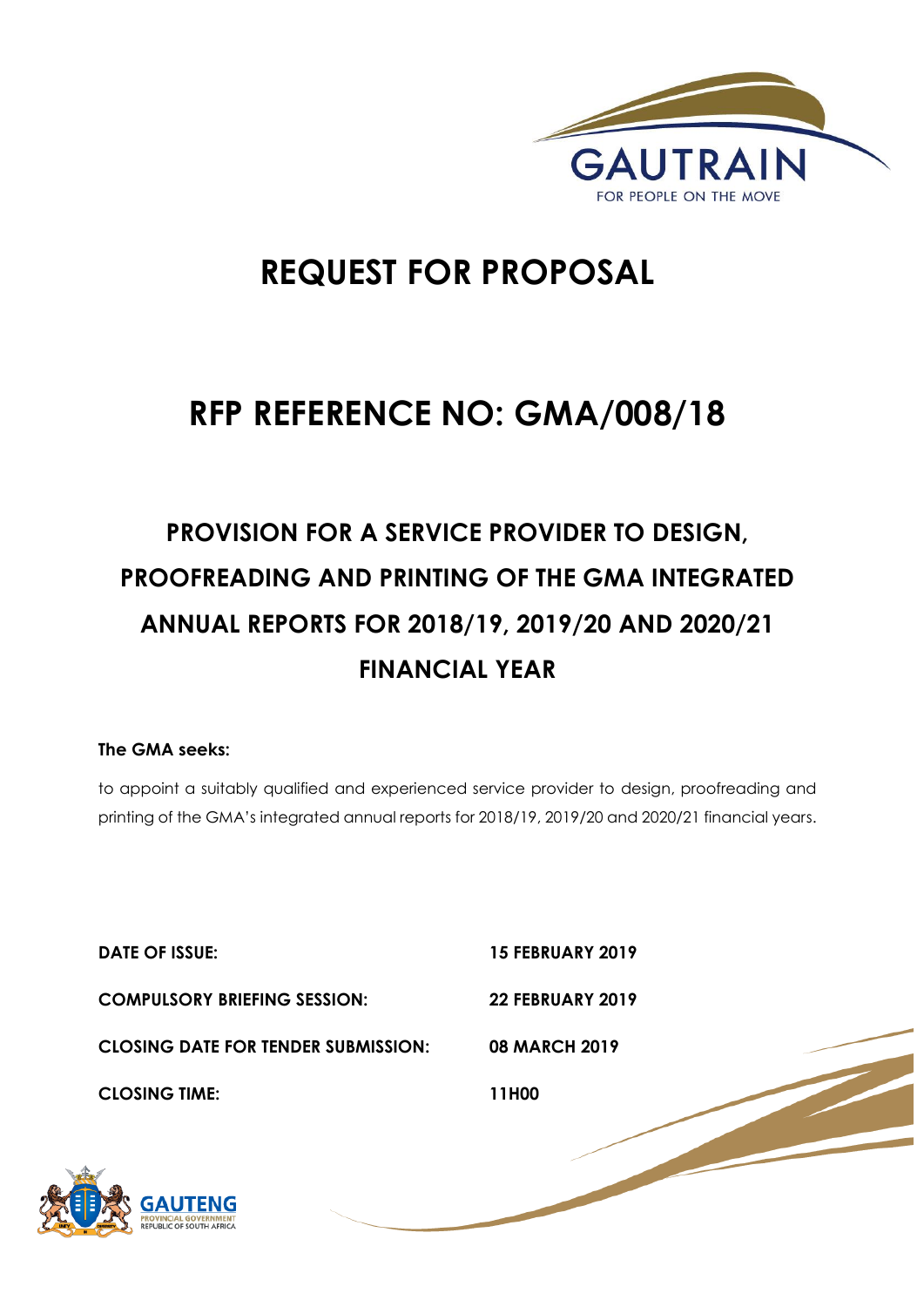GAUTRAIN

FOR PEOPLE ON THE MOVE

# REQUEST FOR PROPOSAL

# RFP REFERENCE NO: GMA/008/18

## PROVISION FOR A SERVICE PROVIDER TO DESIGN, PROOFREADING AND PRINTING OF THE GMA INTEGRATED ANNUAL REPORTS FOR 2018/19, 2019/20 AND 2020/21 FINANCIAL YEAR

**The GMA seeks:**

to appoint a suitably qualified and experienced service provider to design, proofreading and printing of the GMA's integrated annual reports for 2018/19, 2019/20 and 2020/21 financial years.

| | |
|---|---|
| **DATE OF ISSUE:** | **15 FEBRUARY 2019** |
| **COMPULSORY BRIEFING SESSION:** | **22 FEBRUARY 2019** |
| **CLOSING DATE FOR TENDER SUBMISSION:** | **08 MARCH 2019** |
| **CLOSING TIME:** | **11H00** |

GAUTENG PROVINCIAL GOVERNMENT
REPUBLIC OF SOUTH AFRICA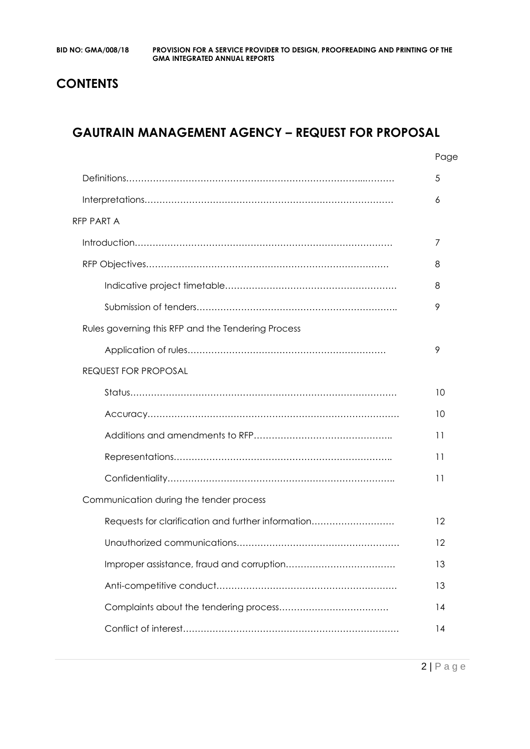## CONTENTS

## GAUTRAIN MANAGEMENT AGENCY – REQUEST FOR PROPOSAL

| | Page |
|---|---|
| Definitions……………………………………………………………………...………. | 5 |
| Interpretations………………………………………………………………………… | 6 |
| RFP PART A | |
| Introduction…………………………………………………………………………… | 7 |
| RFP Objectives……………………………………………………………………… | 8 |
| Indicative project timetable………………………………………………… | 8 |
| Submission of tenders………………………………………………………….. | 9 |
| Rules governing this RFP and the Tendering Process | |
| Application of rules………………………………………………………… | 9 |
| REQUEST FOR PROPOSAL | |
| Status……………………………………………………………………………… | 10 |
| Accuracy………………………………………………………………………… | 10 |
| Additions and amendments to RFP……………………………………….. | 11 |
| Representations……………………………………………………………….. | 11 |
| Confidentiality………………………………………………………………….. | 11 |
| Communication during the tender process | |
| Requests for clarification and further information………………………. | 12 |
| Unauthorized communications……………………………………………… | 12 |
| Improper assistance, fraud and corruption……………………………… | 13 |
| Anti-competitive conduct…………………………………………………… | 13 |
| Complaints about the tendering process……………………………… | 14 |
| Conflict of interest………………………………………………………………… | 14 |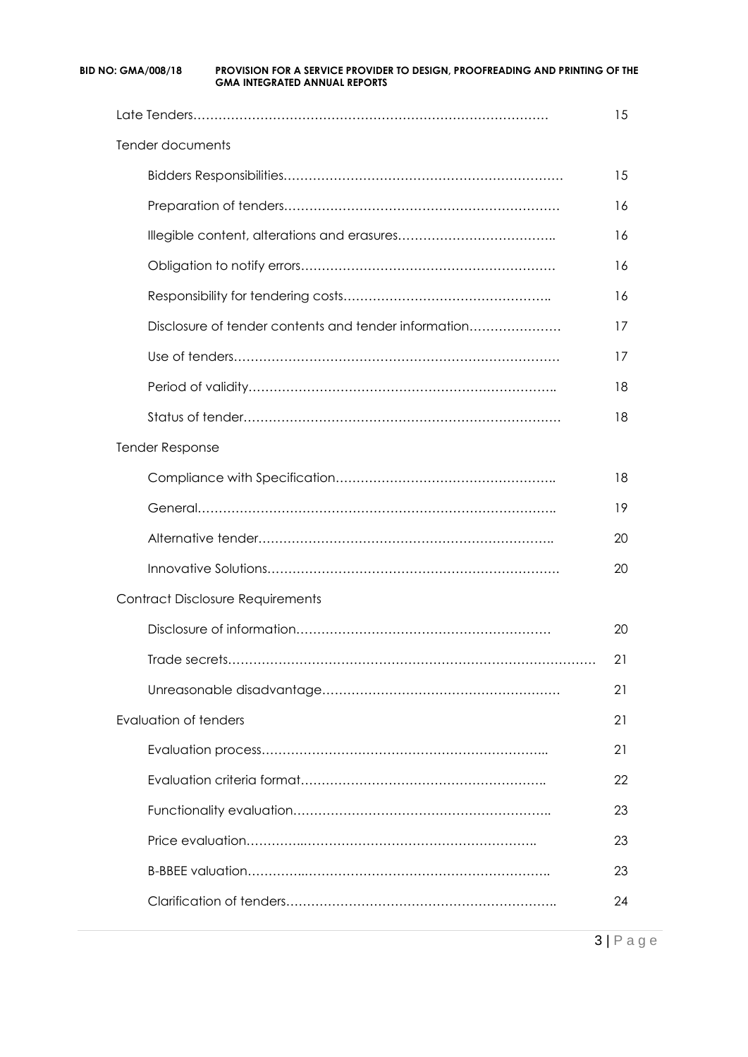| | |
|---|---|
| Late Tenders……………………………………………………………………… | 15 |
| Tender documents | |
| Bidders Responsibilities………………………………………………………… | 15 |
| Preparation of tenders………………………………………………………… | 16 |
| Illegible content, alterations and erasures……………………………….. | 16 |
| Obligation to notify errors…………………………………………………… | 16 |
| Responsibility for tendering costs………………………………………….. | 16 |
| Disclosure of tender contents and tender information…………………. | 17 |
| Use of tenders………………………………………………………………… | 17 |
| Period of validity……………………………………………………………….. | 18 |
| Status of tender………………………………………………………………… | 18 |
| Tender Response | |
| Compliance with Specification…………………………………………….. | 18 |
| General………………………………………………………………………….. | 19 |
| Alternative tender…………………………………………………………….. | 20 |
| Innovative Solutions…………………………………………………………. | 20 |
| Contract Disclosure Requirements | |
| Disclosure of information…………………………………………………… | 20 |
| Trade secrets…………………………………………………………………………… | 21 |
| Unreasonable disadvantage………………………………………………… | 21 |
| Evaluation of tenders | 21 |
| Evaluation process…………………………………………………………... | 21 |
| Evaluation criteria format………………………………………………….. | 22 |
| Functionality evaluation…………………………………………………….. | 23 |
| Price evaluation…………..………………………………………………….. | 23 |
| B-BBEE valuation…………..…………………………………………………. | 23 |
| Clarification of tenders……………………………………………………….. | 24 |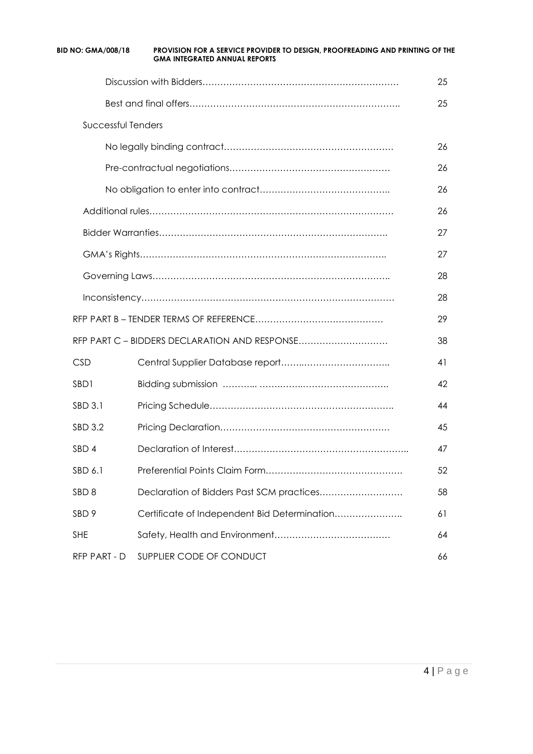| | | |
|---|---|---|
| | Discussion with Bidders……………………………………………………… | 25 |
| | Best and final offers………………………………………………………….. | 25 |
| Successful Tenders | | |
| | No legally binding contract……………………………………………… | 26 |
| | Pre-contractual negotiations……………………………………………… | 26 |
| | No obligation to enter into contract…………………………………….. | 26 |
| | Additional rules………………………………………………………………… | 26 |
| | Bidder Warranties…………………………………………………………….. | 27 |
| | GMA's Rights………………………………………………………………….. | 27 |
| | Governing Laws……………………………………………………………….. | 28 |
| | Inconsistency…………………………………………………………………… | 28 |
| RFP PART B – TENDER TERMS OF REFERENCE…………………………………… | | 29 |
| RFP PART C – BIDDERS DECLARATION AND RESPONSE………………………… | | 38 |
| CSD | Central Supplier Database report………………………………. | 41 |
| SBD1 | Bidding submission ……….. ……..…..…………………………. | 42 |
| SBD 3.1 | Pricing Schedule…………………………………………………….. | 44 |
| SBD 3.2 | Pricing Declaration………………………………………………… | 45 |
| SBD 4 | Declaration of Interest……………………………………………….. | 47 |
| SBD 6.1 | Preferential Points Claim Form……………………………………… | 52 |
| SBD 8 | Declaration of Bidders Past SCM practices……………………… | 58 |
| SBD 9 | Certificate of Independent Bid Determination………………….. | 61 |
| SHE | Safety, Health and Environment………………………………… | 64 |
| RFP PART - D | SUPPLIER CODE OF CONDUCT | 66 |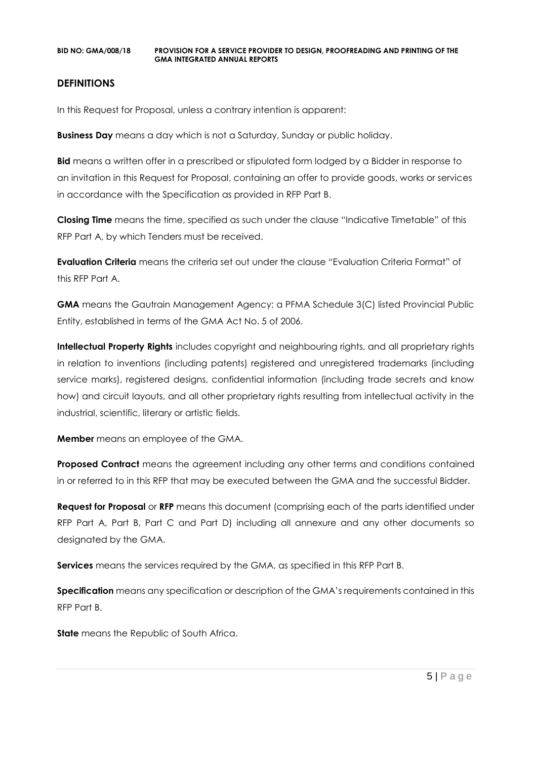## DEFINITIONS

In this Request for Proposal, unless a contrary intention is apparent:

**Business Day** means a day which is not a Saturday, Sunday or public holiday.

**Bid** means a written offer in a prescribed or stipulated form lodged by a Bidder in response to an invitation in this Request for Proposal, containing an offer to provide goods, works or services in accordance with the Specification as provided in RFP Part B.

**Closing Time** means the time, specified as such under the clause "Indicative Timetable" of this RFP Part A, by which Tenders must be received.

**Evaluation Criteria** means the criteria set out under the clause "Evaluation Criteria Format" of this RFP Part A.

**GMA** means the Gautrain Management Agency; a PFMA Schedule 3(C) listed Provincial Public Entity, established in terms of the GMA Act No. 5 of 2006.

**Intellectual Property Rights** includes copyright and neighbouring rights, and all proprietary rights in relation to inventions (including patents) registered and unregistered trademarks (including service marks), registered designs, confidential information (including trade secrets and know how) and circuit layouts, and all other proprietary rights resulting from intellectual activity in the industrial, scientific, literary or artistic fields.

**Member** means an employee of the GMA.

**Proposed Contract** means the agreement including any other terms and conditions contained in or referred to in this RFP that may be executed between the GMA and the successful Bidder.

**Request for Proposal** or **RFP** means this document (comprising each of the parts identified under RFP Part A, Part B, Part C and Part D) including all annexure and any other documents so designated by the GMA.

**Services** means the services required by the GMA, as specified in this RFP Part B.

**Specification** means any specification or description of the GMA's requirements contained in this RFP Part B.

**State** means the Republic of South Africa.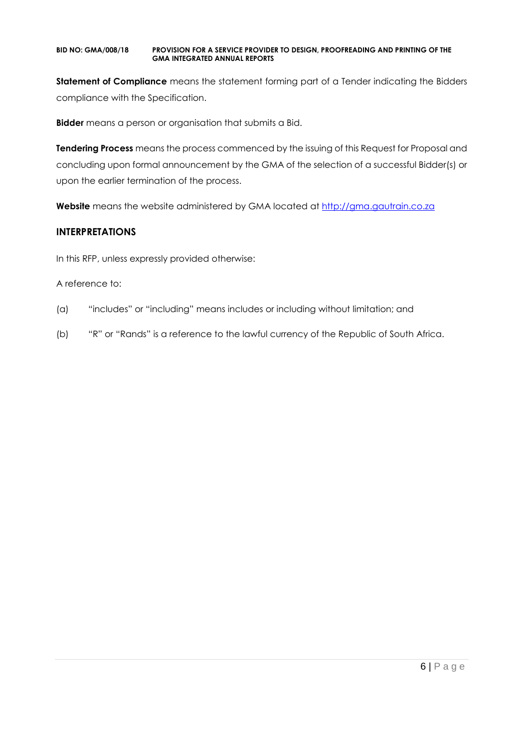**Statement of Compliance** means the statement forming part of a Tender indicating the Bidders compliance with the Specification.

**Bidder** means a person or organisation that submits a Bid.

**Tendering Process** means the process commenced by the issuing of this Request for Proposal and concluding upon formal announcement by the GMA of the selection of a successful Bidder(s) or upon the earlier termination of the process.

**Website** means the website administered by GMA located at [http://gma.gautrain.co.za](http://gma.gautrain.co.za)

## INTERPRETATIONS

In this RFP, unless expressly provided otherwise:

A reference to:

(a) "includes" or "including" means includes or including without limitation; and

(b) "R" or "Rands" is a reference to the lawful currency of the Republic of South Africa.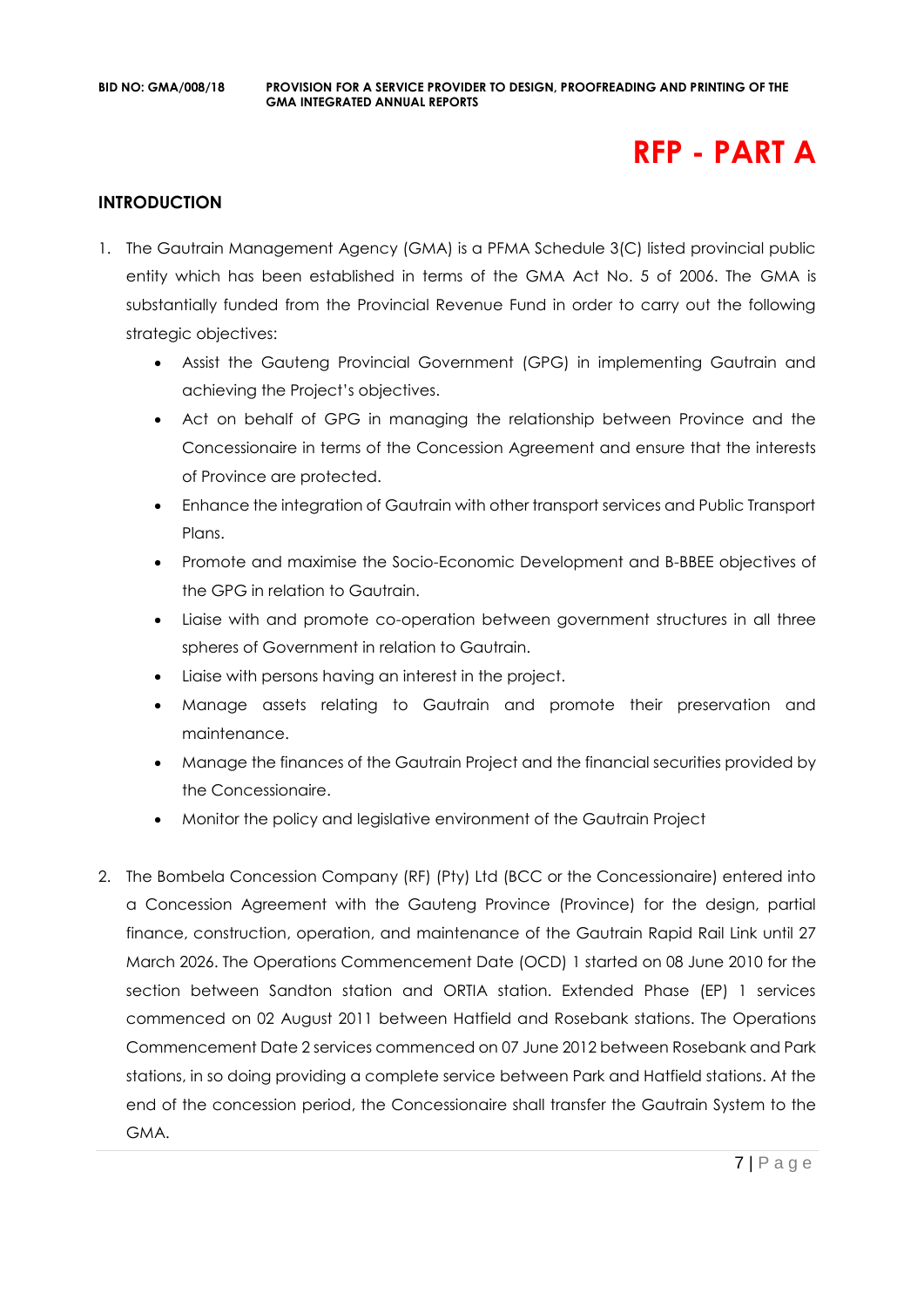# RFP - PART A

## INTRODUCTION

1. The Gautrain Management Agency (GMA) is a PFMA Schedule 3(C) listed provincial public entity which has been established in terms of the GMA Act No. 5 of 2006. The GMA is substantially funded from the Provincial Revenue Fund in order to carry out the following strategic objectives:
   - Assist the Gauteng Provincial Government (GPG) in implementing Gautrain and achieving the Project's objectives.
   - Act on behalf of GPG in managing the relationship between Province and the Concessionaire in terms of the Concession Agreement and ensure that the interests of Province are protected.
   - Enhance the integration of Gautrain with other transport services and Public Transport Plans.
   - Promote and maximise the Socio-Economic Development and B-BBEE objectives of the GPG in relation to Gautrain.
   - Liaise with and promote co-operation between government structures in all three spheres of Government in relation to Gautrain.
   - Liaise with persons having an interest in the project.
   - Manage assets relating to Gautrain and promote their preservation and maintenance.
   - Manage the finances of the Gautrain Project and the financial securities provided by the Concessionaire.
   - Monitor the policy and legislative environment of the Gautrain Project

2. The Bombela Concession Company (RF) (Pty) Ltd (BCC or the Concessionaire) entered into a Concession Agreement with the Gauteng Province (Province) for the design, partial finance, construction, operation, and maintenance of the Gautrain Rapid Rail Link until 27 March 2026. The Operations Commencement Date (OCD) 1 started on 08 June 2010 for the section between Sandton station and ORTIA station. Extended Phase (EP) 1 services commenced on 02 August 2011 between Hatfield and Rosebank stations. The Operations Commencement Date 2 services commenced on 07 June 2012 between Rosebank and Park stations, in so doing providing a complete service between Park and Hatfield stations. At the end of the concession period, the Concessionaire shall transfer the Gautrain System to the GMA.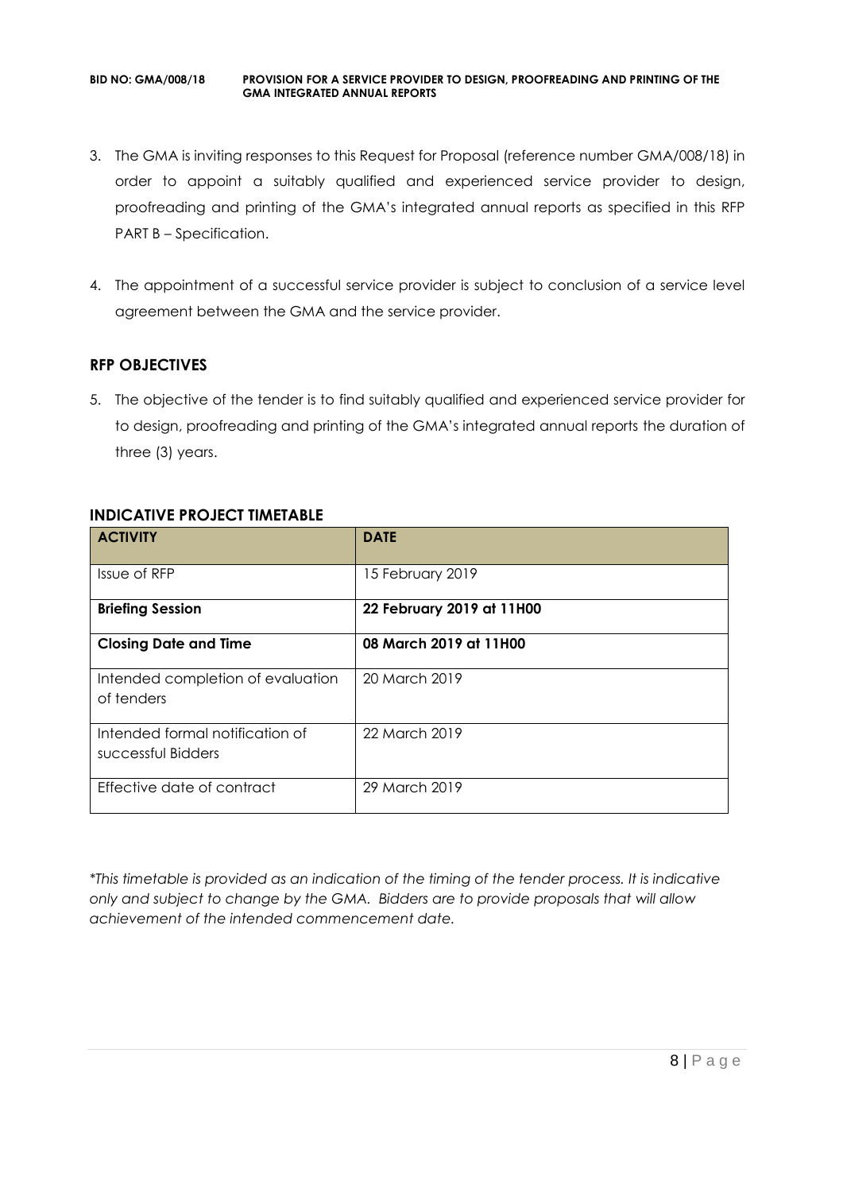3. The GMA is inviting responses to this Request for Proposal (reference number GMA/008/18) in order to appoint a suitably qualified and experienced service provider to design, proofreading and printing of the GMA's integrated annual reports as specified in this RFP PART B – Specification.

4. The appointment of a successful service provider is subject to conclusion of a service level agreement between the GMA and the service provider.

## RFP OBJECTIVES

5. The objective of the tender is to find suitably qualified and experienced service provider for to design, proofreading and printing of the GMA's integrated annual reports the duration of three (3) years.

## INDICATIVE PROJECT TIMETABLE

| ACTIVITY | DATE |
|---|---|
| Issue of RFP | 15 February 2019 |
| **Briefing Session** | **22 February 2019 at 11H00** |
| **Closing Date and Time** | **08 March 2019 at 11H00** |
| Intended completion of evaluation of tenders | 20 March 2019 |
| Intended formal notification of successful Bidders | 22 March 2019 |
| Effective date of contract | 29 March 2019 |

*\*This timetable is provided as an indication of the timing of the tender process. It is indicative only and subject to change by the GMA. Bidders are to provide proposals that will allow achievement of the intended commencement date.*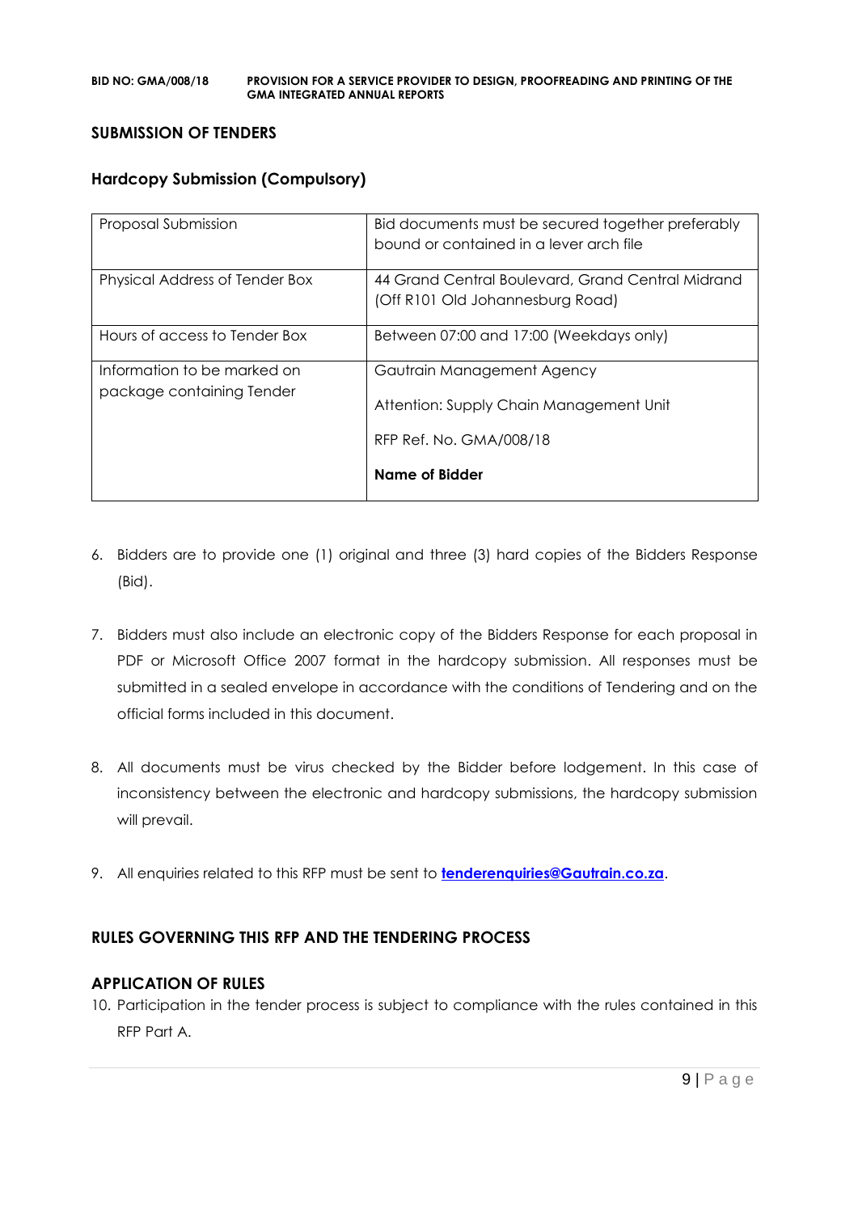## SUBMISSION OF TENDERS

### Hardcopy Submission (Compulsory)

| Proposal Submission | Bid documents must be secured together preferably bound or contained in a lever arch file |
|---|---|
| Physical Address of Tender Box | 44 Grand Central Boulevard, Grand Central Midrand (Off R101 Old Johannesburg Road) |
| Hours of access to Tender Box | Between 07:00 and 17:00 (Weekdays only) |
| Information to be marked on package containing Tender | Gautrain Management Agency<br><br>Attention: Supply Chain Management Unit<br><br>RFP Ref. No. GMA/008/18<br><br>**Name of Bidder** |

6. Bidders are to provide one (1) original and three (3) hard copies of the Bidders Response (Bid).

7. Bidders must also include an electronic copy of the Bidders Response for each proposal in PDF or Microsoft Office 2007 format in the hardcopy submission. All responses must be submitted in a sealed envelope in accordance with the conditions of Tendering and on the official forms included in this document.

8. All documents must be virus checked by the Bidder before lodgement. In this case of inconsistency between the electronic and hardcopy submissions, the hardcopy submission will prevail.

9. All enquiries related to this RFP must be sent to **tenderenquiries@Gautrain.co.za**.

## RULES GOVERNING THIS RFP AND THE TENDERING PROCESS

### APPLICATION OF RULES

10. Participation in the tender process is subject to compliance with the rules contained in this RFP Part A.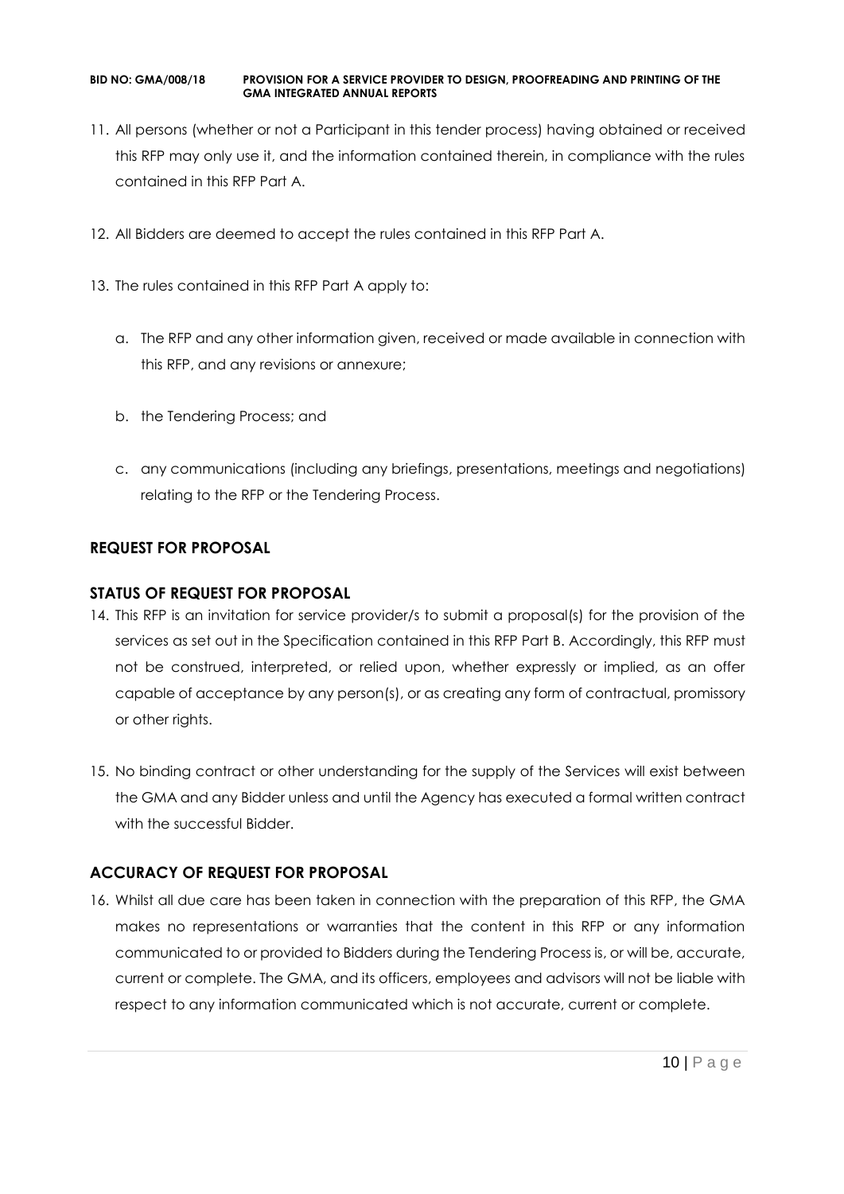11. All persons (whether or not a Participant in this tender process) having obtained or received this RFP may only use it, and the information contained therein, in compliance with the rules contained in this RFP Part A.

12. All Bidders are deemed to accept the rules contained in this RFP Part A.

13. The rules contained in this RFP Part A apply to:

    a. The RFP and any other information given, received or made available in connection with this RFP, and any revisions or annexure;

    b. the Tendering Process; and

    c. any communications (including any briefings, presentations, meetings and negotiations) relating to the RFP or the Tendering Process.

## REQUEST FOR PROPOSAL

## STATUS OF REQUEST FOR PROPOSAL

14. This RFP is an invitation for service provider/s to submit a proposal(s) for the provision of the services as set out in the Specification contained in this RFP Part B. Accordingly, this RFP must not be construed, interpreted, or relied upon, whether expressly or implied, as an offer capable of acceptance by any person(s), or as creating any form of contractual, promissory or other rights.

15. No binding contract or other understanding for the supply of the Services will exist between the GMA and any Bidder unless and until the Agency has executed a formal written contract with the successful Bidder.

## ACCURACY OF REQUEST FOR PROPOSAL

16. Whilst all due care has been taken in connection with the preparation of this RFP, the GMA makes no representations or warranties that the content in this RFP or any information communicated to or provided to Bidders during the Tendering Process is, or will be, accurate, current or complete. The GMA, and its officers, employees and advisors will not be liable with respect to any information communicated which is not accurate, current or complete.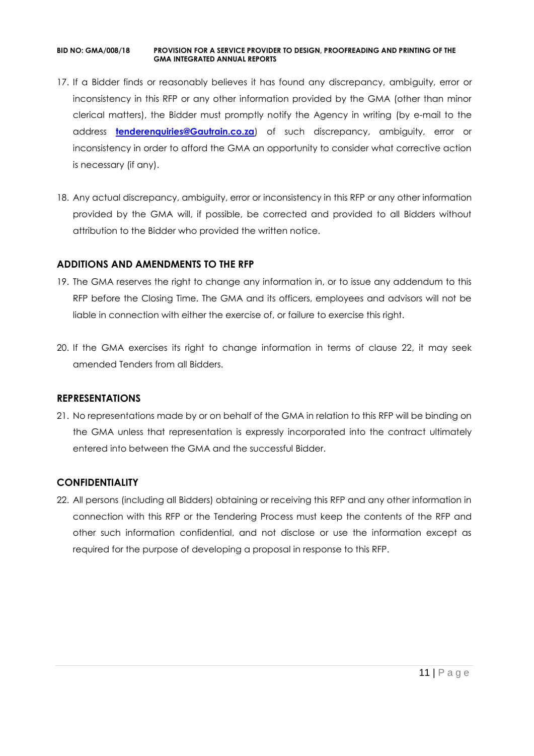17. If a Bidder finds or reasonably believes it has found any discrepancy, ambiguity, error or inconsistency in this RFP or any other information provided by the GMA (other than minor clerical matters), the Bidder must promptly notify the Agency in writing (by e-mail to the address **tenderenquiries@Gautrain.co.za**) of such discrepancy, ambiguity, error or inconsistency in order to afford the GMA an opportunity to consider what corrective action is necessary (if any).

18. Any actual discrepancy, ambiguity, error or inconsistency in this RFP or any other information provided by the GMA will, if possible, be corrected and provided to all Bidders without attribution to the Bidder who provided the written notice.

## ADDITIONS AND AMENDMENTS TO THE RFP

19. The GMA reserves the right to change any information in, or to issue any addendum to this RFP before the Closing Time. The GMA and its officers, employees and advisors will not be liable in connection with either the exercise of, or failure to exercise this right.

20. If the GMA exercises its right to change information in terms of clause 22, it may seek amended Tenders from all Bidders.

## REPRESENTATIONS

21. No representations made by or on behalf of the GMA in relation to this RFP will be binding on the GMA unless that representation is expressly incorporated into the contract ultimately entered into between the GMA and the successful Bidder.

## CONFIDENTIALITY

22. All persons (including all Bidders) obtaining or receiving this RFP and any other information in connection with this RFP or the Tendering Process must keep the contents of the RFP and other such information confidential, and not disclose or use the information except as required for the purpose of developing a proposal in response to this RFP.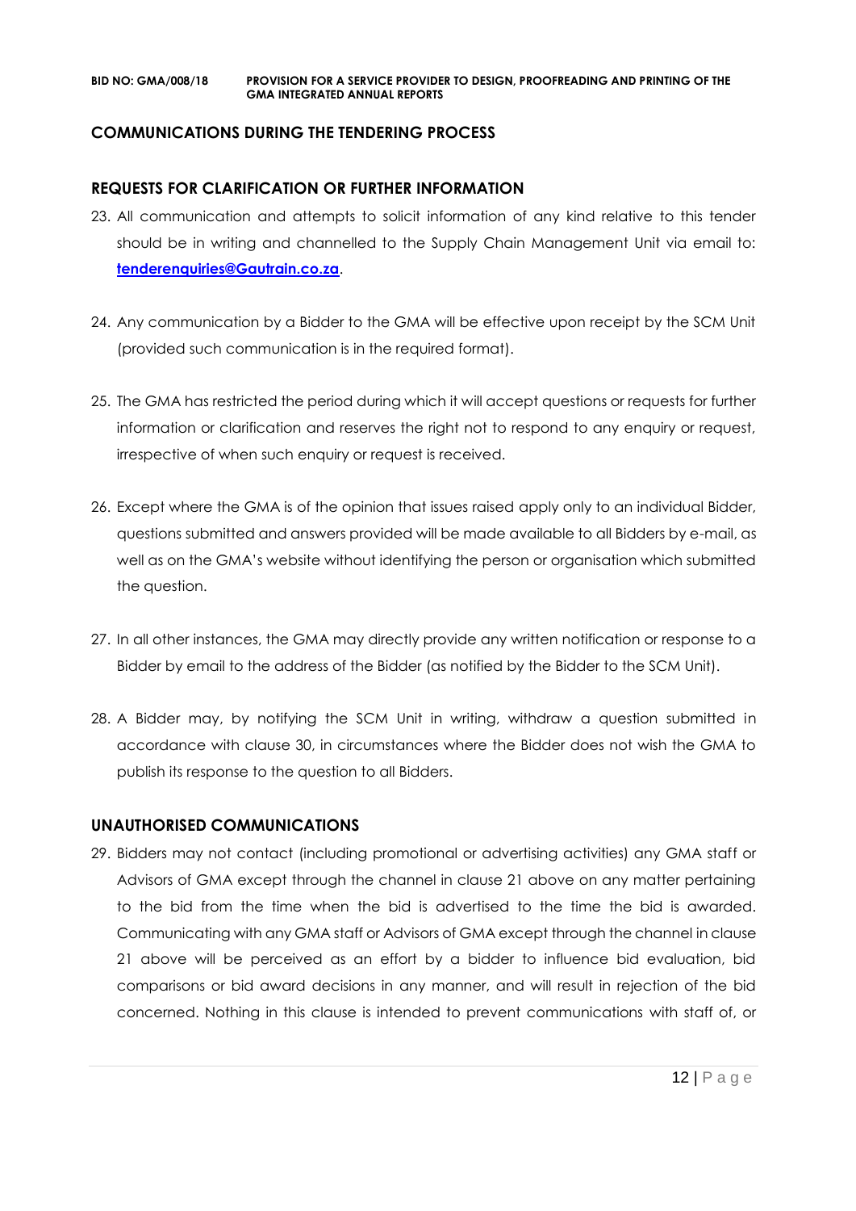## COMMUNICATIONS DURING THE TENDERING PROCESS

### REQUESTS FOR CLARIFICATION OR FURTHER INFORMATION

23. All communication and attempts to solicit information of any kind relative to this tender should be in writing and channelled to the Supply Chain Management Unit via email to: **[tenderenquiries@Gautrain.co.za](mailto:tenderenquiries@Gautrain.co.za)**.

24. Any communication by a Bidder to the GMA will be effective upon receipt by the SCM Unit (provided such communication is in the required format).

25. The GMA has restricted the period during which it will accept questions or requests for further information or clarification and reserves the right not to respond to any enquiry or request, irrespective of when such enquiry or request is received.

26. Except where the GMA is of the opinion that issues raised apply only to an individual Bidder, questions submitted and answers provided will be made available to all Bidders by e-mail, as well as on the GMA's website without identifying the person or organisation which submitted the question.

27. In all other instances, the GMA may directly provide any written notification or response to a Bidder by email to the address of the Bidder (as notified by the Bidder to the SCM Unit).

28. A Bidder may, by notifying the SCM Unit in writing, withdraw a question submitted in accordance with clause 30, in circumstances where the Bidder does not wish the GMA to publish its response to the question to all Bidders.

### UNAUTHORISED COMMUNICATIONS

29. Bidders may not contact (including promotional or advertising activities) any GMA staff or Advisors of GMA except through the channel in clause 21 above on any matter pertaining to the bid from the time when the bid is advertised to the time the bid is awarded. Communicating with any GMA staff or Advisors of GMA except through the channel in clause 21 above will be perceived as an effort by a bidder to influence bid evaluation, bid comparisons or bid award decisions in any manner, and will result in rejection of the bid concerned. Nothing in this clause is intended to prevent communications with staff of, or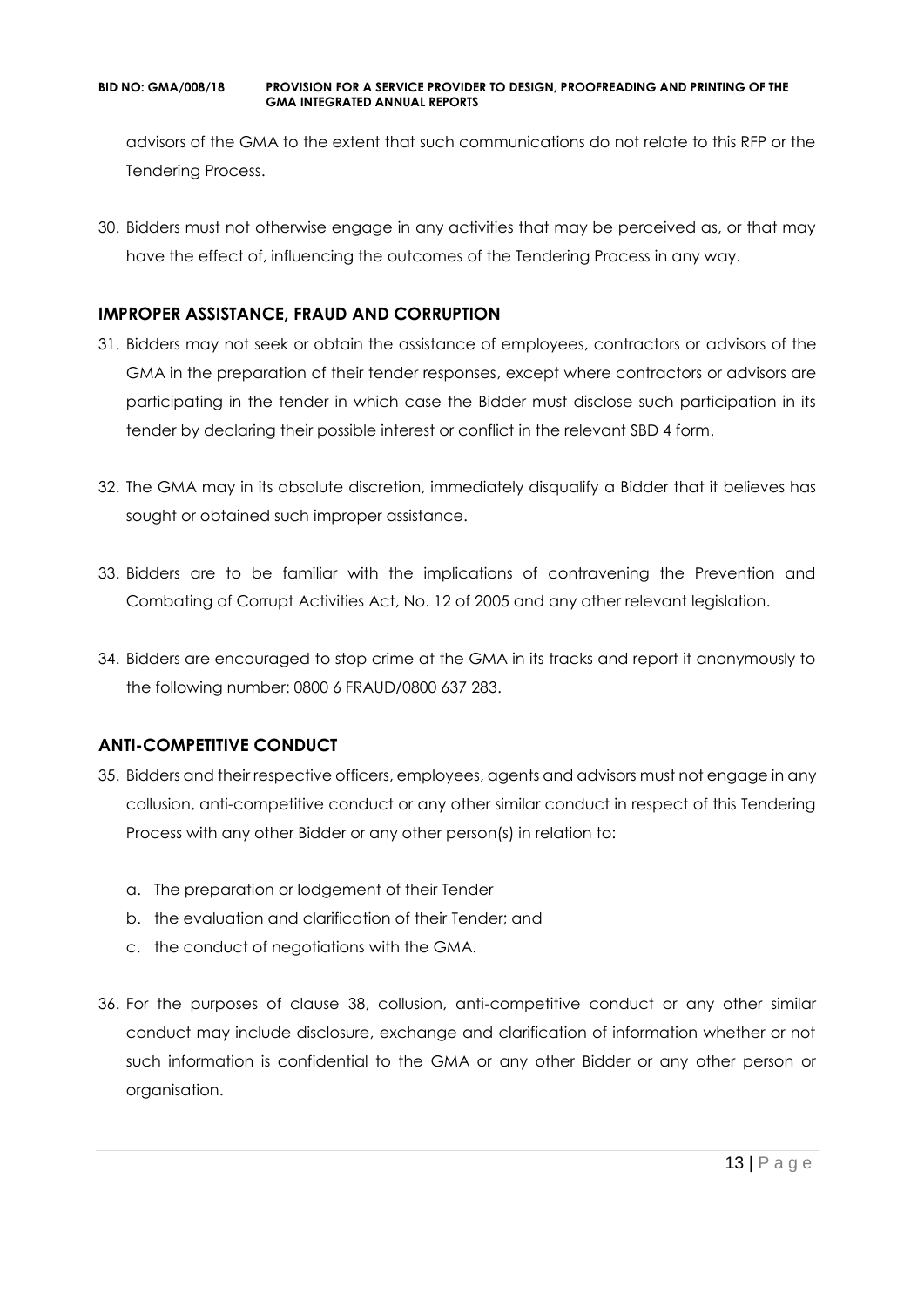advisors of the GMA to the extent that such communications do not relate to this RFP or the Tendering Process.

30. Bidders must not otherwise engage in any activities that may be perceived as, or that may have the effect of, influencing the outcomes of the Tendering Process in any way.

## IMPROPER ASSISTANCE, FRAUD AND CORRUPTION

31. Bidders may not seek or obtain the assistance of employees, contractors or advisors of the GMA in the preparation of their tender responses, except where contractors or advisors are participating in the tender in which case the Bidder must disclose such participation in its tender by declaring their possible interest or conflict in the relevant SBD 4 form.

32. The GMA may in its absolute discretion, immediately disqualify a Bidder that it believes has sought or obtained such improper assistance.

33. Bidders are to be familiar with the implications of contravening the Prevention and Combating of Corrupt Activities Act, No. 12 of 2005 and any other relevant legislation.

34. Bidders are encouraged to stop crime at the GMA in its tracks and report it anonymously to the following number: 0800 6 FRAUD/0800 637 283.

## ANTI-COMPETITIVE CONDUCT

35. Bidders and their respective officers, employees, agents and advisors must not engage in any collusion, anti-competitive conduct or any other similar conduct in respect of this Tendering Process with any other Bidder or any other person(s) in relation to:

    a. The preparation or lodgement of their Tender
    b. the evaluation and clarification of their Tender; and
    c. the conduct of negotiations with the GMA.

36. For the purposes of clause 38, collusion, anti-competitive conduct or any other similar conduct may include disclosure, exchange and clarification of information whether or not such information is confidential to the GMA or any other Bidder or any other person or organisation.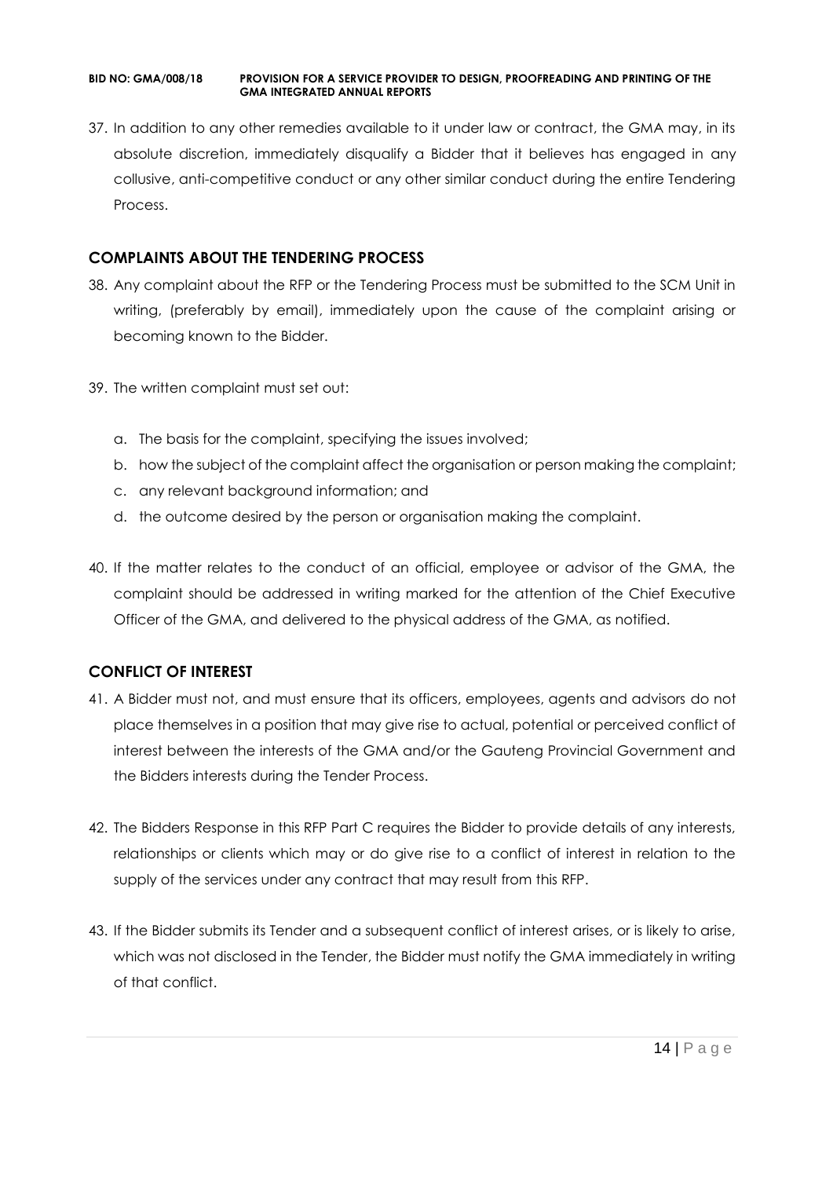37. In addition to any other remedies available to it under law or contract, the GMA may, in its absolute discretion, immediately disqualify a Bidder that it believes has engaged in any collusive, anti-competitive conduct or any other similar conduct during the entire Tendering Process.

## COMPLAINTS ABOUT THE TENDERING PROCESS

38. Any complaint about the RFP or the Tendering Process must be submitted to the SCM Unit in writing, (preferably by email), immediately upon the cause of the complaint arising or becoming known to the Bidder.

39. The written complaint must set out:

    a. The basis for the complaint, specifying the issues involved;
    b. how the subject of the complaint affect the organisation or person making the complaint;
    c. any relevant background information; and
    d. the outcome desired by the person or organisation making the complaint.

40. If the matter relates to the conduct of an official, employee or advisor of the GMA, the complaint should be addressed in writing marked for the attention of the Chief Executive Officer of the GMA, and delivered to the physical address of the GMA, as notified.

## CONFLICT OF INTEREST

41. A Bidder must not, and must ensure that its officers, employees, agents and advisors do not place themselves in a position that may give rise to actual, potential or perceived conflict of interest between the interests of the GMA and/or the Gauteng Provincial Government and the Bidders interests during the Tender Process.

42. The Bidders Response in this RFP Part C requires the Bidder to provide details of any interests, relationships or clients which may or do give rise to a conflict of interest in relation to the supply of the services under any contract that may result from this RFP.

43. If the Bidder submits its Tender and a subsequent conflict of interest arises, or is likely to arise, which was not disclosed in the Tender, the Bidder must notify the GMA immediately in writing of that conflict.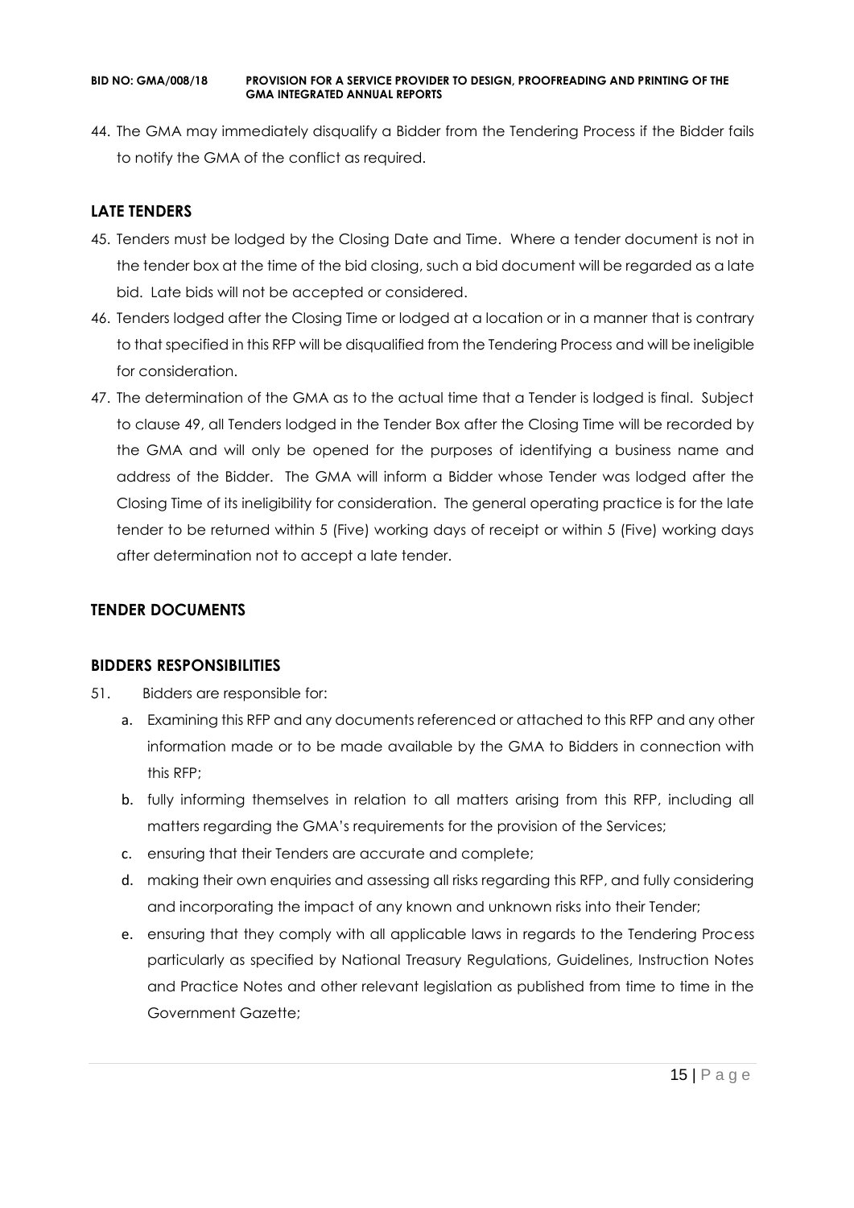44. The GMA may immediately disqualify a Bidder from the Tendering Process if the Bidder fails to notify the GMA of the conflict as required.

## LATE TENDERS

45. Tenders must be lodged by the Closing Date and Time. Where a tender document is not in the tender box at the time of the bid closing, such a bid document will be regarded as a late bid. Late bids will not be accepted or considered.
46. Tenders lodged after the Closing Time or lodged at a location or in a manner that is contrary to that specified in this RFP will be disqualified from the Tendering Process and will be ineligible for consideration.
47. The determination of the GMA as to the actual time that a Tender is lodged is final. Subject to clause 49, all Tenders lodged in the Tender Box after the Closing Time will be recorded by the GMA and will only be opened for the purposes of identifying a business name and address of the Bidder. The GMA will inform a Bidder whose Tender was lodged after the Closing Time of its ineligibility for consideration. The general operating practice is for the late tender to be returned within 5 (Five) working days of receipt or within 5 (Five) working days after determination not to accept a late tender.

## TENDER DOCUMENTS

## BIDDERS RESPONSIBILITIES

51. Bidders are responsible for:
    a. Examining this RFP and any documents referenced or attached to this RFP and any other information made or to be made available by the GMA to Bidders in connection with this RFP;
    b. fully informing themselves in relation to all matters arising from this RFP, including all matters regarding the GMA's requirements for the provision of the Services;
    c. ensuring that their Tenders are accurate and complete;
    d. making their own enquiries and assessing all risks regarding this RFP, and fully considering and incorporating the impact of any known and unknown risks into their Tender;
    e. ensuring that they comply with all applicable laws in regards to the Tendering Process particularly as specified by National Treasury Regulations, Guidelines, Instruction Notes and Practice Notes and other relevant legislation as published from time to time in the Government Gazette;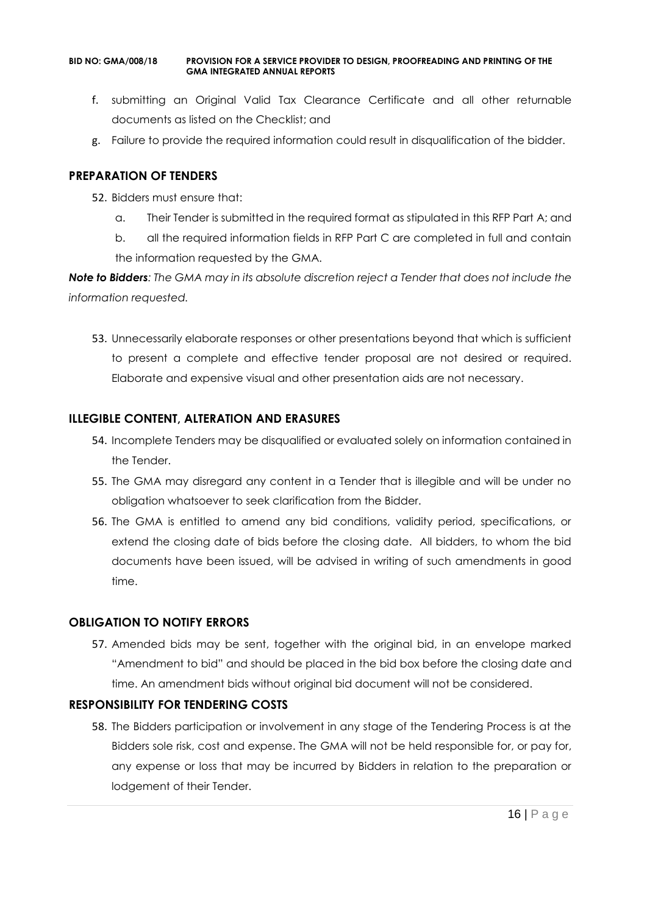f. submitting an Original Valid Tax Clearance Certificate and all other returnable documents as listed on the Checklist; and

g. Failure to provide the required information could result in disqualification of the bidder.

## PREPARATION OF TENDERS

52. Bidders must ensure that:

    a. Their Tender is submitted in the required format as stipulated in this RFP Part A; and

    b. all the required information fields in RFP Part C are completed in full and contain the information requested by the GMA.

***Note to Bidders****: The GMA may in its absolute discretion reject a Tender that does not include the information requested.*

53. Unnecessarily elaborate responses or other presentations beyond that which is sufficient to present a complete and effective tender proposal are not desired or required. Elaborate and expensive visual and other presentation aids are not necessary.

## ILLEGIBLE CONTENT, ALTERATION AND ERASURES

54. Incomplete Tenders may be disqualified or evaluated solely on information contained in the Tender.

55. The GMA may disregard any content in a Tender that is illegible and will be under no obligation whatsoever to seek clarification from the Bidder.

56. The GMA is entitled to amend any bid conditions, validity period, specifications, or extend the closing date of bids before the closing date. All bidders, to whom the bid documents have been issued, will be advised in writing of such amendments in good time.

## OBLIGATION TO NOTIFY ERRORS

57. Amended bids may be sent, together with the original bid, in an envelope marked "Amendment to bid" and should be placed in the bid box before the closing date and time. An amendment bids without original bid document will not be considered.

## RESPONSIBILITY FOR TENDERING COSTS

58. The Bidders participation or involvement in any stage of the Tendering Process is at the Bidders sole risk, cost and expense. The GMA will not be held responsible for, or pay for, any expense or loss that may be incurred by Bidders in relation to the preparation or lodgement of their Tender.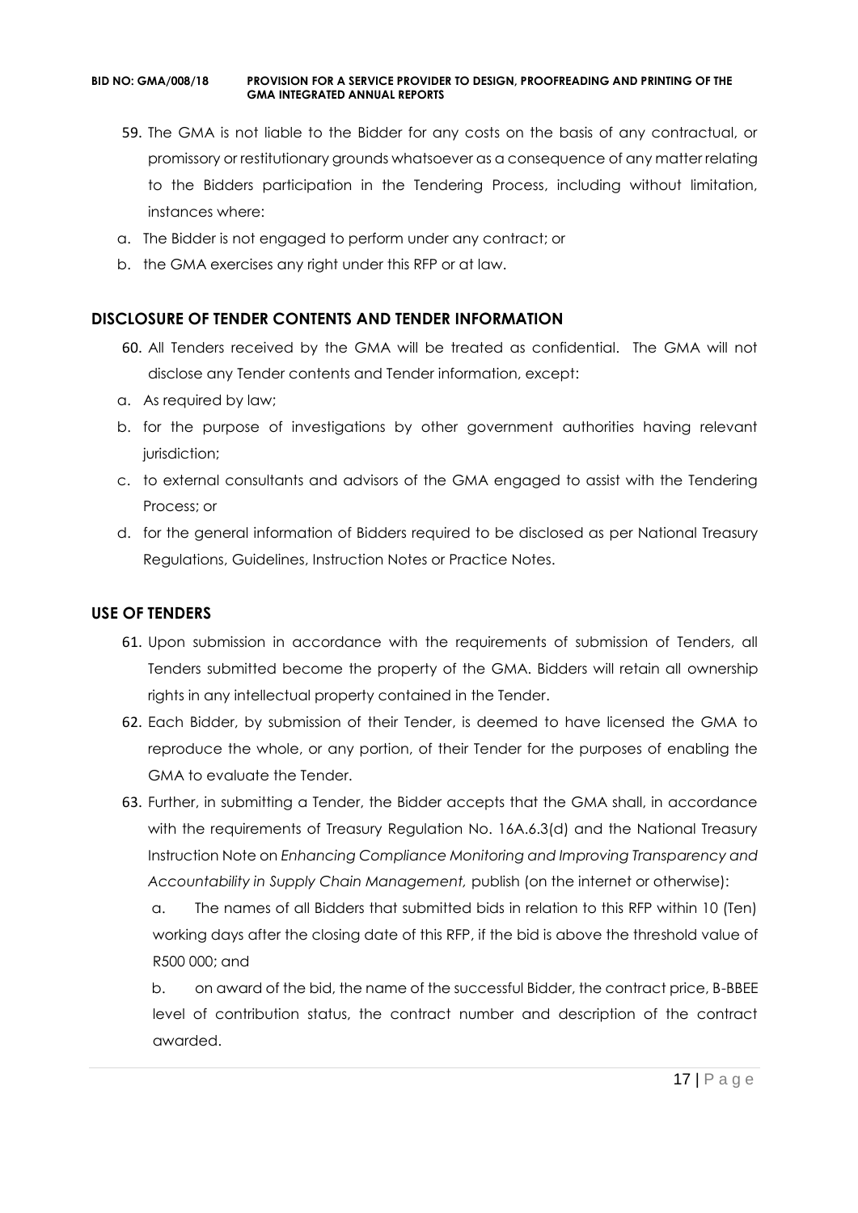59. The GMA is not liable to the Bidder for any costs on the basis of any contractual, or promissory or restitutionary grounds whatsoever as a consequence of any matter relating to the Bidders participation in the Tendering Process, including without limitation, instances where:

a. The Bidder is not engaged to perform under any contract; or
b. the GMA exercises any right under this RFP or at law.

## DISCLOSURE OF TENDER CONTENTS AND TENDER INFORMATION

60. All Tenders received by the GMA will be treated as confidential. The GMA will not disclose any Tender contents and Tender information, except:

a. As required by law;
b. for the purpose of investigations by other government authorities having relevant jurisdiction;
c. to external consultants and advisors of the GMA engaged to assist with the Tendering Process; or
d. for the general information of Bidders required to be disclosed as per National Treasury Regulations, Guidelines, Instruction Notes or Practice Notes.

## USE OF TENDERS

61. Upon submission in accordance with the requirements of submission of Tenders, all Tenders submitted become the property of the GMA. Bidders will retain all ownership rights in any intellectual property contained in the Tender.

62. Each Bidder, by submission of their Tender, is deemed to have licensed the GMA to reproduce the whole, or any portion, of their Tender for the purposes of enabling the GMA to evaluate the Tender.

63. Further, in submitting a Tender, the Bidder accepts that the GMA shall, in accordance with the requirements of Treasury Regulation No. 16A.6.3(d) and the National Treasury Instruction Note on *Enhancing Compliance Monitoring and Improving Transparency and Accountability in Supply Chain Management,* publish (on the internet or otherwise):

    a. The names of all Bidders that submitted bids in relation to this RFP within 10 (Ten) working days after the closing date of this RFP, if the bid is above the threshold value of R500 000; and

    b. on award of the bid, the name of the successful Bidder, the contract price, B-BBEE level of contribution status, the contract number and description of the contract awarded.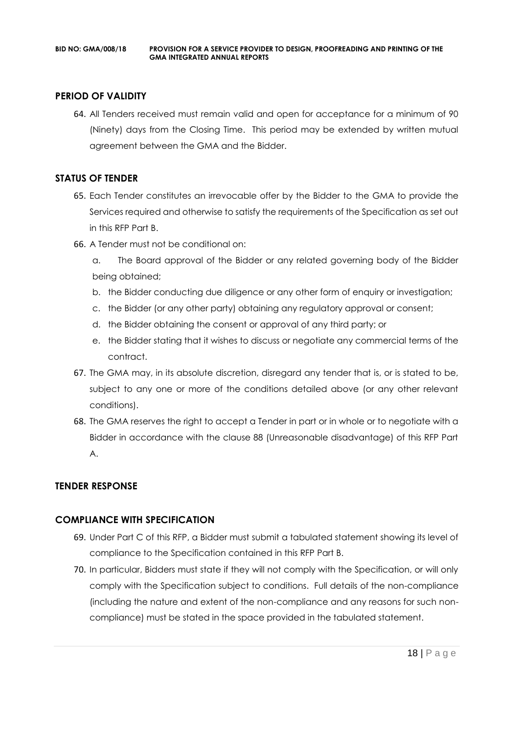## PERIOD OF VALIDITY

64. All Tenders received must remain valid and open for acceptance for a minimum of 90 (Ninety) days from the Closing Time. This period may be extended by written mutual agreement between the GMA and the Bidder.

## STATUS OF TENDER

65. Each Tender constitutes an irrevocable offer by the Bidder to the GMA to provide the Services required and otherwise to satisfy the requirements of the Specification as set out in this RFP Part B.
66. A Tender must not be conditional on:
    a. The Board approval of the Bidder or any related governing body of the Bidder being obtained;
    b. the Bidder conducting due diligence or any other form of enquiry or investigation;
    c. the Bidder (or any other party) obtaining any regulatory approval or consent;
    d. the Bidder obtaining the consent or approval of any third party; or
    e. the Bidder stating that it wishes to discuss or negotiate any commercial terms of the contract.
67. The GMA may, in its absolute discretion, disregard any tender that is, or is stated to be, subject to any one or more of the conditions detailed above (or any other relevant conditions).
68. The GMA reserves the right to accept a Tender in part or in whole or to negotiate with a Bidder in accordance with the clause 88 (Unreasonable disadvantage) of this RFP Part A.

## TENDER RESPONSE

## COMPLIANCE WITH SPECIFICATION

69. Under Part C of this RFP, a Bidder must submit a tabulated statement showing its level of compliance to the Specification contained in this RFP Part B.
70. In particular, Bidders must state if they will not comply with the Specification, or will only comply with the Specification subject to conditions. Full details of the non-compliance (including the nature and extent of the non-compliance and any reasons for such non-compliance) must be stated in the space provided in the tabulated statement.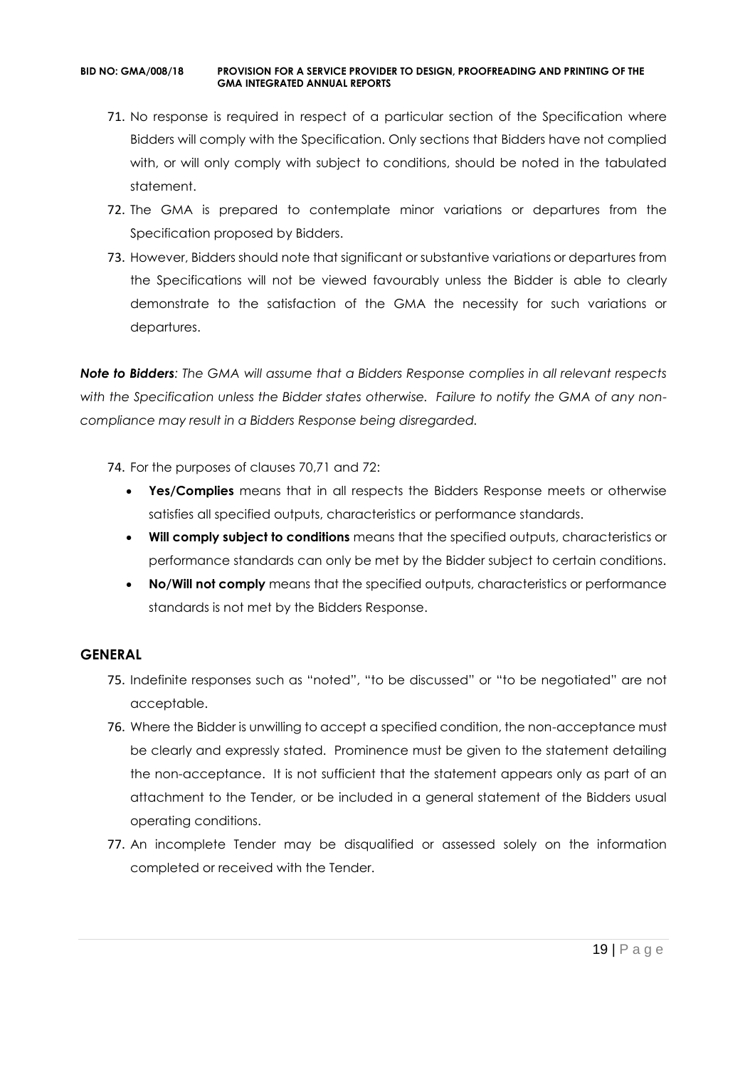71. No response is required in respect of a particular section of the Specification where Bidders will comply with the Specification. Only sections that Bidders have not complied with, or will only comply with subject to conditions, should be noted in the tabulated statement.
72. The GMA is prepared to contemplate minor variations or departures from the Specification proposed by Bidders.
73. However, Bidders should note that significant or substantive variations or departures from the Specifications will not be viewed favourably unless the Bidder is able to clearly demonstrate to the satisfaction of the GMA the necessity for such variations or departures.

***Note to Bidders****: The GMA will assume that a Bidders Response complies in all relevant respects with the Specification unless the Bidder states otherwise. Failure to notify the GMA of any non-compliance may result in a Bidders Response being disregarded.*

74. For the purposes of clauses 70,71 and 72:
    - **Yes/Complies** means that in all respects the Bidders Response meets or otherwise satisfies all specified outputs, characteristics or performance standards.
    - **Will comply subject to conditions** means that the specified outputs, characteristics or performance standards can only be met by the Bidder subject to certain conditions.
    - **No/Will not comply** means that the specified outputs, characteristics or performance standards is not met by the Bidders Response.

## GENERAL

75. Indefinite responses such as "noted", "to be discussed" or "to be negotiated" are not acceptable.
76. Where the Bidder is unwilling to accept a specified condition, the non-acceptance must be clearly and expressly stated. Prominence must be given to the statement detailing the non-acceptance. It is not sufficient that the statement appears only as part of an attachment to the Tender, or be included in a general statement of the Bidders usual operating conditions.
77. An incomplete Tender may be disqualified or assessed solely on the information completed or received with the Tender.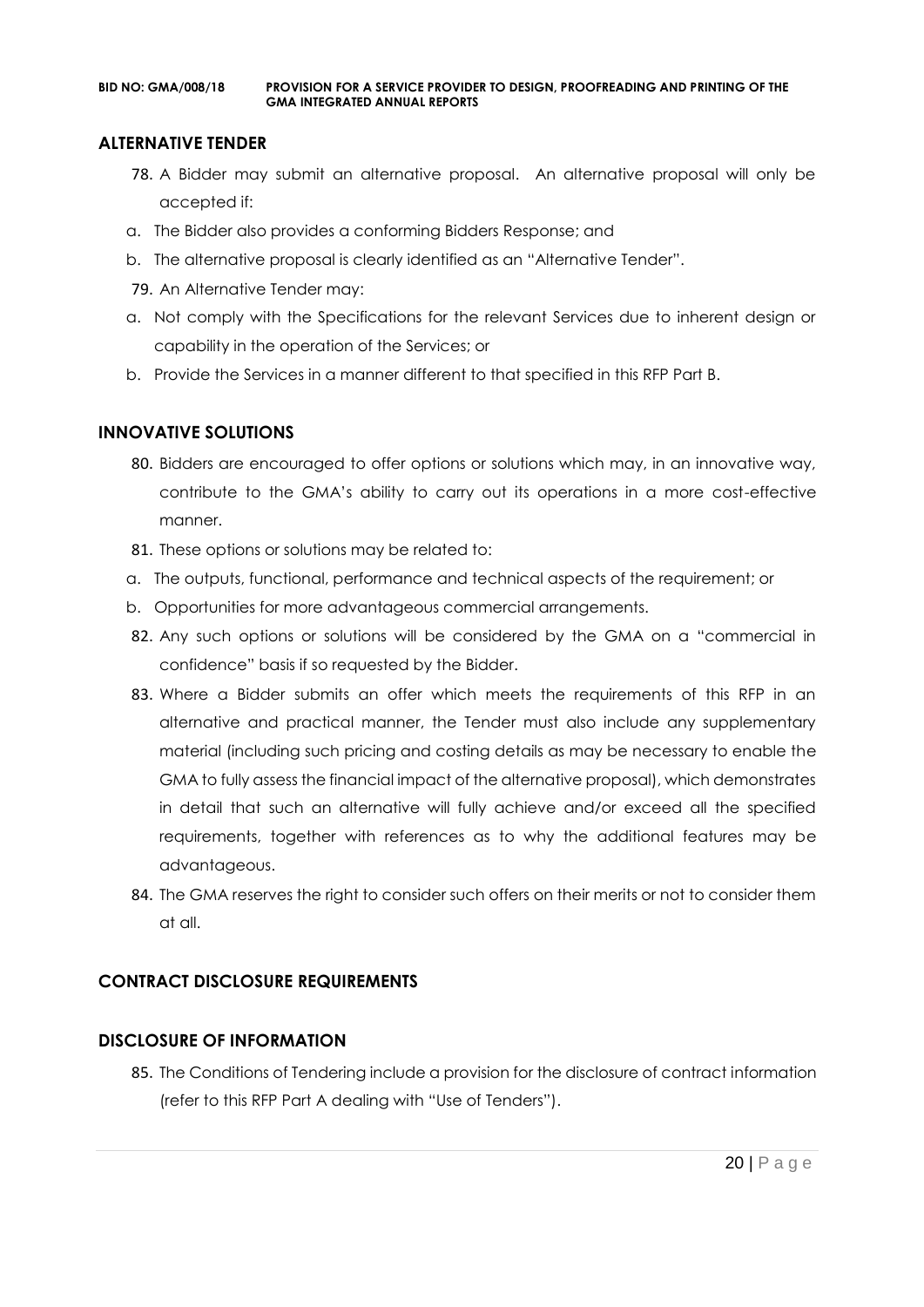## ALTERNATIVE TENDER

78. A Bidder may submit an alternative proposal. An alternative proposal will only be accepted if:

a. The Bidder also provides a conforming Bidders Response; and

b. The alternative proposal is clearly identified as an "Alternative Tender".

79. An Alternative Tender may:

a. Not comply with the Specifications for the relevant Services due to inherent design or capability in the operation of the Services; or

b. Provide the Services in a manner different to that specified in this RFP Part B.

## INNOVATIVE SOLUTIONS

80. Bidders are encouraged to offer options or solutions which may, in an innovative way, contribute to the GMA's ability to carry out its operations in a more cost-effective manner.

81. These options or solutions may be related to:

a. The outputs, functional, performance and technical aspects of the requirement; or

b. Opportunities for more advantageous commercial arrangements.

82. Any such options or solutions will be considered by the GMA on a "commercial in confidence" basis if so requested by the Bidder.

83. Where a Bidder submits an offer which meets the requirements of this RFP in an alternative and practical manner, the Tender must also include any supplementary material (including such pricing and costing details as may be necessary to enable the GMA to fully assess the financial impact of the alternative proposal), which demonstrates in detail that such an alternative will fully achieve and/or exceed all the specified requirements, together with references as to why the additional features may be advantageous.

84. The GMA reserves the right to consider such offers on their merits or not to consider them at all.

## CONTRACT DISCLOSURE REQUIREMENTS

## DISCLOSURE OF INFORMATION

85. The Conditions of Tendering include a provision for the disclosure of contract information (refer to this RFP Part A dealing with "Use of Tenders").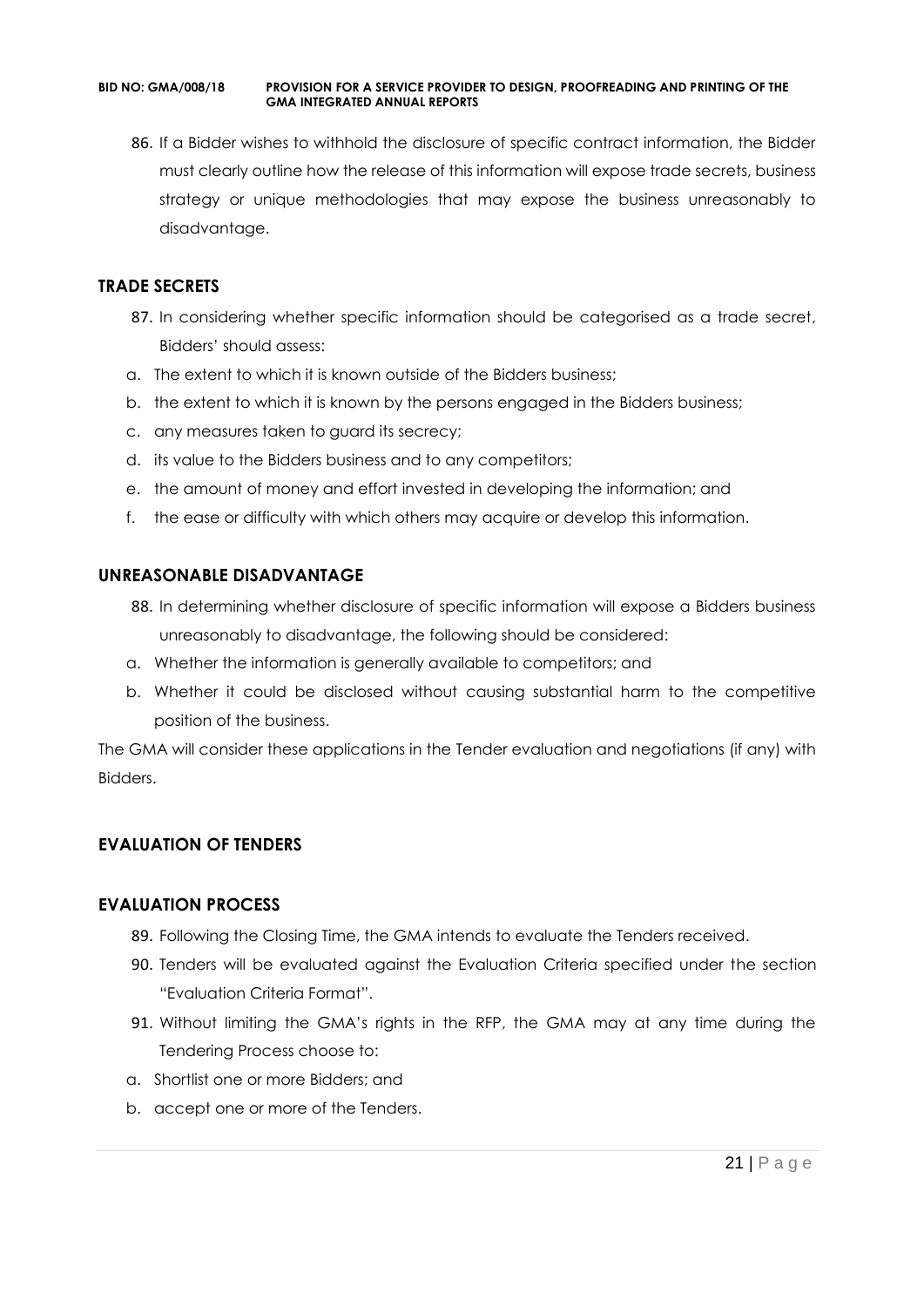86. If a Bidder wishes to withhold the disclosure of specific contract information, the Bidder must clearly outline how the release of this information will expose trade secrets, business strategy or unique methodologies that may expose the business unreasonably to disadvantage.

## TRADE SECRETS

87. In considering whether specific information should be categorised as a trade secret, Bidders' should assess:

a. The extent to which it is known outside of the Bidders business;
b. the extent to which it is known by the persons engaged in the Bidders business;
c. any measures taken to guard its secrecy;
d. its value to the Bidders business and to any competitors;
e. the amount of money and effort invested in developing the information; and
f. the ease or difficulty with which others may acquire or develop this information.

## UNREASONABLE DISADVANTAGE

88. In determining whether disclosure of specific information will expose a Bidders business unreasonably to disadvantage, the following should be considered:

a. Whether the information is generally available to competitors; and
b. Whether it could be disclosed without causing substantial harm to the competitive position of the business.

The GMA will consider these applications in the Tender evaluation and negotiations (if any) with Bidders.

## EVALUATION OF TENDERS

## EVALUATION PROCESS

89. Following the Closing Time, the GMA intends to evaluate the Tenders received.
90. Tenders will be evaluated against the Evaluation Criteria specified under the section "Evaluation Criteria Format".
91. Without limiting the GMA's rights in the RFP, the GMA may at any time during the Tendering Process choose to:

a. Shortlist one or more Bidders; and
b. accept one or more of the Tenders.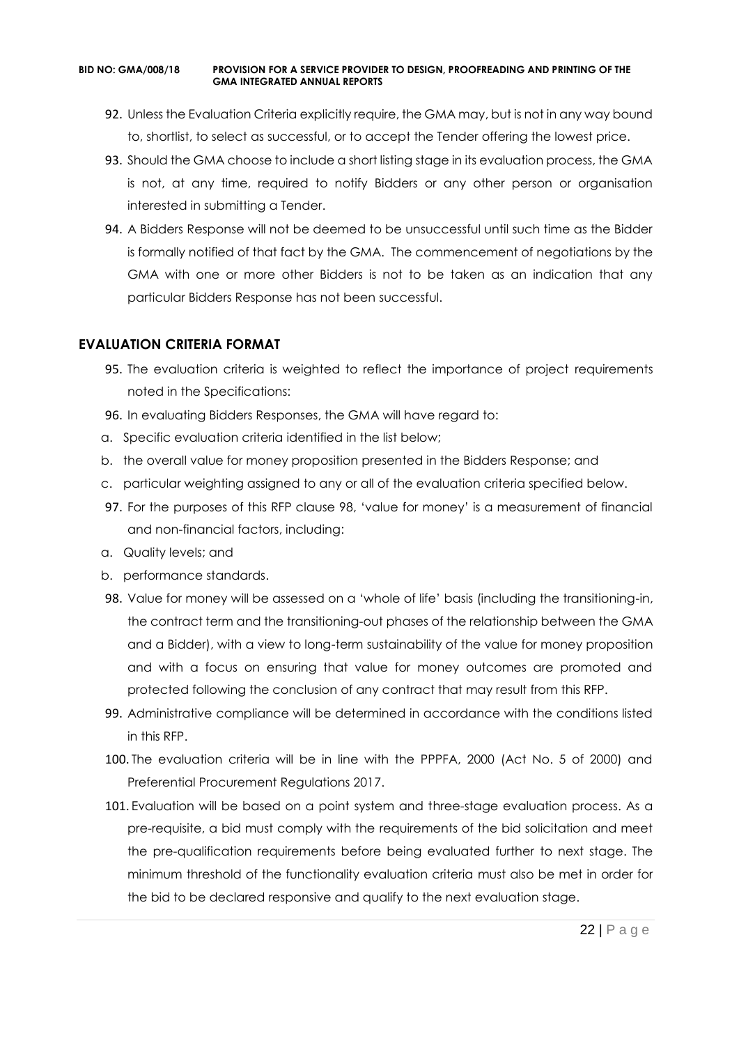92. Unless the Evaluation Criteria explicitly require, the GMA may, but is not in any way bound to, shortlist, to select as successful, or to accept the Tender offering the lowest price.
93. Should the GMA choose to include a short listing stage in its evaluation process, the GMA is not, at any time, required to notify Bidders or any other person or organisation interested in submitting a Tender.
94. A Bidders Response will not be deemed to be unsuccessful until such time as the Bidder is formally notified of that fact by the GMA. The commencement of negotiations by the GMA with one or more other Bidders is not to be taken as an indication that any particular Bidders Response has not been successful.

## EVALUATION CRITERIA FORMAT

95. The evaluation criteria is weighted to reflect the importance of project requirements noted in the Specifications:
96. In evaluating Bidders Responses, the GMA will have regard to:

a. Specific evaluation criteria identified in the list below;
b. the overall value for money proposition presented in the Bidders Response; and
c. particular weighting assigned to any or all of the evaluation criteria specified below.

97. For the purposes of this RFP clause 98, 'value for money' is a measurement of financial and non-financial factors, including:

a. Quality levels; and
b. performance standards.

98. Value for money will be assessed on a 'whole of life' basis (including the transitioning-in, the contract term and the transitioning-out phases of the relationship between the GMA and a Bidder), with a view to long-term sustainability of the value for money proposition and with a focus on ensuring that value for money outcomes are promoted and protected following the conclusion of any contract that may result from this RFP.
99. Administrative compliance will be determined in accordance with the conditions listed in this RFP.
100. The evaluation criteria will be in line with the PPPFA, 2000 (Act No. 5 of 2000) and Preferential Procurement Regulations 2017.
101. Evaluation will be based on a point system and three-stage evaluation process. As a pre-requisite, a bid must comply with the requirements of the bid solicitation and meet the pre-qualification requirements before being evaluated further to next stage. The minimum threshold of the functionality evaluation criteria must also be met in order for the bid to be declared responsive and qualify to the next evaluation stage.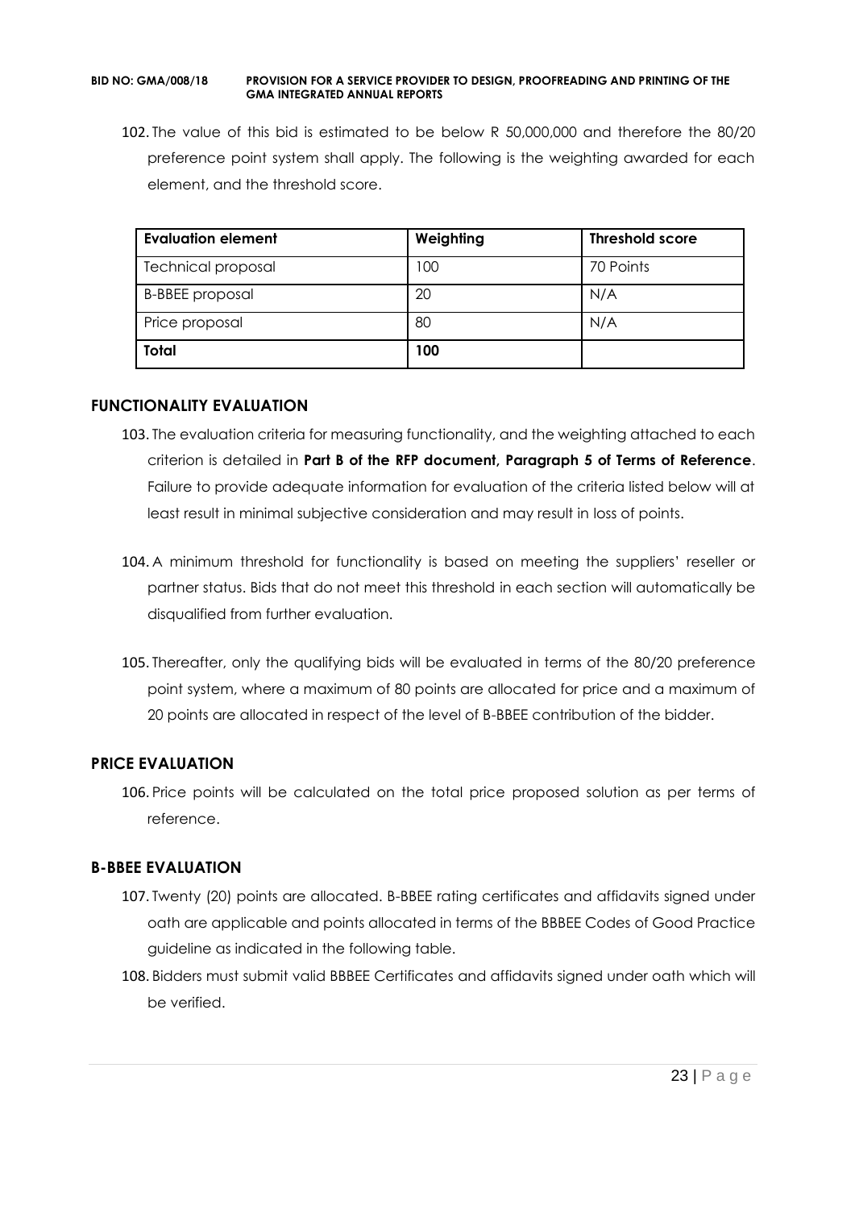102. The value of this bid is estimated to be below R 50,000,000 and therefore the 80/20 preference point system shall apply. The following is the weighting awarded for each element, and the threshold score.

| Evaluation element | Weighting | Threshold score |
|---|---|---|
| Technical proposal | 100 | 70 Points |
| B-BBEE proposal | 20 | N/A |
| Price proposal | 80 | N/A |
| **Total** | **100** | |

## FUNCTIONALITY EVALUATION

103. The evaluation criteria for measuring functionality, and the weighting attached to each criterion is detailed in **Part B of the RFP document, Paragraph 5 of Terms of Reference**. Failure to provide adequate information for evaluation of the criteria listed below will at least result in minimal subjective consideration and may result in loss of points.

104. A minimum threshold for functionality is based on meeting the suppliers' reseller or partner status. Bids that do not meet this threshold in each section will automatically be disqualified from further evaluation.

105. Thereafter, only the qualifying bids will be evaluated in terms of the 80/20 preference point system, where a maximum of 80 points are allocated for price and a maximum of 20 points are allocated in respect of the level of B-BBEE contribution of the bidder.

## PRICE EVALUATION

106. Price points will be calculated on the total price proposed solution as per terms of reference.

## B-BBEE EVALUATION

107. Twenty (20) points are allocated. B-BBEE rating certificates and affidavits signed under oath are applicable and points allocated in terms of the BBBEE Codes of Good Practice guideline as indicated in the following table.
108. Bidders must submit valid BBBEE Certificates and affidavits signed under oath which will be verified.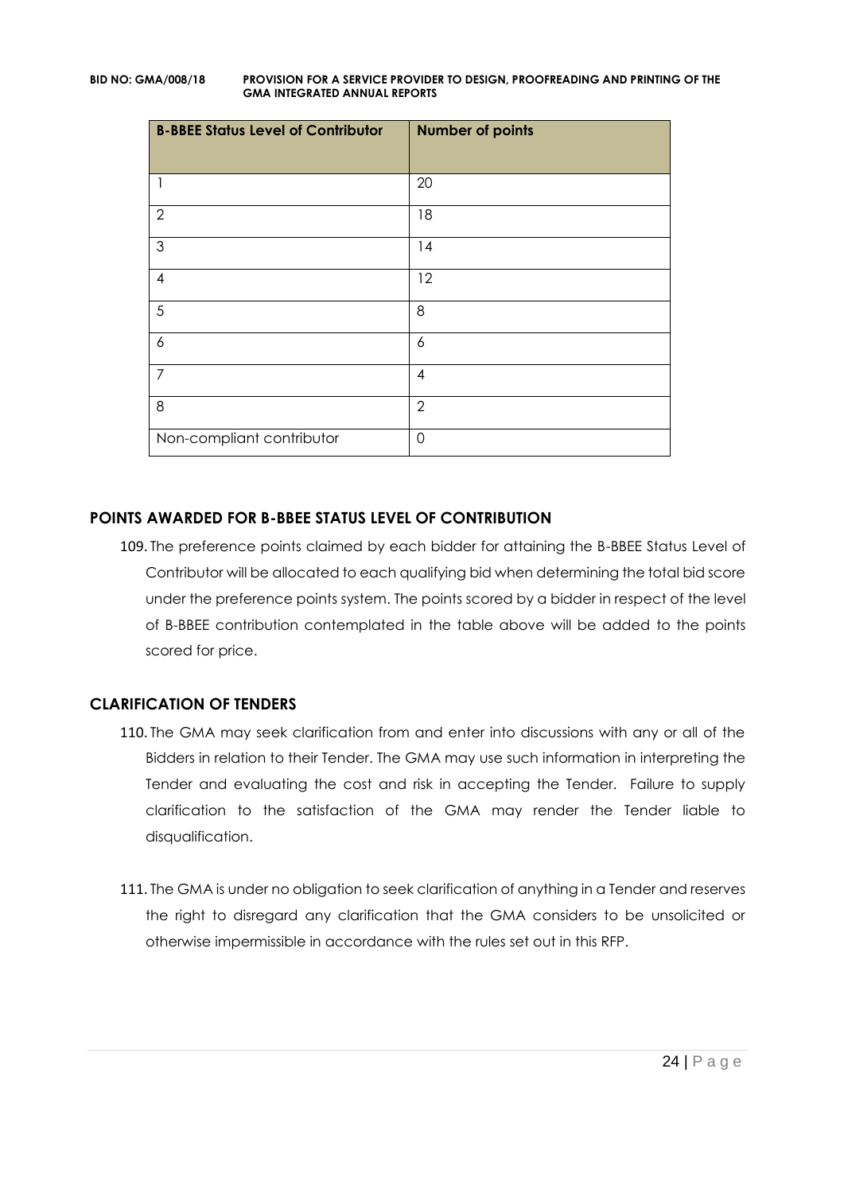| B-BBEE Status Level of Contributor | Number of points |
|---|---|
| 1 | 20 |
| 2 | 18 |
| 3 | 14 |
| 4 | 12 |
| 5 | 8 |
| 6 | 6 |
| 7 | 4 |
| 8 | 2 |
| Non-compliant contributor | 0 |

## POINTS AWARDED FOR B-BBEE STATUS LEVEL OF CONTRIBUTION

109. The preference points claimed by each bidder for attaining the B-BBEE Status Level of Contributor will be allocated to each qualifying bid when determining the total bid score under the preference points system. The points scored by a bidder in respect of the level of B-BBEE contribution contemplated in the table above will be added to the points scored for price.

## CLARIFICATION OF TENDERS

110. The GMA may seek clarification from and enter into discussions with any or all of the Bidders in relation to their Tender. The GMA may use such information in interpreting the Tender and evaluating the cost and risk in accepting the Tender. Failure to supply clarification to the satisfaction of the GMA may render the Tender liable to disqualification.

111. The GMA is under no obligation to seek clarification of anything in a Tender and reserves the right to disregard any clarification that the GMA considers to be unsolicited or otherwise impermissible in accordance with the rules set out in this RFP.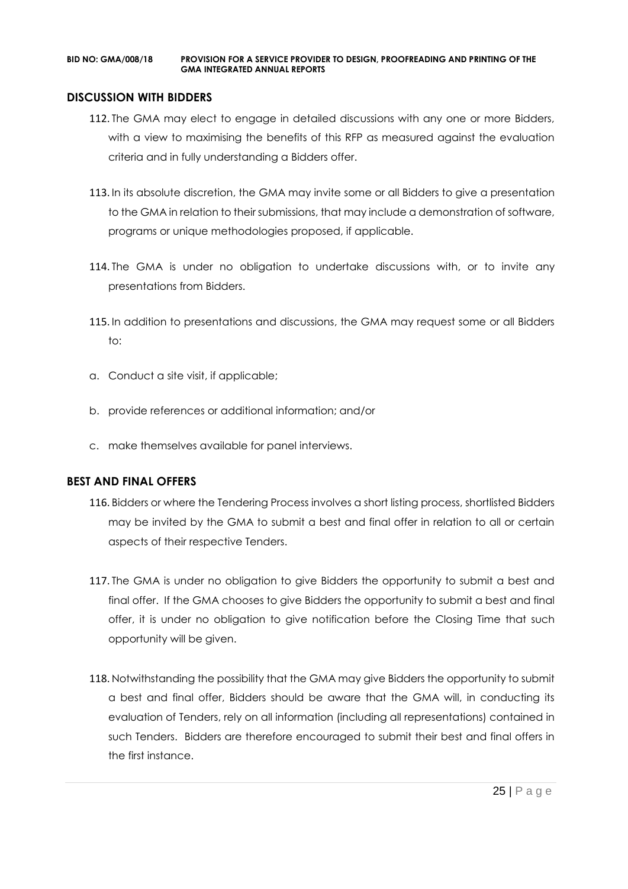## DISCUSSION WITH BIDDERS

112. The GMA may elect to engage in detailed discussions with any one or more Bidders, with a view to maximising the benefits of this RFP as measured against the evaluation criteria and in fully understanding a Bidders offer.

113. In its absolute discretion, the GMA may invite some or all Bidders to give a presentation to the GMA in relation to their submissions, that may include a demonstration of software, programs or unique methodologies proposed, if applicable.

114. The GMA is under no obligation to undertake discussions with, or to invite any presentations from Bidders.

115. In addition to presentations and discussions, the GMA may request some or all Bidders to:

a. Conduct a site visit, if applicable;

b. provide references or additional information; and/or

c. make themselves available for panel interviews.

## BEST AND FINAL OFFERS

116. Bidders or where the Tendering Process involves a short listing process, shortlisted Bidders may be invited by the GMA to submit a best and final offer in relation to all or certain aspects of their respective Tenders.

117. The GMA is under no obligation to give Bidders the opportunity to submit a best and final offer. If the GMA chooses to give Bidders the opportunity to submit a best and final offer, it is under no obligation to give notification before the Closing Time that such opportunity will be given.

118. Notwithstanding the possibility that the GMA may give Bidders the opportunity to submit a best and final offer, Bidders should be aware that the GMA will, in conducting its evaluation of Tenders, rely on all information (including all representations) contained in such Tenders. Bidders are therefore encouraged to submit their best and final offers in the first instance.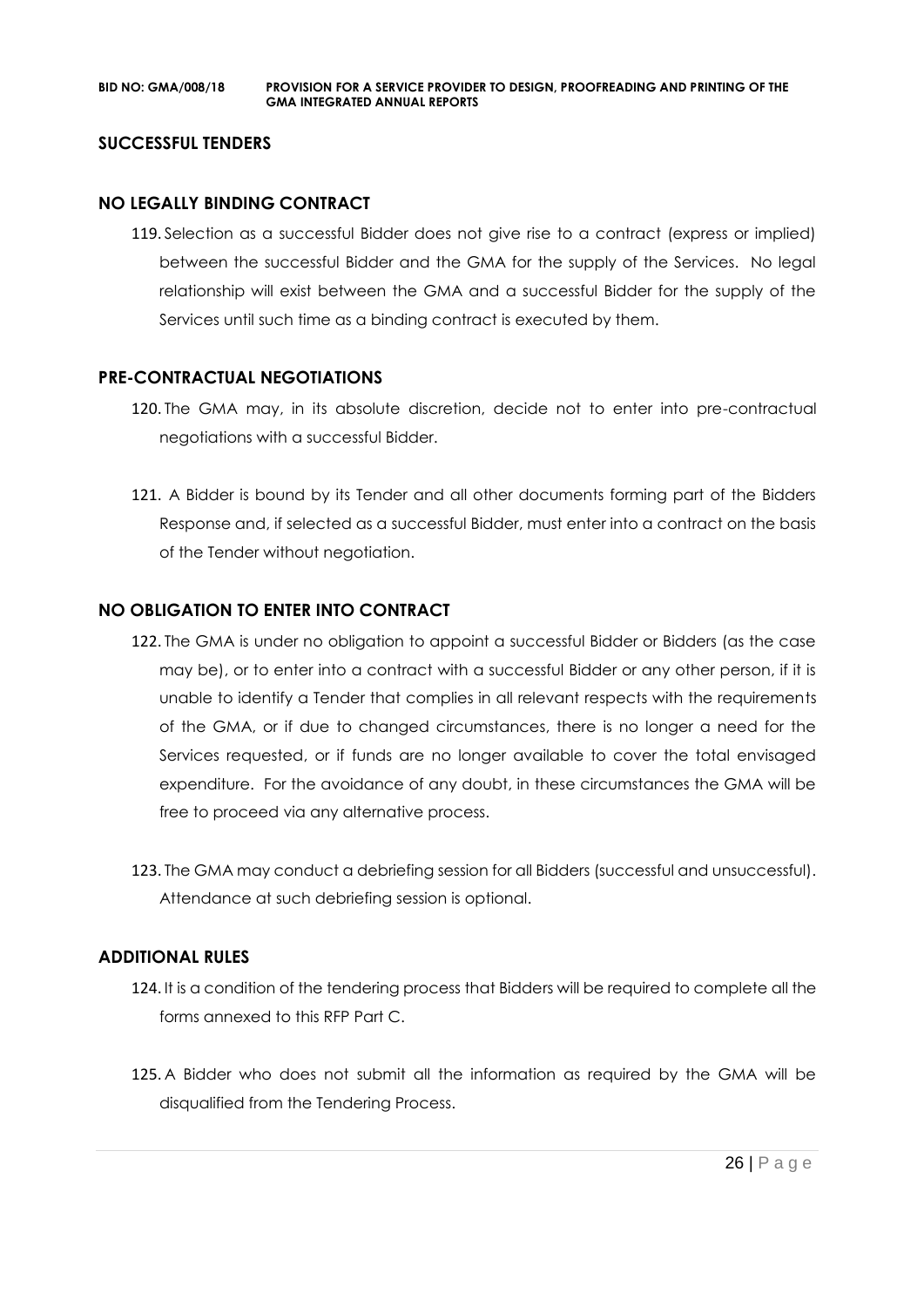## SUCCESSFUL TENDERS

## NO LEGALLY BINDING CONTRACT

119. Selection as a successful Bidder does not give rise to a contract (express or implied) between the successful Bidder and the GMA for the supply of the Services. No legal relationship will exist between the GMA and a successful Bidder for the supply of the Services until such time as a binding contract is executed by them.

## PRE-CONTRACTUAL NEGOTIATIONS

120. The GMA may, in its absolute discretion, decide not to enter into pre-contractual negotiations with a successful Bidder.

121. A Bidder is bound by its Tender and all other documents forming part of the Bidders Response and, if selected as a successful Bidder, must enter into a contract on the basis of the Tender without negotiation.

## NO OBLIGATION TO ENTER INTO CONTRACT

122. The GMA is under no obligation to appoint a successful Bidder or Bidders (as the case may be), or to enter into a contract with a successful Bidder or any other person, if it is unable to identify a Tender that complies in all relevant respects with the requirements of the GMA, or if due to changed circumstances, there is no longer a need for the Services requested, or if funds are no longer available to cover the total envisaged expenditure. For the avoidance of any doubt, in these circumstances the GMA will be free to proceed via any alternative process.

123. The GMA may conduct a debriefing session for all Bidders (successful and unsuccessful). Attendance at such debriefing session is optional.

## ADDITIONAL RULES

124. It is a condition of the tendering process that Bidders will be required to complete all the forms annexed to this RFP Part C.

125. A Bidder who does not submit all the information as required by the GMA will be disqualified from the Tendering Process.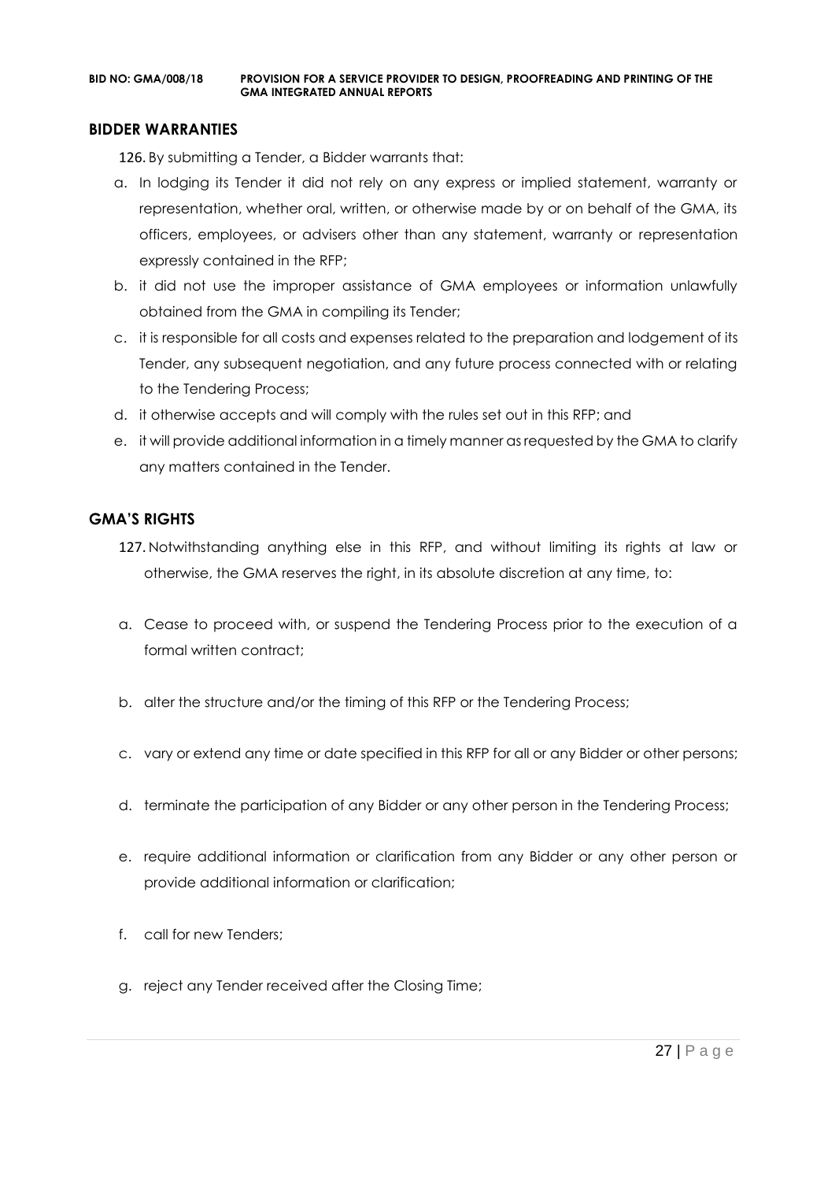## BIDDER WARRANTIES

126. By submitting a Tender, a Bidder warrants that:

a. In lodging its Tender it did not rely on any express or implied statement, warranty or representation, whether oral, written, or otherwise made by or on behalf of the GMA, its officers, employees, or advisers other than any statement, warranty or representation expressly contained in the RFP;

b. it did not use the improper assistance of GMA employees or information unlawfully obtained from the GMA in compiling its Tender;

c. it is responsible for all costs and expenses related to the preparation and lodgement of its Tender, any subsequent negotiation, and any future process connected with or relating to the Tendering Process;

d. it otherwise accepts and will comply with the rules set out in this RFP; and

e. it will provide additional information in a timely manner as requested by the GMA to clarify any matters contained in the Tender.

## GMA'S RIGHTS

127. Notwithstanding anything else in this RFP, and without limiting its rights at law or otherwise, the GMA reserves the right, in its absolute discretion at any time, to:

a. Cease to proceed with, or suspend the Tendering Process prior to the execution of a formal written contract;

b. alter the structure and/or the timing of this RFP or the Tendering Process;

c. vary or extend any time or date specified in this RFP for all or any Bidder or other persons;

d. terminate the participation of any Bidder or any other person in the Tendering Process;

e. require additional information or clarification from any Bidder or any other person or provide additional information or clarification;

f. call for new Tenders;

g. reject any Tender received after the Closing Time;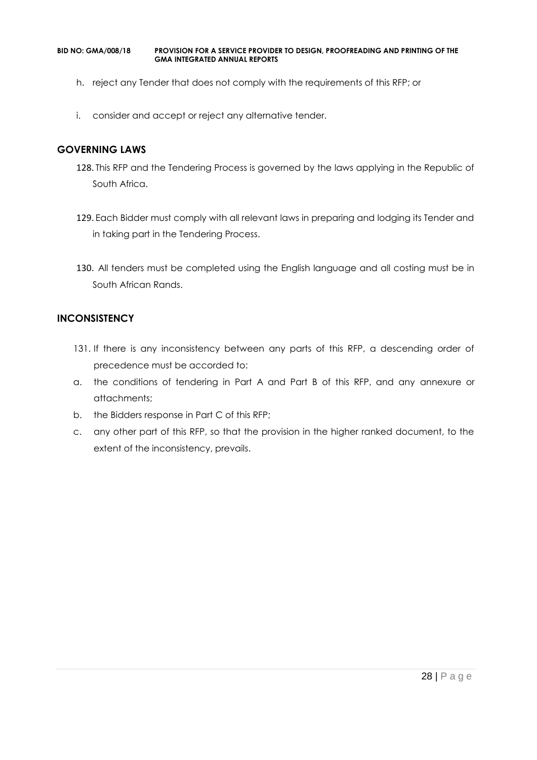h. reject any Tender that does not comply with the requirements of this RFP; or

i. consider and accept or reject any alternative tender.

## GOVERNING LAWS

128. This RFP and the Tendering Process is governed by the laws applying in the Republic of South Africa.

129. Each Bidder must comply with all relevant laws in preparing and lodging its Tender and in taking part in the Tendering Process.

130. All tenders must be completed using the English language and all costing must be in South African Rands.

## INCONSISTENCY

131. If there is any inconsistency between any parts of this RFP, a descending order of precedence must be accorded to:

a. the conditions of tendering in Part A and Part B of this RFP, and any annexure or attachments;

b. the Bidders response in Part C of this RFP;

c. any other part of this RFP, so that the provision in the higher ranked document, to the extent of the inconsistency, prevails.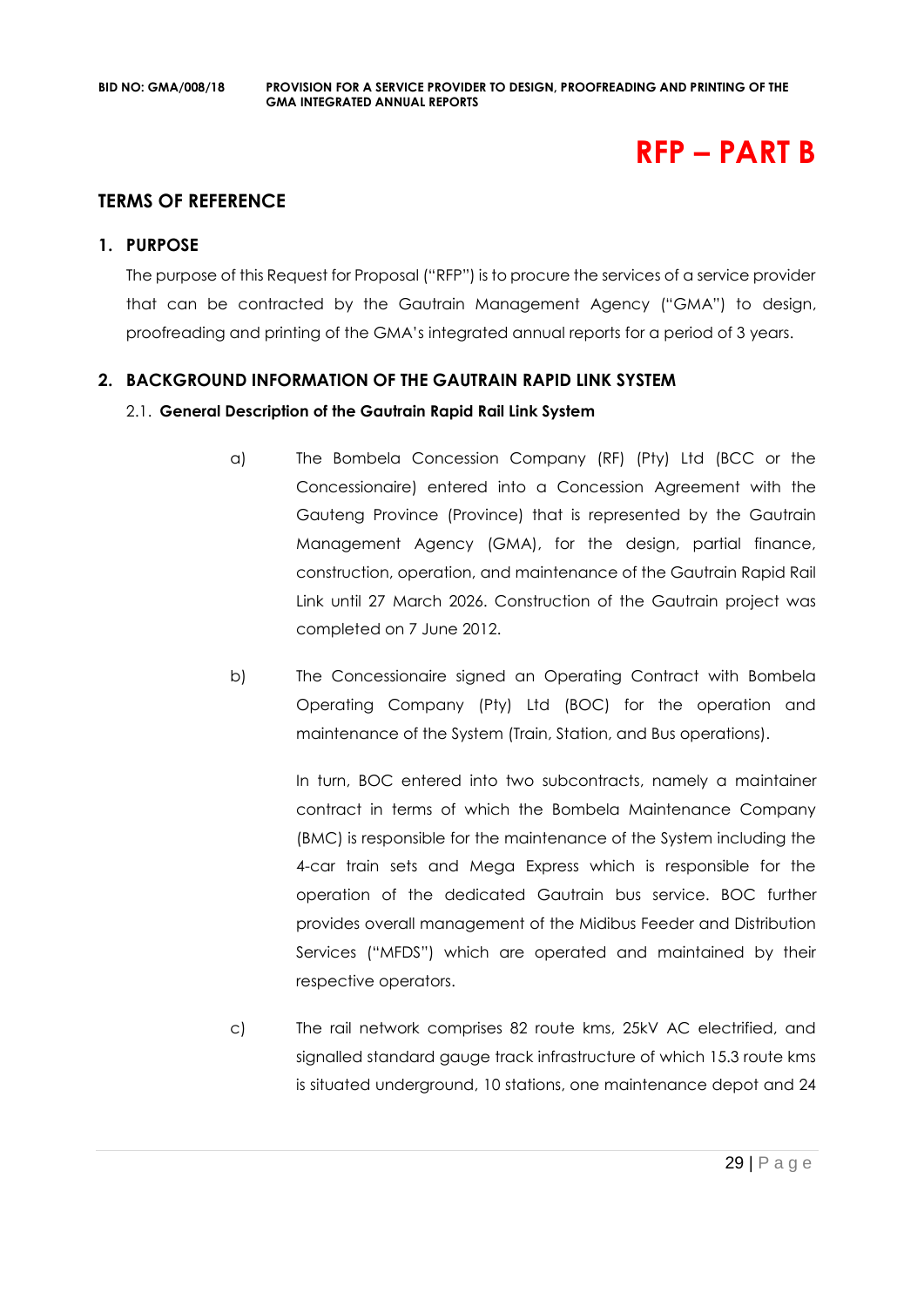# RFP – PART B

## TERMS OF REFERENCE

### 1. PURPOSE

The purpose of this Request for Proposal ("RFP") is to procure the services of a service provider that can be contracted by the Gautrain Management Agency ("GMA") to design, proofreading and printing of the GMA's integrated annual reports for a period of 3 years.

### 2. BACKGROUND INFORMATION OF THE GAUTRAIN RAPID LINK SYSTEM

#### 2.1. General Description of the Gautrain Rapid Rail Link System

a) The Bombela Concession Company (RF) (Pty) Ltd (BCC or the Concessionaire) entered into a Concession Agreement with the Gauteng Province (Province) that is represented by the Gautrain Management Agency (GMA), for the design, partial finance, construction, operation, and maintenance of the Gautrain Rapid Rail Link until 27 March 2026. Construction of the Gautrain project was completed on 7 June 2012.

b) The Concessionaire signed an Operating Contract with Bombela Operating Company (Pty) Ltd (BOC) for the operation and maintenance of the System (Train, Station, and Bus operations).

In turn, BOC entered into two subcontracts, namely a maintainer contract in terms of which the Bombela Maintenance Company (BMC) is responsible for the maintenance of the System including the 4-car train sets and Mega Express which is responsible for the operation of the dedicated Gautrain bus service. BOC further provides overall management of the Midibus Feeder and Distribution Services ("MFDS") which are operated and maintained by their respective operators.

c) The rail network comprises 82 route kms, 25kV AC electrified, and signalled standard gauge track infrastructure of which 15.3 route kms is situated underground, 10 stations, one maintenance depot and 24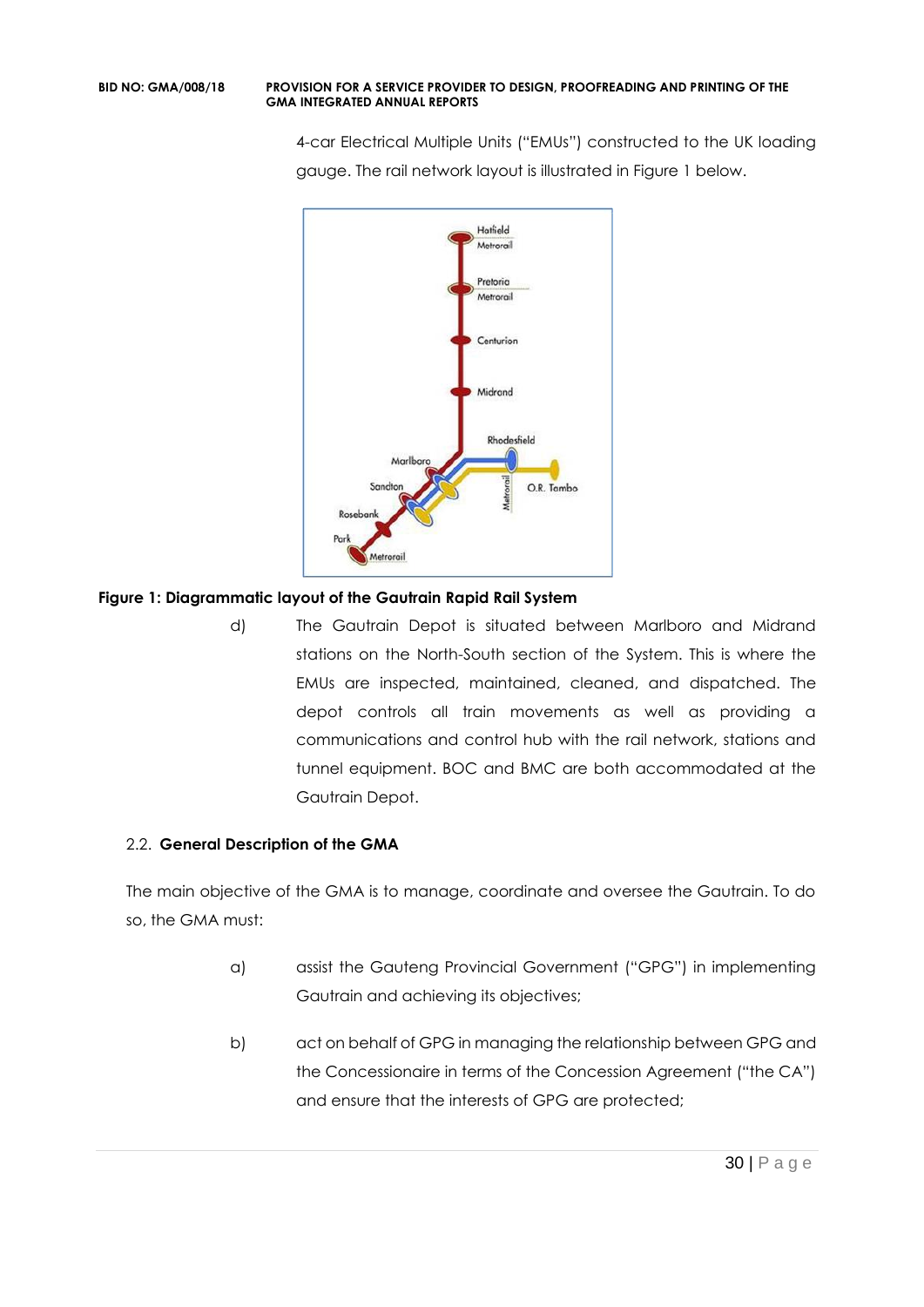4-car Electrical Multiple Units ("EMUs") constructed to the UK loading gauge. The rail network layout is illustrated in Figure 1 below.

**Figure 1: Diagrammatic layout of the Gautrain Rapid Rail System**

d) The Gautrain Depot is situated between Marlboro and Midrand stations on the North-South section of the System. This is where the EMUs are inspected, maintained, cleaned, and dispatched. The depot controls all train movements as well as providing a communications and control hub with the rail network, stations and tunnel equipment. BOC and BMC are both accommodated at the Gautrain Depot.

### 2.2. General Description of the GMA

The main objective of the GMA is to manage, coordinate and oversee the Gautrain. To do so, the GMA must:

a) assist the Gauteng Provincial Government ("GPG") in implementing Gautrain and achieving its objectives;

b) act on behalf of GPG in managing the relationship between GPG and the Concessionaire in terms of the Concession Agreement ("the CA") and ensure that the interests of GPG are protected;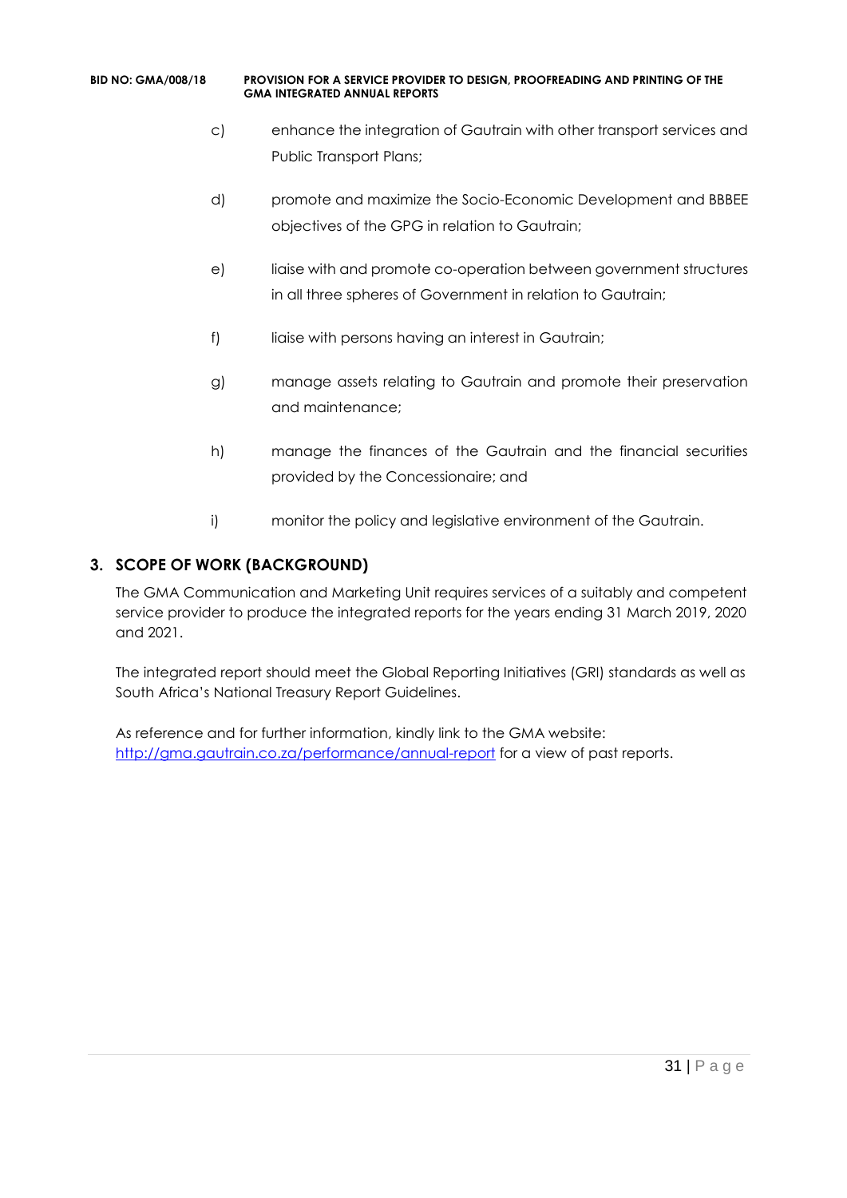c) enhance the integration of Gautrain with other transport services and Public Transport Plans;

d) promote and maximize the Socio-Economic Development and BBBEE objectives of the GPG in relation to Gautrain;

e) liaise with and promote co-operation between government structures in all three spheres of Government in relation to Gautrain;

f) liaise with persons having an interest in Gautrain;

g) manage assets relating to Gautrain and promote their preservation and maintenance;

h) manage the finances of the Gautrain and the financial securities provided by the Concessionaire; and

i) monitor the policy and legislative environment of the Gautrain.

## 3. SCOPE OF WORK (BACKGROUND)

The GMA Communication and Marketing Unit requires services of a suitably and competent service provider to produce the integrated reports for the years ending 31 March 2019, 2020 and 2021.

The integrated report should meet the Global Reporting Initiatives (GRI) standards as well as South Africa's National Treasury Report Guidelines.

As reference and for further information, kindly link to the GMA website: [http://gma.gautrain.co.za/performance/annual-report](http://gma.gautrain.co.za/performance/annual-report) for a view of past reports.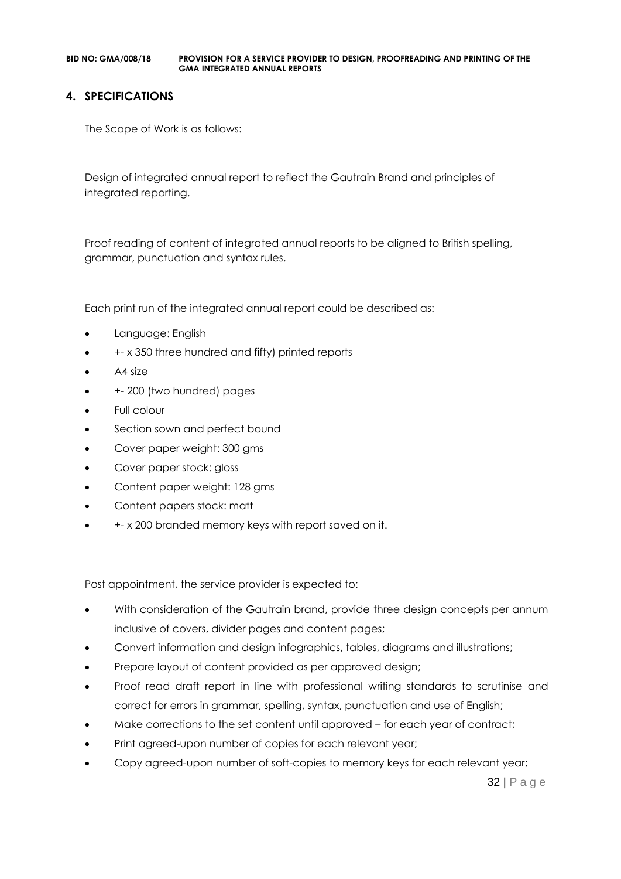## 4. SPECIFICATIONS

The Scope of Work is as follows:

Design of integrated annual report to reflect the Gautrain Brand and principles of integrated reporting.

Proof reading of content of integrated annual reports to be aligned to British spelling, grammar, punctuation and syntax rules.

Each print run of the integrated annual report could be described as:

- Language: English
- +- x 350 three hundred and fifty) printed reports
- A4 size
- +- 200 (two hundred) pages
- Full colour
- Section sown and perfect bound
- Cover paper weight: 300 gms
- Cover paper stock: gloss
- Content paper weight: 128 gms
- Content papers stock: matt
- +- x 200 branded memory keys with report saved on it.

Post appointment, the service provider is expected to:

- With consideration of the Gautrain brand, provide three design concepts per annum inclusive of covers, divider pages and content pages;
- Convert information and design infographics, tables, diagrams and illustrations;
- Prepare layout of content provided as per approved design;
- Proof read draft report in line with professional writing standards to scrutinise and correct for errors in grammar, spelling, syntax, punctuation and use of English;
- Make corrections to the set content until approved – for each year of contract;
- Print agreed-upon number of copies for each relevant year;
- Copy agreed-upon number of soft-copies to memory keys for each relevant year;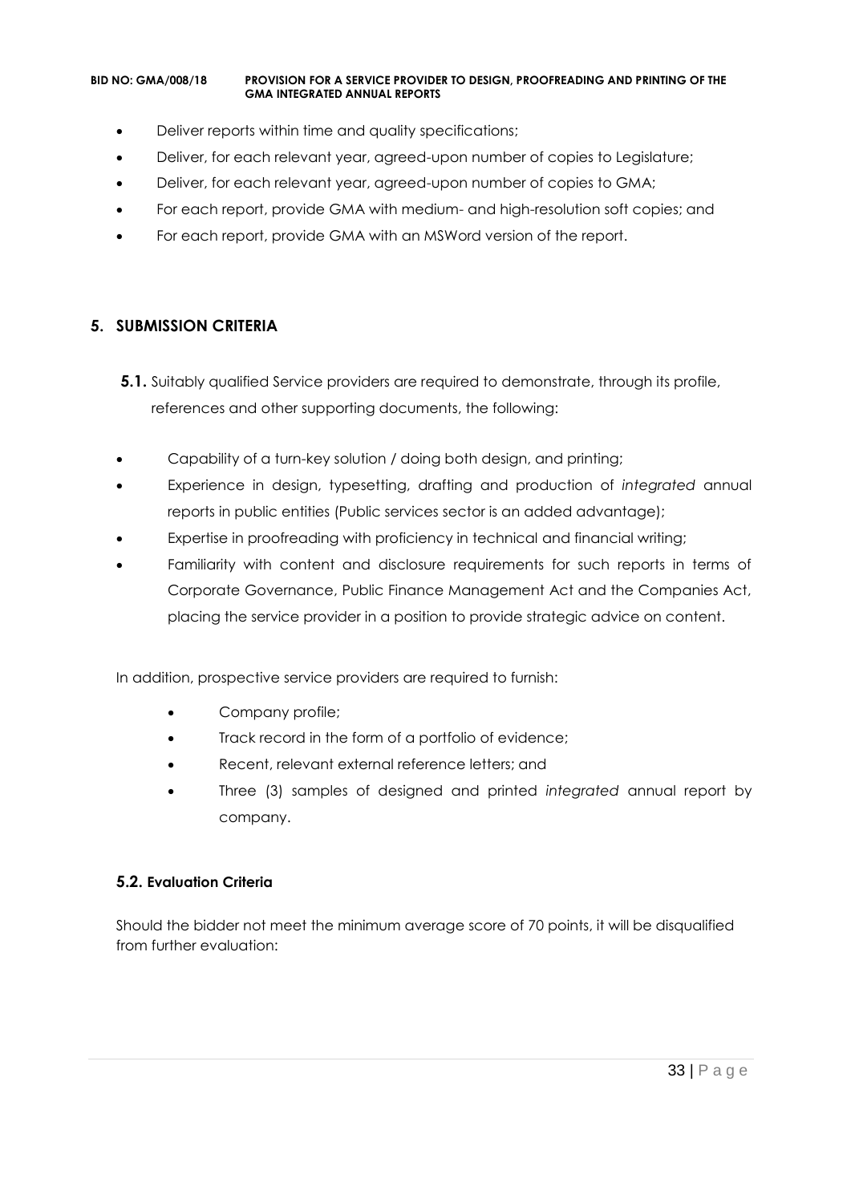- Deliver reports within time and quality specifications;
- Deliver, for each relevant year, agreed-upon number of copies to Legislature;
- Deliver, for each relevant year, agreed-upon number of copies to GMA;
- For each report, provide GMA with medium- and high-resolution soft copies; and
- For each report, provide GMA with an MSWord version of the report.

## 5. SUBMISSION CRITERIA

**5.1.** Suitably qualified Service providers are required to demonstrate, through its profile, references and other supporting documents, the following:

- Capability of a turn-key solution / doing both design, and printing;
- Experience in design, typesetting, drafting and production of *integrated* annual reports in public entities (Public services sector is an added advantage);
- Expertise in proofreading with proficiency in technical and financial writing;
- Familiarity with content and disclosure requirements for such reports in terms of Corporate Governance, Public Finance Management Act and the Companies Act, placing the service provider in a position to provide strategic advice on content.

In addition, prospective service providers are required to furnish:

- Company profile;
- Track record in the form of a portfolio of evidence;
- Recent, relevant external reference letters; and
- Three (3) samples of designed and printed *integrated* annual report by company.

### 5.2. Evaluation Criteria

Should the bidder not meet the minimum average score of 70 points, it will be disqualified from further evaluation: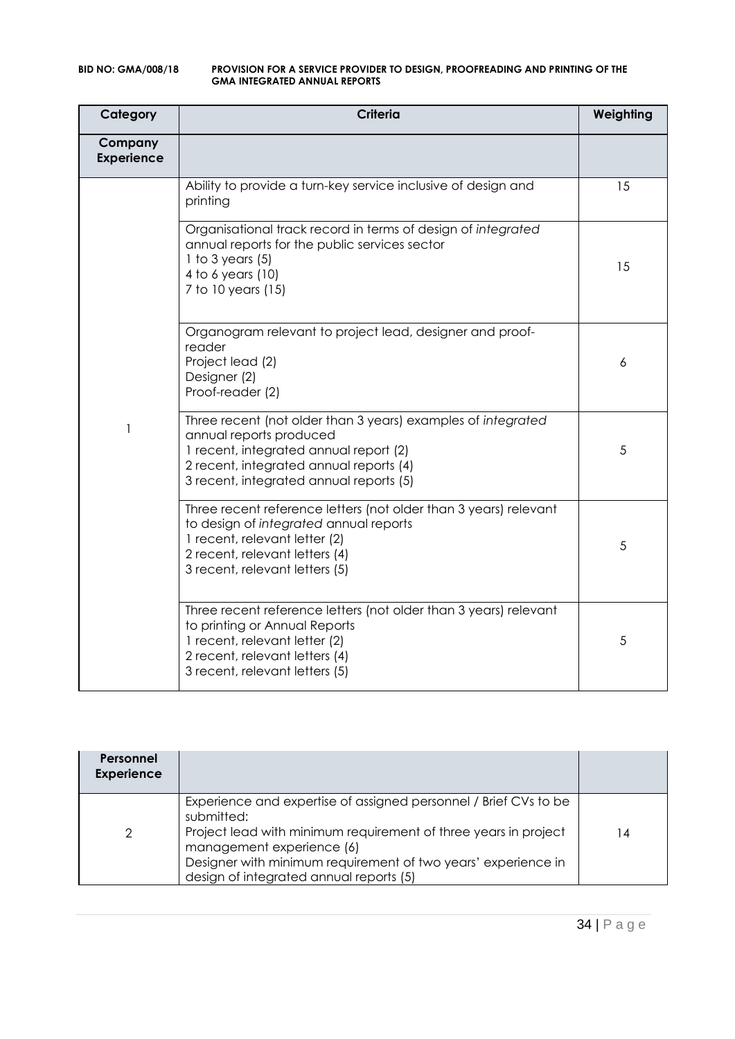**BID NO: GMA/008/18 PROVISION FOR A SERVICE PROVIDER TO DESIGN, PROOFREADING AND PRINTING OF THE GMA INTEGRATED ANNUAL REPORTS**

| Category | Criteria | Weighting |
|---|---|---|
| **Company Experience** | | |
| 1 | Ability to provide a turn-key service inclusive of design and printing | 15 |
| | Organisational track record in terms of design of *integrated* annual reports for the public services sector<br>1 to 3 years (5)<br>4 to 6 years (10)<br>7 to 10 years (15) | 15 |
| | Organogram relevant to project lead, designer and proof-reader<br>Project lead (2)<br>Designer (2)<br>Proof-reader (2) | 6 |
| | Three recent (not older than 3 years) examples of *integrated* annual reports produced<br>1 recent, integrated annual report (2)<br>2 recent, integrated annual reports (4)<br>3 recent, integrated annual reports (5) | 5 |
| | Three recent reference letters (not older than 3 years) relevant to design of *integrated* annual reports<br>1 recent, relevant letter (2)<br>2 recent, relevant letters (4)<br>3 recent, relevant letters (5) | 5 |
| | Three recent reference letters (not older than 3 years) relevant to printing or Annual Reports<br>1 recent, relevant letter (2)<br>2 recent, relevant letters (4)<br>3 recent, relevant letters (5) | 5 |

| **Personnel Experience** | | |
|---|---|---|
| 2 | Experience and expertise of assigned personnel / Brief CVs to be submitted:<br>Project lead with minimum requirement of three years in project management experience (6)<br>Designer with minimum requirement of two years' experience in design of integrated annual reports (5) | 14 |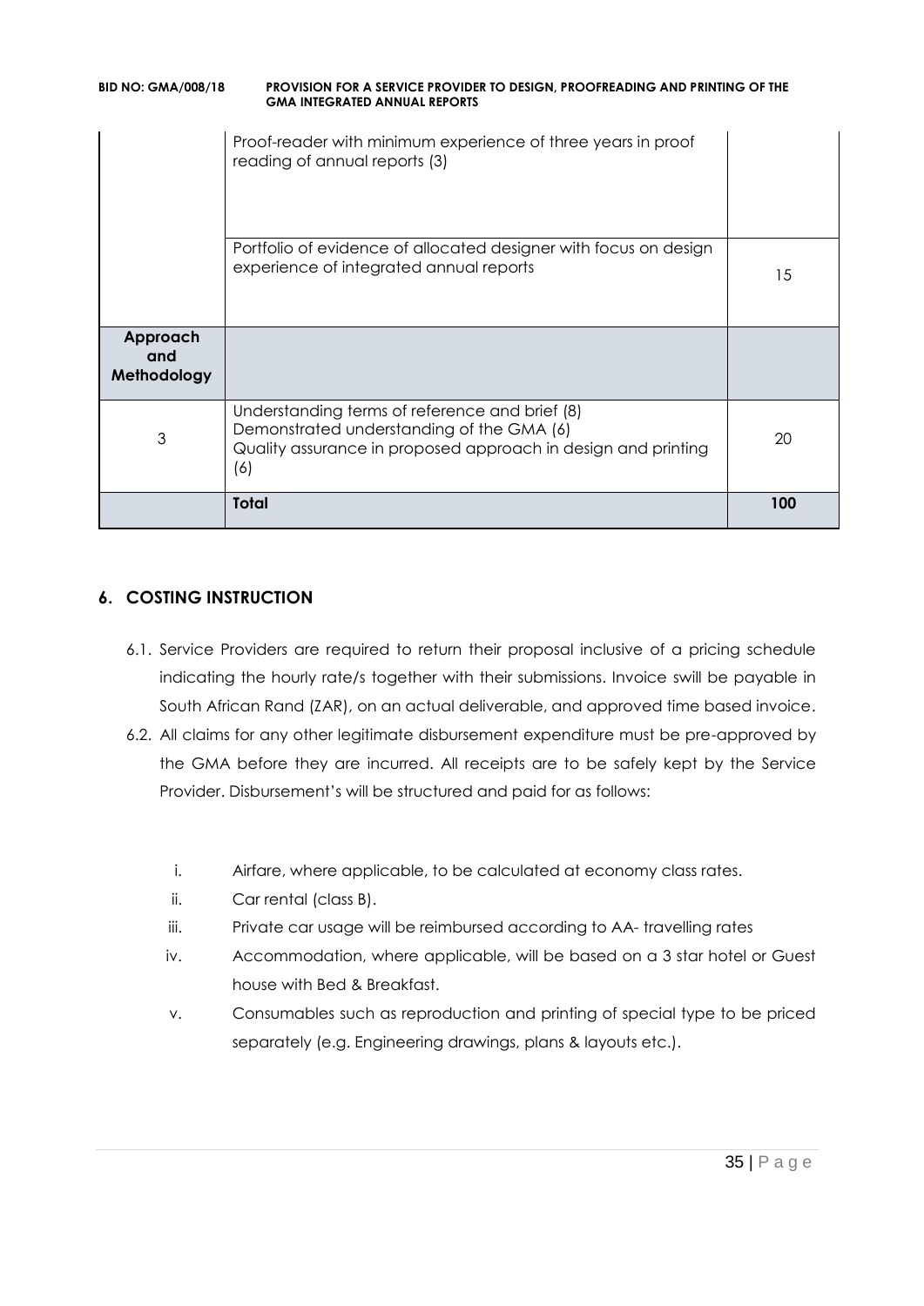| | | |
|---|---|---|
| | Proof-reader with minimum experience of three years in proof reading of annual reports (3) | |
| | Portfolio of evidence of allocated designer with focus on design experience of integrated annual reports | 15 |
| **Approach and Methodology** | | |
| 3 | Understanding terms of reference and brief (8)<br>Demonstrated understanding of the GMA (6)<br>Quality assurance in proposed approach in design and printing (6) | 20 |
| | **Total** | **100** |

## 6. COSTING INSTRUCTION

6.1. Service Providers are required to return their proposal inclusive of a pricing schedule indicating the hourly rate/s together with their submissions. Invoice swill be payable in South African Rand (ZAR), on an actual deliverable, and approved time based invoice.

6.2. All claims for any other legitimate disbursement expenditure must be pre-approved by the GMA before they are incurred. All receipts are to be safely kept by the Service Provider. Disbursement's will be structured and paid for as follows:

i. Airfare, where applicable, to be calculated at economy class rates.

ii. Car rental (class B).

iii. Private car usage will be reimbursed according to AA- travelling rates

iv. Accommodation, where applicable, will be based on a 3 star hotel or Guest house with Bed & Breakfast.

v. Consumables such as reproduction and printing of special type to be priced separately (e.g. Engineering drawings, plans & layouts etc.).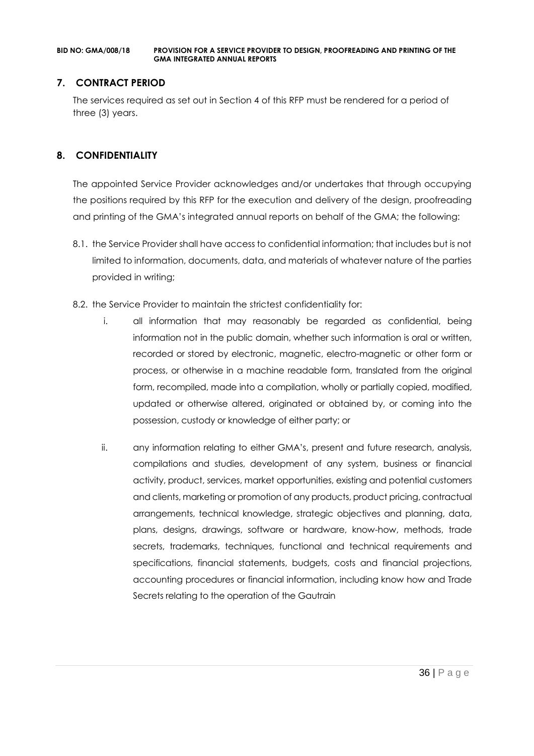## 7. CONTRACT PERIOD

The services required as set out in Section 4 of this RFP must be rendered for a period of three (3) years.

## 8. CONFIDENTIALITY

The appointed Service Provider acknowledges and/or undertakes that through occupying the positions required by this RFP for the execution and delivery of the design, proofreading and printing of the GMA's integrated annual reports on behalf of the GMA; the following:

8.1. the Service Provider shall have access to confidential information; that includes but is not limited to information, documents, data, and materials of whatever nature of the parties provided in writing;

8.2. the Service Provider to maintain the strictest confidentiality for:

i. all information that may reasonably be regarded as confidential, being information not in the public domain, whether such information is oral or written, recorded or stored by electronic, magnetic, electro-magnetic or other form or process, or otherwise in a machine readable form, translated from the original form, recompiled, made into a compilation, wholly or partially copied, modified, updated or otherwise altered, originated or obtained by, or coming into the possession, custody or knowledge of either party; or

ii. any information relating to either GMA's, present and future research, analysis, compilations and studies, development of any system, business or financial activity, product, services, market opportunities, existing and potential customers and clients, marketing or promotion of any products, product pricing, contractual arrangements, technical knowledge, strategic objectives and planning, data, plans, designs, drawings, software or hardware, know-how, methods, trade secrets, trademarks, techniques, functional and technical requirements and specifications, financial statements, budgets, costs and financial projections, accounting procedures or financial information, including know how and Trade Secrets relating to the operation of the Gautrain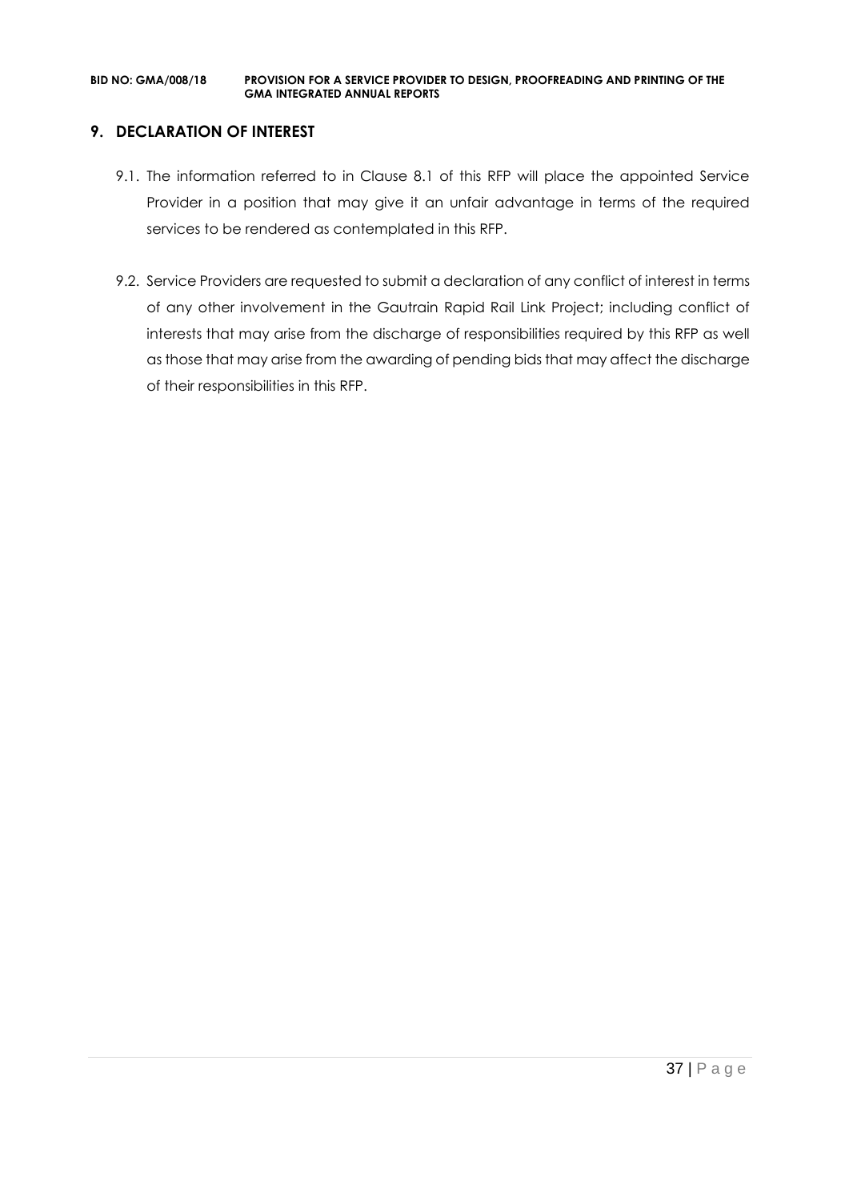## 9. DECLARATION OF INTEREST

9.1. The information referred to in Clause 8.1 of this RFP will place the appointed Service Provider in a position that may give it an unfair advantage in terms of the required services to be rendered as contemplated in this RFP.

9.2. Service Providers are requested to submit a declaration of any conflict of interest in terms of any other involvement in the Gautrain Rapid Rail Link Project; including conflict of interests that may arise from the discharge of responsibilities required by this RFP as well as those that may arise from the awarding of pending bids that may affect the discharge of their responsibilities in this RFP.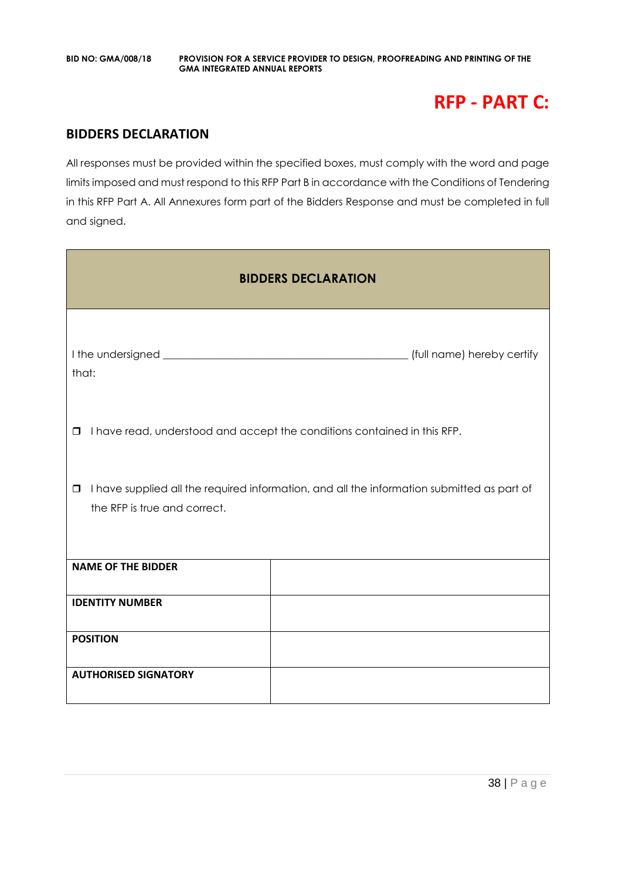# RFP - PART C:

## BIDDERS DECLARATION

All responses must be provided within the specified boxes, must comply with the word and page limits imposed and must respond to this RFP Part B in accordance with the Conditions of Tendering in this RFP Part A. All Annexures form part of the Bidders Response and must be completed in full and signed.

| BIDDERS DECLARATION | |
|---|---|
| I the undersigned _____________________________________________ (full name) hereby certify that:<br><br>☐ I have read, understood and accept the conditions contained in this RFP.<br><br>☐ I have supplied all the required information, and all the information submitted as part of the RFP is true and correct. | |
| **NAME OF THE BIDDER** | |
| **IDENTITY NUMBER** | |
| **POSITION** | |
| **AUTHORISED SIGNATORY** | |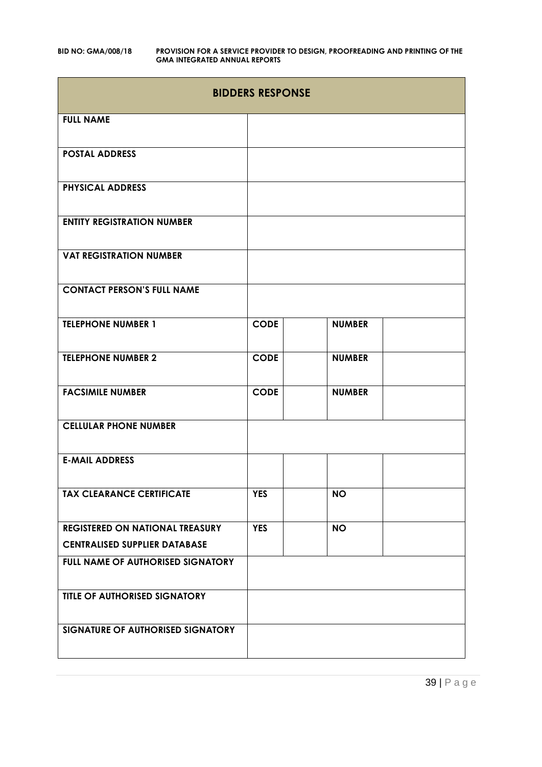| BIDDERS RESPONSE | | | | |
|---|---|---|---|---|
| **FULL NAME** | | | | |
| **POSTAL ADDRESS** | | | | |
| **PHYSICAL ADDRESS** | | | | |
| **ENTITY REGISTRATION NUMBER** | | | | |
| **VAT REGISTRATION NUMBER** | | | | |
| **CONTACT PERSON'S FULL NAME** | | | | |
| **TELEPHONE NUMBER 1** | **CODE** | | **NUMBER** | |
| **TELEPHONE NUMBER 2** | **CODE** | | **NUMBER** | |
| **FACSIMILE NUMBER** | **CODE** | | **NUMBER** | |
| **CELLULAR PHONE NUMBER** | | | | |
| **E-MAIL ADDRESS** | | | | |
| **TAX CLEARANCE CERTIFICATE** | **YES** | | **NO** | |
| **REGISTERED ON NATIONAL TREASURY CENTRALISED SUPPLIER DATABASE** | **YES** | | **NO** | |
| **FULL NAME OF AUTHORISED SIGNATORY** | | | | |
| **TITLE OF AUTHORISED SIGNATORY** | | | | |
| **SIGNATURE OF AUTHORISED SIGNATORY** | | | | |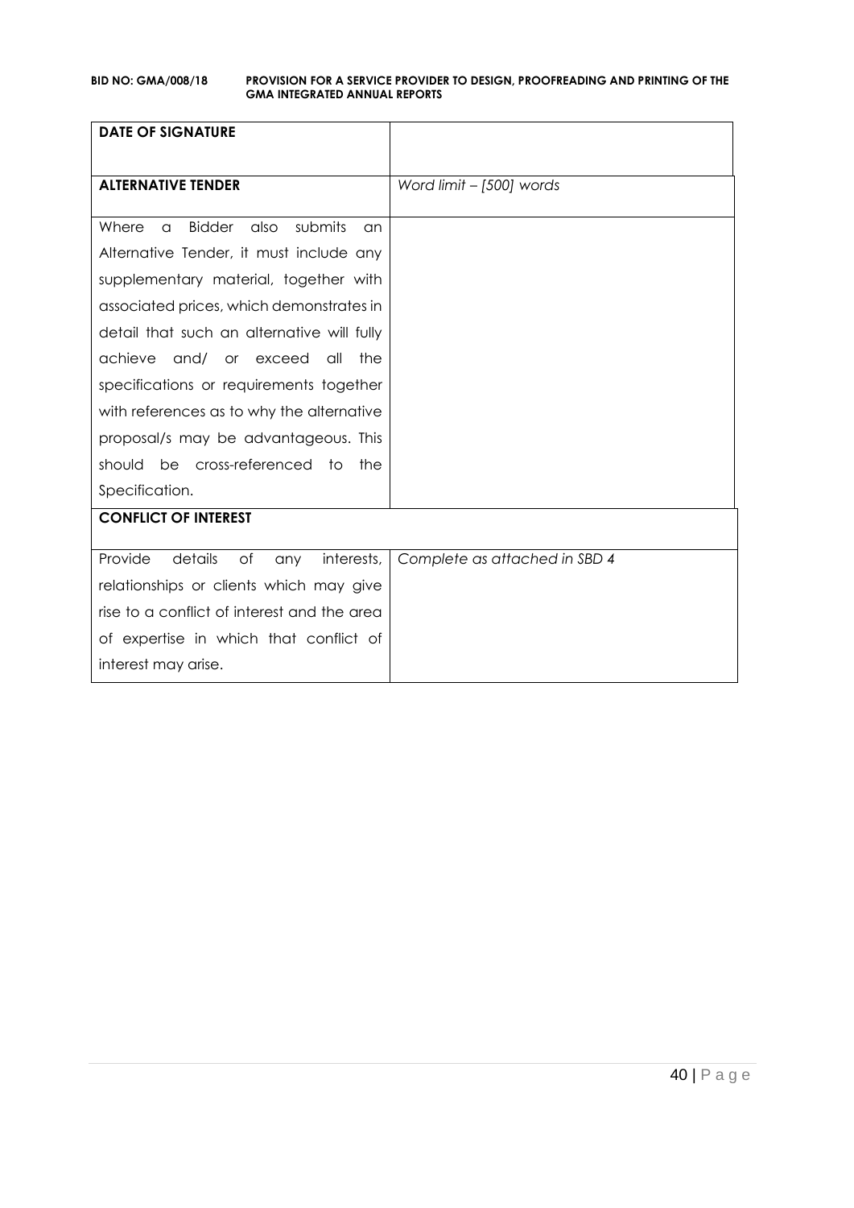| **DATE OF SIGNATURE** | |
|---|---|
| **ALTERNATIVE TENDER** | *Word limit – [500] words* |
| Where a Bidder also submits an Alternative Tender, it must include any supplementary material, together with associated prices, which demonstrates in detail that such an alternative will fully achieve and/ or exceed all the specifications or requirements together with references as to why the alternative proposal/s may be advantageous. This should be cross-referenced to the Specification. | |
| **CONFLICT OF INTEREST** | |
| Provide details of any interests, relationships or clients which may give rise to a conflict of interest and the area of expertise in which that conflict of interest may arise. | *Complete as attached in SBD 4* |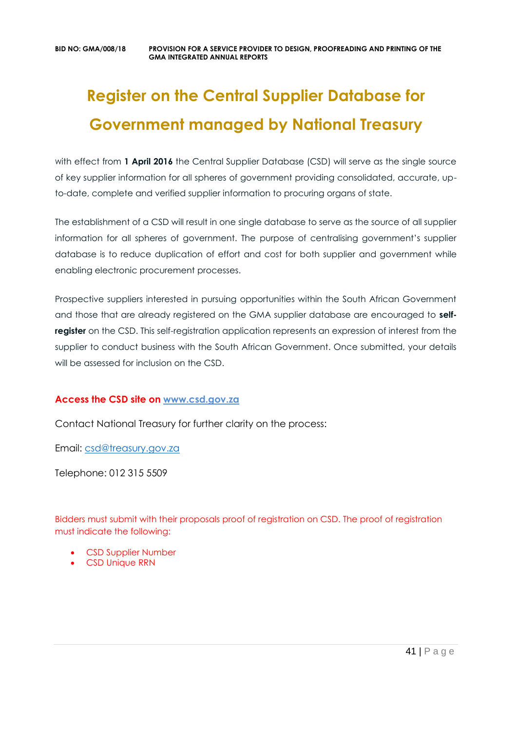# Register on the Central Supplier Database for Government managed by National Treasury

with effect from **1 April 2016** the Central Supplier Database (CSD) will serve as the single source of key supplier information for all spheres of government providing consolidated, accurate, up-to-date, complete and verified supplier information to procuring organs of state.

The establishment of a CSD will result in one single database to serve as the source of all supplier information for all spheres of government. The purpose of centralising government's supplier database is to reduce duplication of effort and cost for both supplier and government while enabling electronic procurement processes.

Prospective suppliers interested in pursuing opportunities within the South African Government and those that are already registered on the GMA supplier database are encouraged to **self-register** on the CSD. This self-registration application represents an expression of interest from the supplier to conduct business with the South African Government. Once submitted, your details will be assessed for inclusion on the CSD.

**Access the CSD site on www.csd.gov.za**

Contact National Treasury for further clarity on the process:

Email: csd@treasury.gov.za

Telephone: 012 315 5509

Bidders must submit with their proposals proof of registration on CSD. The proof of registration must indicate the following:

- CSD Supplier Number
- CSD Unique RRN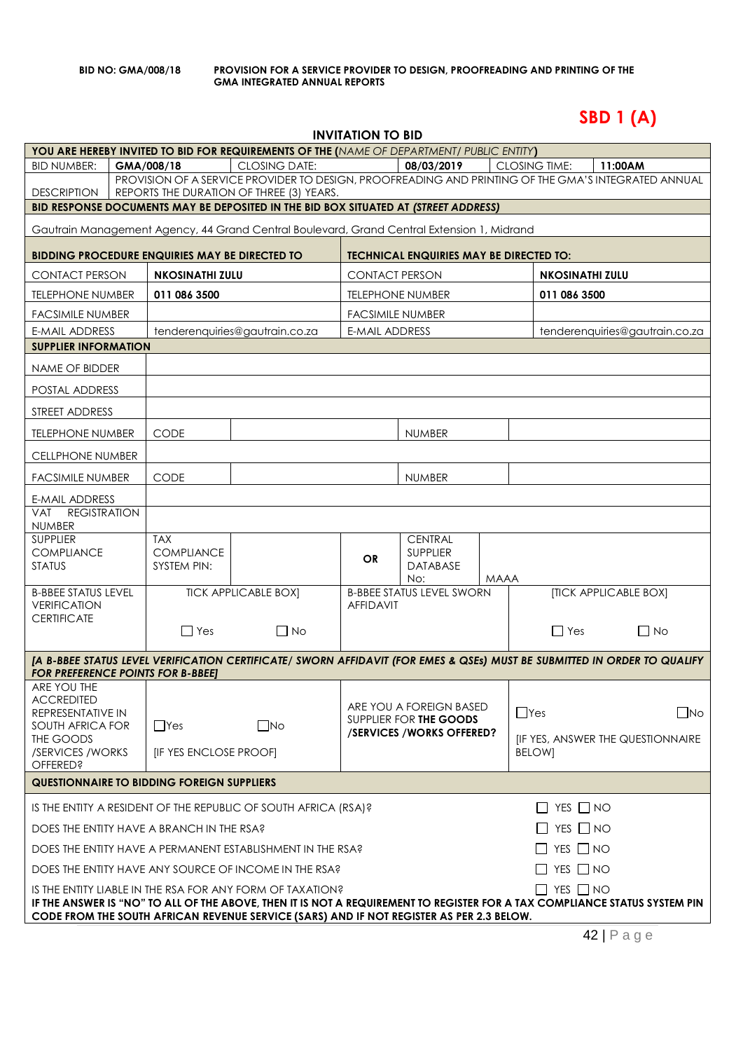**BID NO: GMA/008/18** **PROVISION FOR A SERVICE PROVIDER TO DESIGN, PROOFREADING AND PRINTING OF THE GMA INTEGRATED ANNUAL REPORTS**

# SBD 1 (A)

## INVITATION TO BID

| YOU ARE HEREBY INVITED TO BID FOR REQUIREMENTS OF THE (*NAME OF DEPARTMENT/ PUBLIC ENTITY*) | | | | | | |
|---|---|---|---|---|---|---|
| BID NUMBER: | GMA/008/18 | CLOSING DATE: | 08/03/2019 | CLOSING TIME: | 11:00AM | |
| DESCRIPTION | PROVISION OF A SERVICE PROVIDER TO DESIGN, PROOFREADING AND PRINTING OF THE GMA'S INTEGRATED ANNUAL REPORTS THE DURATION OF THREE (3) YEARS. | | | | | |
| **BID RESPONSE DOCUMENTS MAY BE DEPOSITED IN THE BID BOX SITUATED AT *(STREET ADDRESS)*** | | | | | | |
| Gautrain Management Agency, 44 Grand Central Boulevard, Grand Central Extension 1, Midrand | | | | | | |

| **BIDDING PROCEDURE ENQUIRIES MAY BE DIRECTED TO** | | **TECHNICAL ENQUIRIES MAY BE DIRECTED TO:** | |
|---|---|---|---|
| CONTACT PERSON | **NKOSINATHI ZULU** | CONTACT PERSON | **NKOSINATHI ZULU** |
| TELEPHONE NUMBER | **011 086 3500** | TELEPHONE NUMBER | **011 086 3500** |
| FACSIMILE NUMBER | | FACSIMILE NUMBER | |
| E-MAIL ADDRESS | tenderenquiries@gautrain.co.za | E-MAIL ADDRESS | tenderenquiries@gautrain.co.za |

| **SUPPLIER INFORMATION** | | | | | | |
|---|---|---|---|---|---|---|
| NAME OF BIDDER | | | | | | |
| POSTAL ADDRESS | | | | | | |
| STREET ADDRESS | | | | | | |
| TELEPHONE NUMBER | CODE | | | NUMBER | | |
| CELLPHONE NUMBER | | | | | | |
| FACSIMILE NUMBER | CODE | | | NUMBER | | |
| E-MAIL ADDRESS | | | | | | |
| VAT REGISTRATION NUMBER | | | | | | |
| SUPPLIER COMPLIANCE STATUS | TAX COMPLIANCE SYSTEM PIN: | | **OR** | CENTRAL SUPPLIER DATABASE No: | MAAA | |
| B-BBEE STATUS LEVEL VERIFICATION CERTIFICATE | TICK APPLICABLE BOX] ☐ Yes ☐ No | | B-BBEE STATUS LEVEL SWORN AFFIDAVIT | | [TICK APPLICABLE BOX] ☐ Yes ☐ No | |
| ***[A B-BBEE STATUS LEVEL VERIFICATION CERTIFICATE/ SWORN AFFIDAVIT (FOR EMES & QSEs) MUST BE SUBMITTED IN ORDER TO QUALIFY FOR PREFERENCE POINTS FOR B-BBEE]*** | | | | | | |
| ARE YOU THE ACCREDITED REPRESENTATIVE IN SOUTH AFRICA FOR THE GOODS /SERVICES /WORKS OFFERED? | ☐Yes ☐No [IF YES ENCLOSE PROOF] | | ARE YOU A FOREIGN BASED SUPPLIER FOR **THE GOODS /SERVICES /WORKS OFFERED?** | | ☐Yes ☐No [IF YES, ANSWER THE QUESTIONNAIRE BELOW] | |

| **QUESTIONNAIRE TO BIDDING FOREIGN SUPPLIERS** | |
|---|---|
| IS THE ENTITY A RESIDENT OF THE REPUBLIC OF SOUTH AFRICA (RSA)? | ☐ YES ☐ NO |
| DOES THE ENTITY HAVE A BRANCH IN THE RSA? | ☐ YES ☐ NO |
| DOES THE ENTITY HAVE A PERMANENT ESTABLISHMENT IN THE RSA? | ☐ YES ☐ NO |
| DOES THE ENTITY HAVE ANY SOURCE OF INCOME IN THE RSA? | ☐ YES ☐ NO |
| IS THE ENTITY LIABLE IN THE RSA FOR ANY FORM OF TAXATION? | ☐ YES ☐ NO |
| **IF THE ANSWER IS "NO" TO ALL OF THE ABOVE, THEN IT IS NOT A REQUIREMENT TO REGISTER FOR A TAX COMPLIANCE STATUS SYSTEM PIN CODE FROM THE SOUTH AFRICAN REVENUE SERVICE (SARS) AND IF NOT REGISTER AS PER 2.3 BELOW.** | |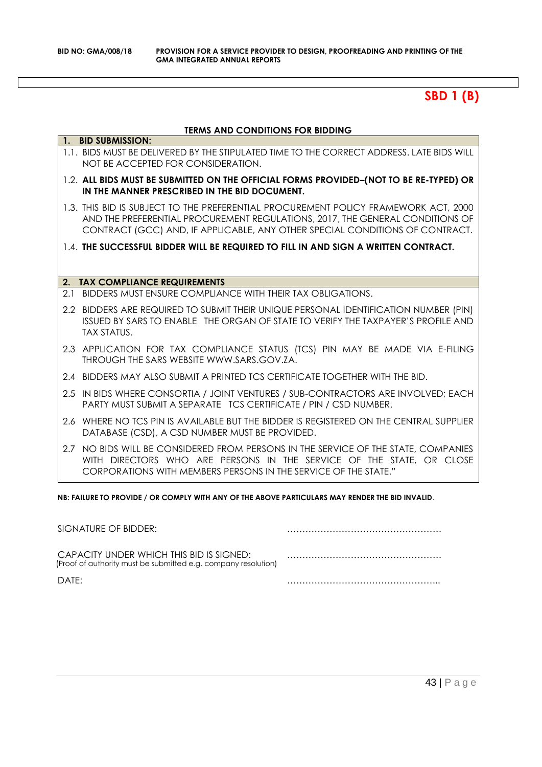**SBD 1 (B)**

**TERMS AND CONDITIONS FOR BIDDING**

**1. BID SUBMISSION:**

1.1. BIDS MUST BE DELIVERED BY THE STIPULATED TIME TO THE CORRECT ADDRESS. LATE BIDS WILL NOT BE ACCEPTED FOR CONSIDERATION.

1.2. **ALL BIDS MUST BE SUBMITTED ON THE OFFICIAL FORMS PROVIDED–(NOT TO BE RE-TYPED) OR IN THE MANNER PRESCRIBED IN THE BID DOCUMENT.**

1.3. THIS BID IS SUBJECT TO THE PREFERENTIAL PROCUREMENT POLICY FRAMEWORK ACT, 2000 AND THE PREFERENTIAL PROCUREMENT REGULATIONS, 2017, THE GENERAL CONDITIONS OF CONTRACT (GCC) AND, IF APPLICABLE, ANY OTHER SPECIAL CONDITIONS OF CONTRACT.

1.4. **THE SUCCESSFUL BIDDER WILL BE REQUIRED TO FILL IN AND SIGN A WRITTEN CONTRACT.**

**2. TAX COMPLIANCE REQUIREMENTS**

2.1 BIDDERS MUST ENSURE COMPLIANCE WITH THEIR TAX OBLIGATIONS.

2.2 BIDDERS ARE REQUIRED TO SUBMIT THEIR UNIQUE PERSONAL IDENTIFICATION NUMBER (PIN) ISSUED BY SARS TO ENABLE THE ORGAN OF STATE TO VERIFY THE TAXPAYER'S PROFILE AND TAX STATUS.

2.3 APPLICATION FOR TAX COMPLIANCE STATUS (TCS) PIN MAY BE MADE VIA E-FILING THROUGH THE SARS WEBSITE WWW.SARS.GOV.ZA.

2.4 BIDDERS MAY ALSO SUBMIT A PRINTED TCS CERTIFICATE TOGETHER WITH THE BID.

2.5 IN BIDS WHERE CONSORTIA / JOINT VENTURES / SUB-CONTRACTORS ARE INVOLVED; EACH PARTY MUST SUBMIT A SEPARATE TCS CERTIFICATE / PIN / CSD NUMBER.

2.6 WHERE NO TCS PIN IS AVAILABLE BUT THE BIDDER IS REGISTERED ON THE CENTRAL SUPPLIER DATABASE (CSD), A CSD NUMBER MUST BE PROVIDED.

2.7 NO BIDS WILL BE CONSIDERED FROM PERSONS IN THE SERVICE OF THE STATE, COMPANIES WITH DIRECTORS WHO ARE PERSONS IN THE SERVICE OF THE STATE, OR CLOSE CORPORATIONS WITH MEMBERS PERSONS IN THE SERVICE OF THE STATE."

**NB: FAILURE TO PROVIDE / OR COMPLY WITH ANY OF THE ABOVE PARTICULARS MAY RENDER THE BID INVALID**.

SIGNATURE OF BIDDER: ……………………………………………

CAPACITY UNDER WHICH THIS BID IS SIGNED: ……………………………………………
(Proof of authority must be submitted e.g. company resolution)

DATE: …………………………………………...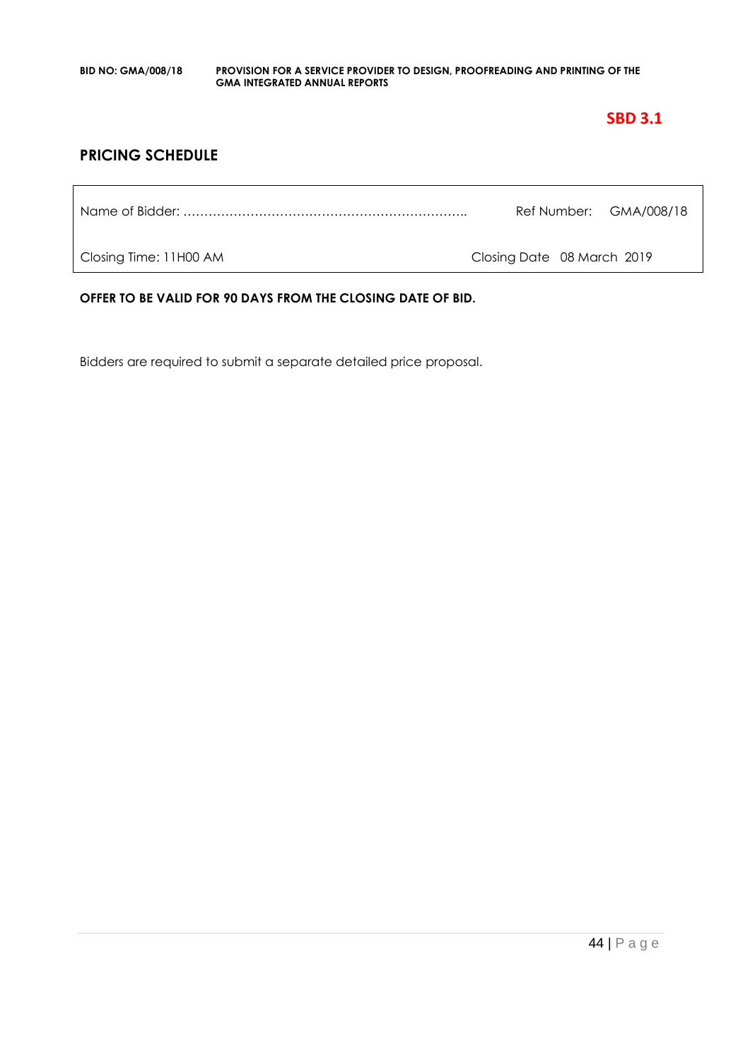**SBD 3.1**

## PRICING SCHEDULE

| Name of Bidder: ………………………………………………………….. | Ref Number: GMA/008/18 |
| --- | --- |
| Closing Time: 11H00 AM | Closing Date 08 March 2019 |

**OFFER TO BE VALID FOR 90 DAYS FROM THE CLOSING DATE OF BID.**

Bidders are required to submit a separate detailed price proposal.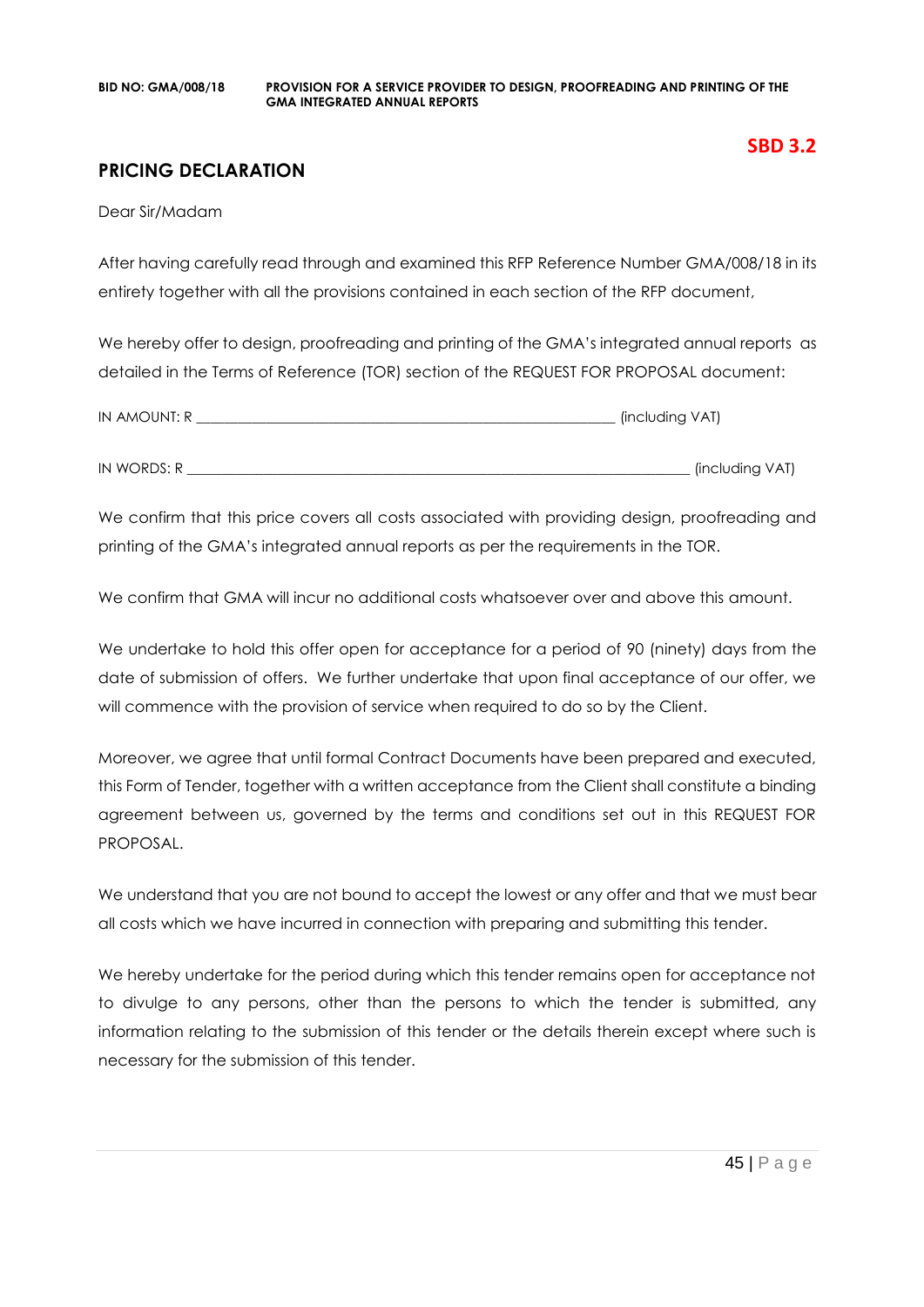**SBD 3.2**

## PRICING DECLARATION

Dear Sir/Madam

After having carefully read through and examined this RFP Reference Number GMA/008/18 in its entirety together with all the provisions contained in each section of the RFP document,

We hereby offer to design, proofreading and printing of the GMA's integrated annual reports as detailed in the Terms of Reference (TOR) section of the REQUEST FOR PROPOSAL document:

IN AMOUNT: R ____________________________________________________________ (including VAT)

IN WORDS: R ______________________________________________________________________ (including VAT)

We confirm that this price covers all costs associated with providing design, proofreading and printing of the GMA's integrated annual reports as per the requirements in the TOR.

We confirm that GMA will incur no additional costs whatsoever over and above this amount.

We undertake to hold this offer open for acceptance for a period of 90 (ninety) days from the date of submission of offers. We further undertake that upon final acceptance of our offer, we will commence with the provision of service when required to do so by the Client.

Moreover, we agree that until formal Contract Documents have been prepared and executed, this Form of Tender, together with a written acceptance from the Client shall constitute a binding agreement between us, governed by the terms and conditions set out in this REQUEST FOR PROPOSAL.

We understand that you are not bound to accept the lowest or any offer and that we must bear all costs which we have incurred in connection with preparing and submitting this tender.

We hereby undertake for the period during which this tender remains open for acceptance not to divulge to any persons, other than the persons to which the tender is submitted, any information relating to the submission of this tender or the details therein except where such is necessary for the submission of this tender.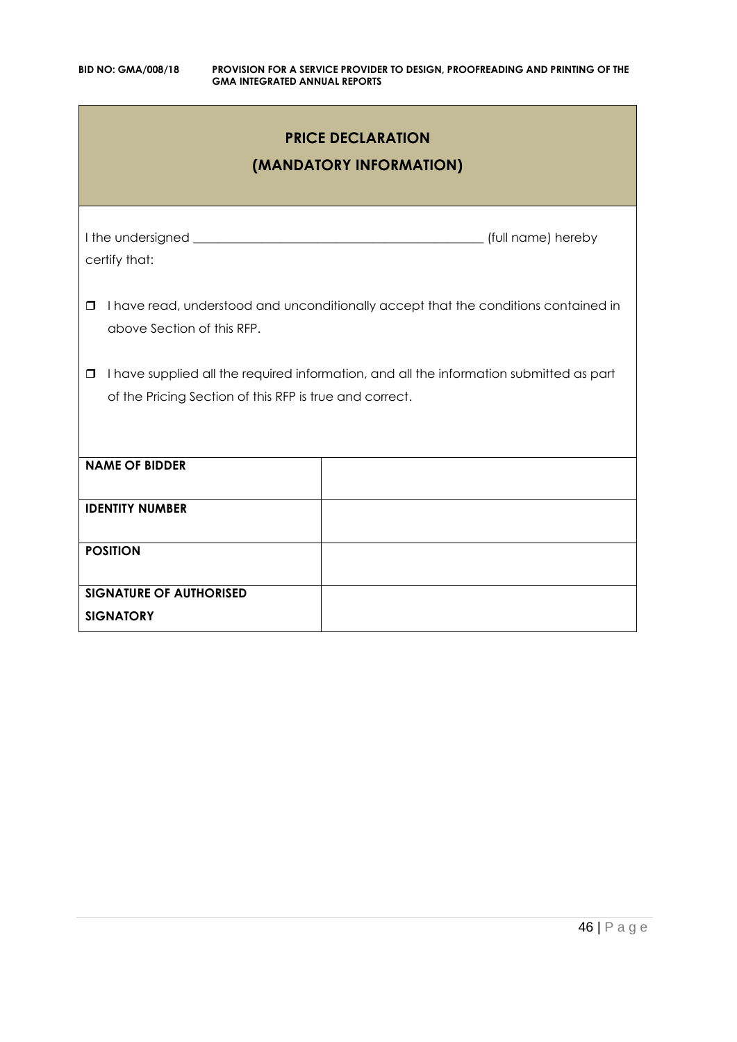## PRICE DECLARATION

## (MANDATORY INFORMATION)

I the undersigned ______________________________________________ (full name) hereby certify that:

- ☐ I have read, understood and unconditionally accept that the conditions contained in above Section of this RFP.
- ☐ I have supplied all the required information, and all the information submitted as part of the Pricing Section of this RFP is true and correct.

| | |
|---|---|
| **NAME OF BIDDER** | |
| **IDENTITY NUMBER** | |
| **POSITION** | |
| **SIGNATURE OF AUTHORISED SIGNATORY** | |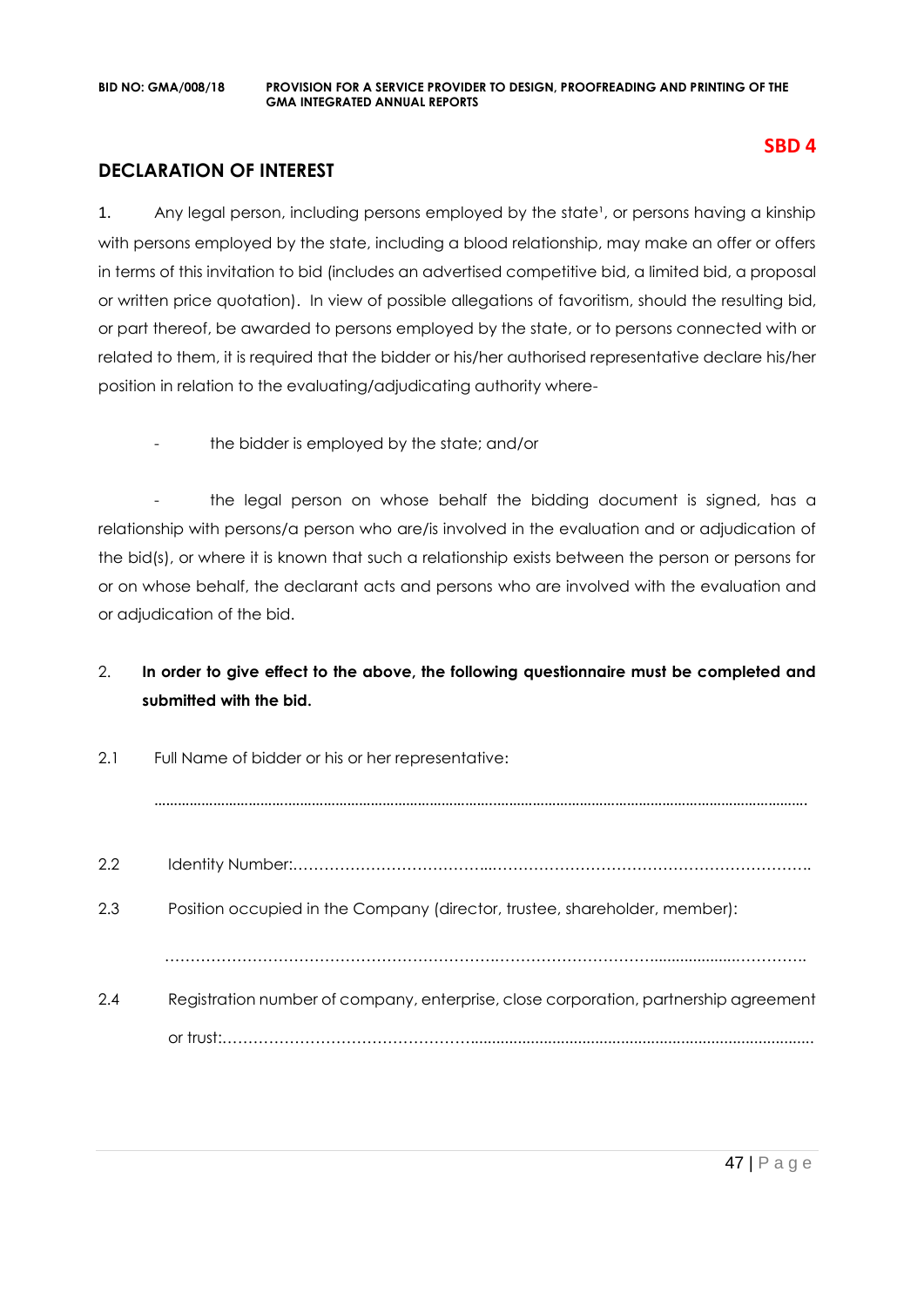**SBD 4**

## DECLARATION OF INTEREST

1. Any legal person, including persons employed by the state[1], or persons having a kinship with persons employed by the state, including a blood relationship, may make an offer or offers in terms of this invitation to bid (includes an advertised competitive bid, a limited bid, a proposal or written price quotation). In view of possible allegations of favoritism, should the resulting bid, or part thereof, be awarded to persons employed by the state, or to persons connected with or related to them, it is required that the bidder or his/her authorised representative declare his/her position in relation to the evaluating/adjudicating authority where-

   - the bidder is employed by the state; and/or

   - the legal person on whose behalf the bidding document is signed, has a relationship with persons/a person who are/is involved in the evaluation and or adjudication of the bid(s), or where it is known that such a relationship exists between the person or persons for or on whose behalf, the declarant acts and persons who are involved with the evaluation and or adjudication of the bid.

2. **In order to give effect to the above, the following questionnaire must be completed and submitted with the bid.**

2.1 Full Name of bidder or his or her representative:

..........................................................................................................................................................

2.2 Identity Number:………………………………...……………………………………………………..

2.3 Position occupied in the Company (director, trustee, shareholder, member):

……………………………………………………..………………………….................……………..

2.4 Registration number of company, enterprise, close corporation, partnership agreement or trust:…………………………………………...............................................................................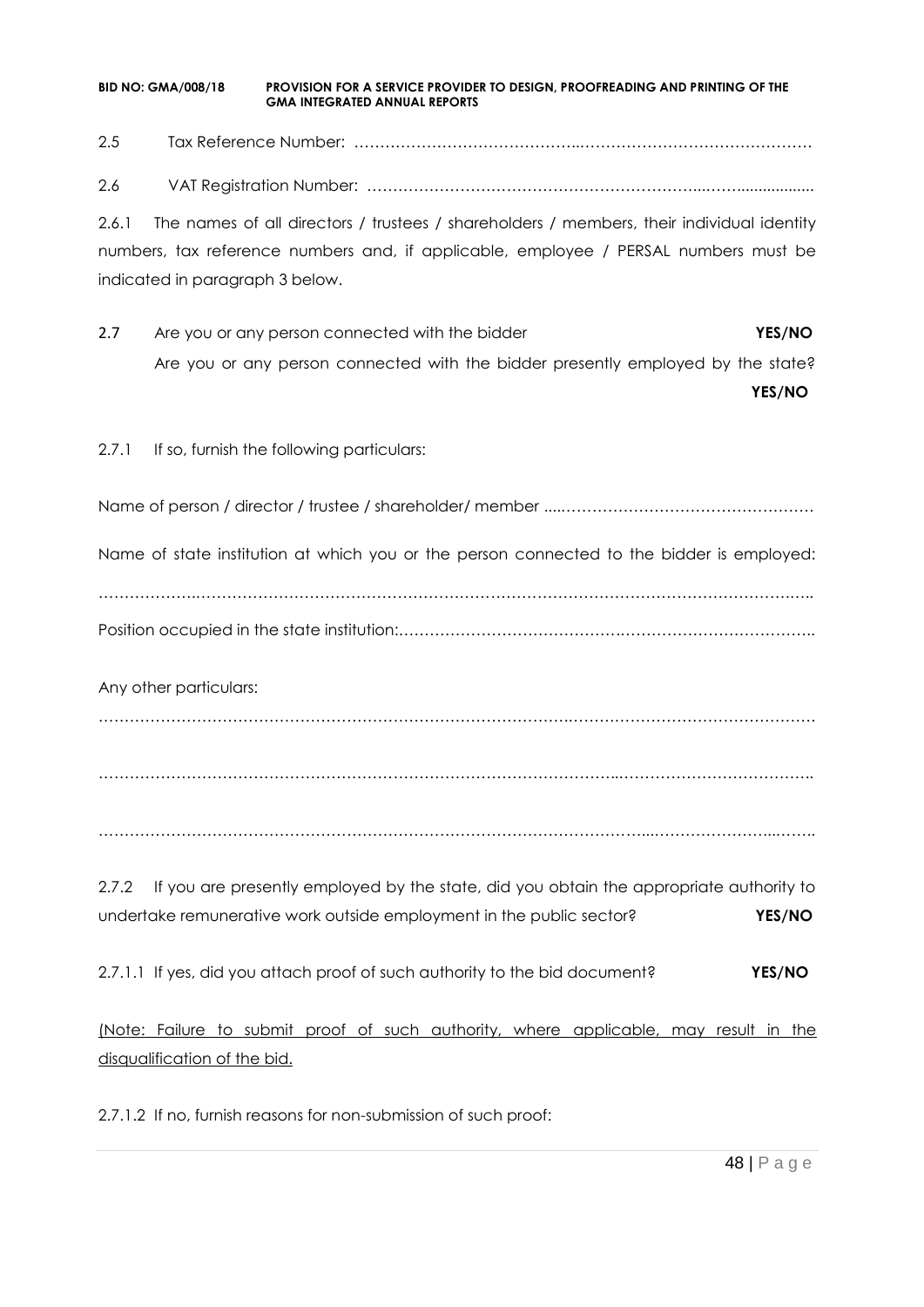2.5 Tax Reference Number: ……………………………………..………………………………………

2.6 VAT Registration Number: ………………………………………………………..……................

2.6.1 The names of all directors / trustees / shareholders / members, their individual identity numbers, tax reference numbers and, if applicable, employee / PERSAL numbers must be indicated in paragraph 3 below.

2.7 Are you or any person connected with the bidder **YES/NO**
Are you or any person connected with the bidder presently employed by the state? **YES/NO**

2.7.1 If so, furnish the following particulars:

Name of person / director / trustee / shareholder/ member ....…………………………………………

Name of state institution at which you or the person connected to the bidder is employed:

……………….…………………………………………………………………………………………….…..

Position occupied in the state institution:……………………………………….……………………………..

Any other particulars:

…………………………………………………………………………….………………………………………

…………………………………………………………………………………..………………………………..

…………………………………………………………………………………...…………………...……..

2.7.2 If you are presently employed by the state, did you obtain the appropriate authority to undertake remunerative work outside employment in the public sector? **YES/NO**

2.7.1.1 If yes, did you attach proof of such authority to the bid document? **YES/NO**

<u>(Note: Failure to submit proof of such authority, where applicable, may result in the disqualification of the bid.</u>

2.7.1.2 If no, furnish reasons for non-submission of such proof: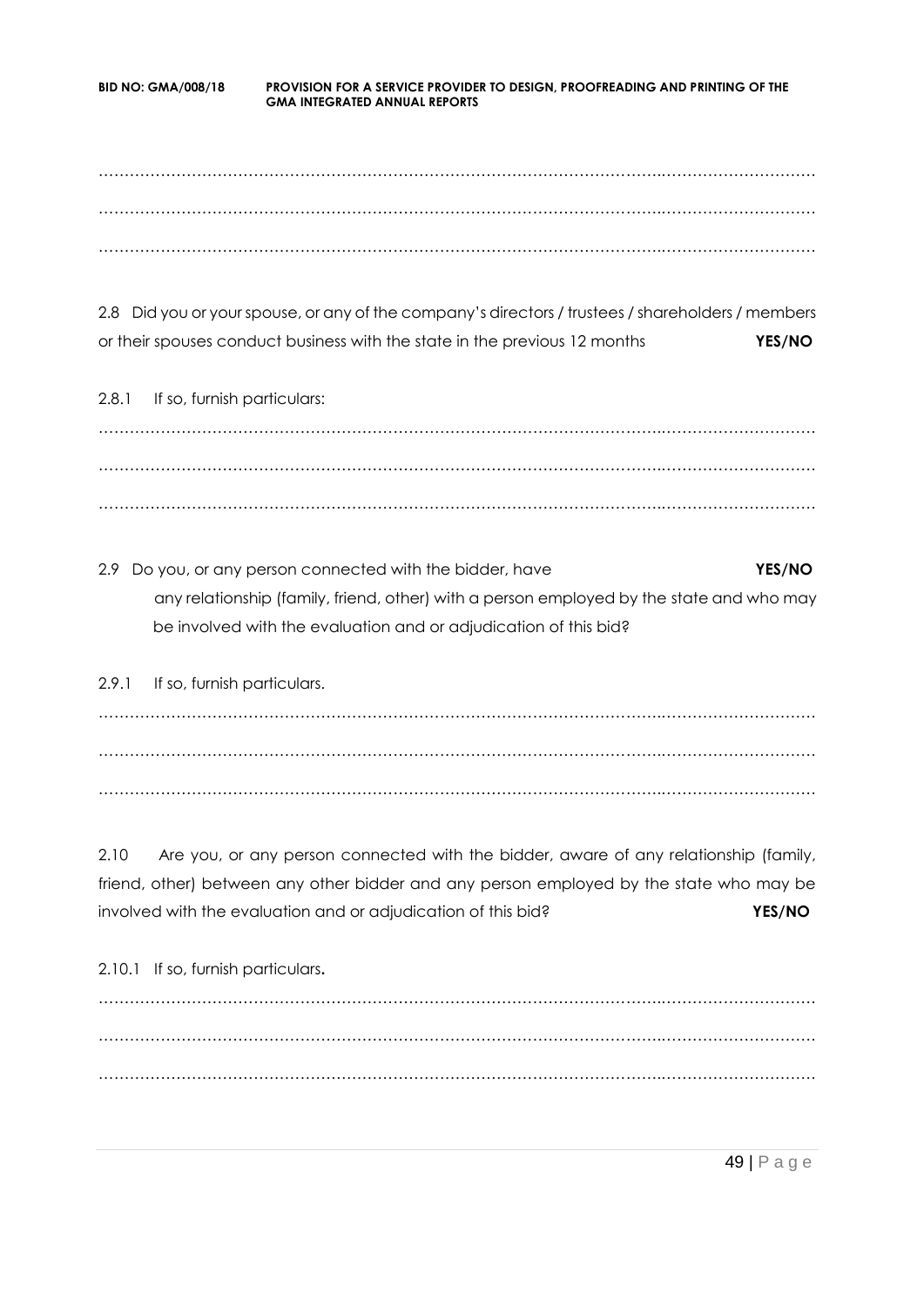……………………………………………………………………………………………………………………………
……………………………………………………………………………………………………………………………
……………………………………………………………………………………………………………………………

2.8 Did you or your spouse, or any of the company's directors / trustees / shareholders / members or their spouses conduct business with the state in the previous 12 months **YES/NO**

2.8.1 If so, furnish particulars:

……………………………………………………………………………………………………………………………
……………………………………………………………………………………………………………………………
……………………………………………………………………………………………………………………………

2.9 Do you, or any person connected with the bidder, have **YES/NO** any relationship (family, friend, other) with a person employed by the state and who may be involved with the evaluation and or adjudication of this bid?

2.9.1 If so, furnish particulars.

……………………………………………………………………………………………………………………………
……………………………………………………………………………………………………………………………
……………………………………………………………………………………………………………………………

2.10 Are you, or any person connected with the bidder, aware of any relationship (family, friend, other) between any other bidder and any person employed by the state who may be involved with the evaluation and or adjudication of this bid? **YES/NO**

2.10.1 If so, furnish particulars**.**

……………………………………………………………………………………………………………………………
……………………………………………………………………………………………………………………………
……………………………………………………………………………………………………………………………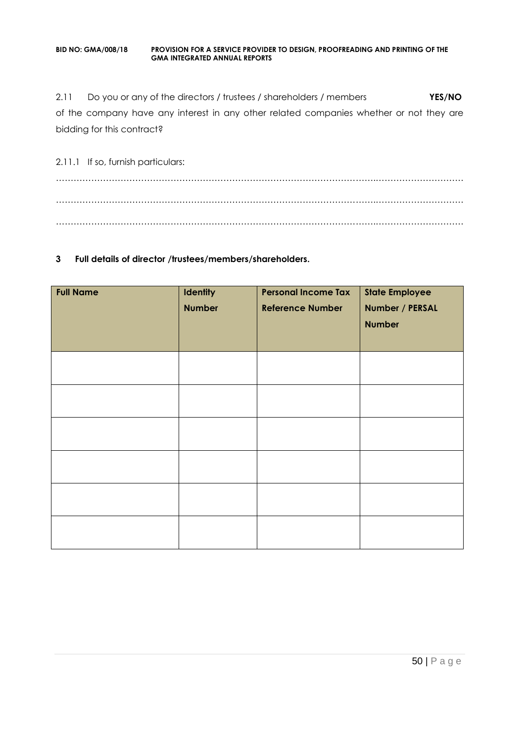2.11 Do you or any of the directors / trustees / shareholders / members **YES/NO** of the company have any interest in any other related companies whether or not they are bidding for this contract?

2.11.1 If so, furnish particulars:

……………………………………………………………………………………………………………………………

……………………………………………………………………………………………………………………………

……………………………………………………………………………………………………………………………

**3 Full details of director /trustees/members/shareholders.**

| **Full Name** | **Identity Number** | **Personal Income Tax Reference Number** | **State Employee Number / PERSAL Number** |
|---|---|---|---|
| | | | |
| | | | |
| | | | |
| | | | |
| | | | |
| | | | |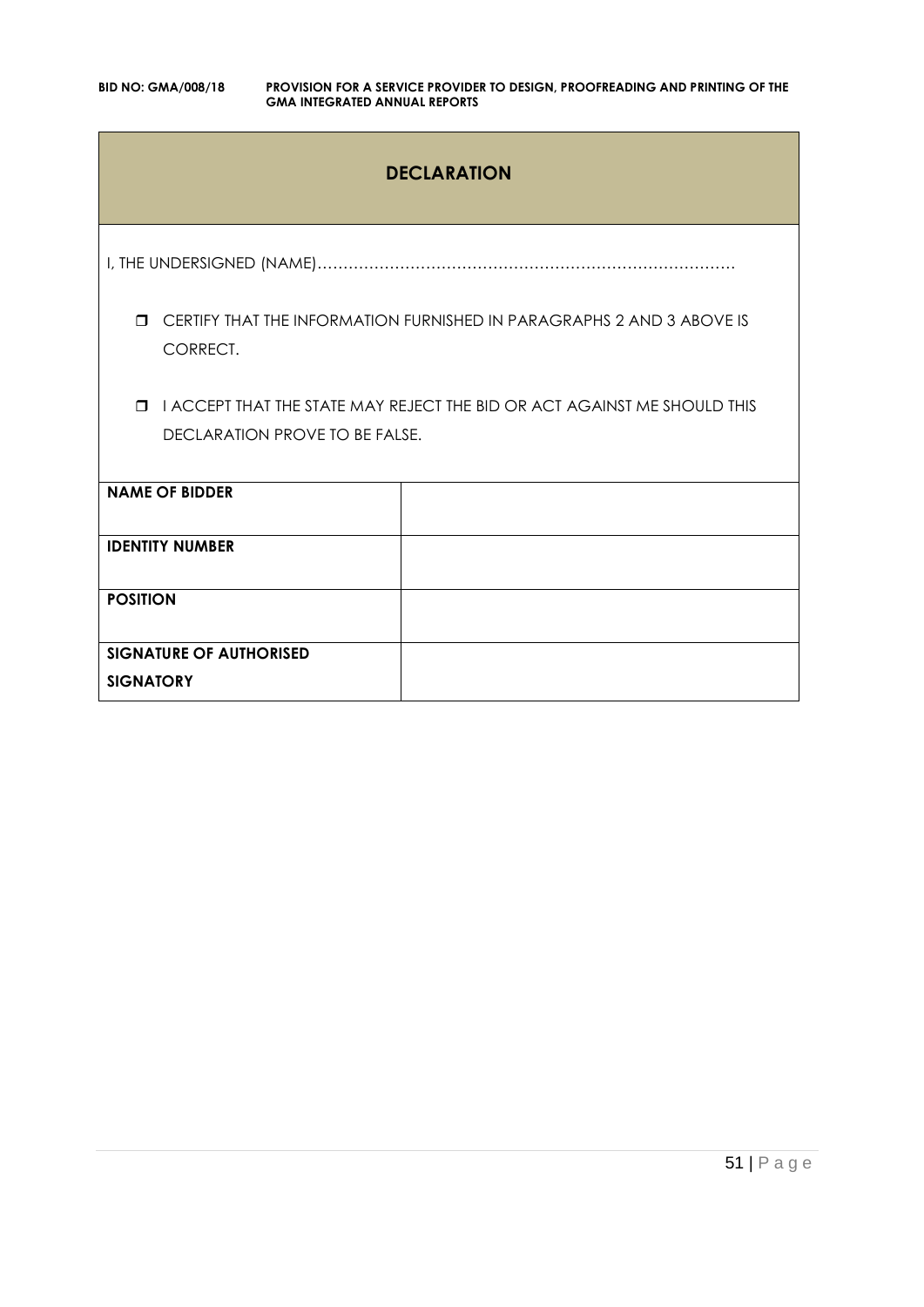## DECLARATION

I, THE UNDERSIGNED (NAME)………………………………………………………………………

- ❒ CERTIFY THAT THE INFORMATION FURNISHED IN PARAGRAPHS 2 AND 3 ABOVE IS CORRECT.
- ❒ I ACCEPT THAT THE STATE MAY REJECT THE BID OR ACT AGAINST ME SHOULD THIS DECLARATION PROVE TO BE FALSE.

| | |
|---|---|
| **NAME OF BIDDER** | |
| **IDENTITY NUMBER** | |
| **POSITION** | |
| **SIGNATURE OF AUTHORISED SIGNATORY** | |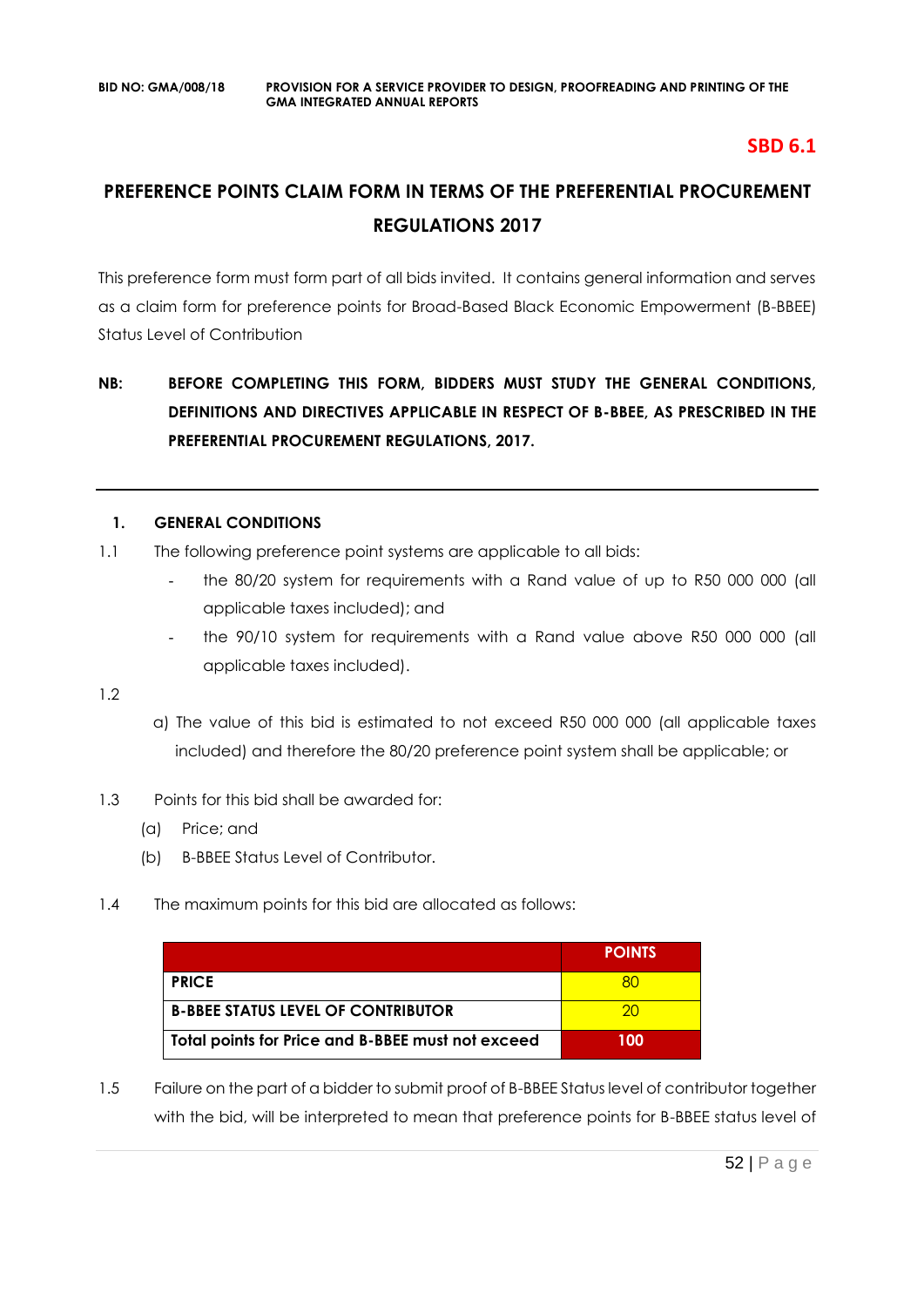**SBD 6.1**

# PREFERENCE POINTS CLAIM FORM IN TERMS OF THE PREFERENTIAL PROCUREMENT REGULATIONS 2017

This preference form must form part of all bids invited. It contains general information and serves as a claim form for preference points for Broad-Based Black Economic Empowerment (B-BBEE) Status Level of Contribution

**NB: BEFORE COMPLETING THIS FORM, BIDDERS MUST STUDY THE GENERAL CONDITIONS, DEFINITIONS AND DIRECTIVES APPLICABLE IN RESPECT OF B-BBEE, AS PRESCRIBED IN THE PREFERENTIAL PROCUREMENT REGULATIONS, 2017.**

---

## 1. GENERAL CONDITIONS

1.1 The following preference point systems are applicable to all bids:

- the 80/20 system for requirements with a Rand value of up to R50 000 000 (all applicable taxes included); and
- the 90/10 system for requirements with a Rand value above R50 000 000 (all applicable taxes included).

1.2

a) The value of this bid is estimated to not exceed R50 000 000 (all applicable taxes included) and therefore the 80/20 preference point system shall be applicable; or

1.3 Points for this bid shall be awarded for:

(a) Price; and

(b) B-BBEE Status Level of Contributor.

1.4 The maximum points for this bid are allocated as follows:

| | POINTS |
|---|---|
| **PRICE** | 80 |
| **B-BBEE STATUS LEVEL OF CONTRIBUTOR** | 20 |
| **Total points for Price and B-BBEE must not exceed** | **100** |

1.5 Failure on the part of a bidder to submit proof of B-BBEE Status level of contributor together with the bid, will be interpreted to mean that preference points for B-BBEE status level of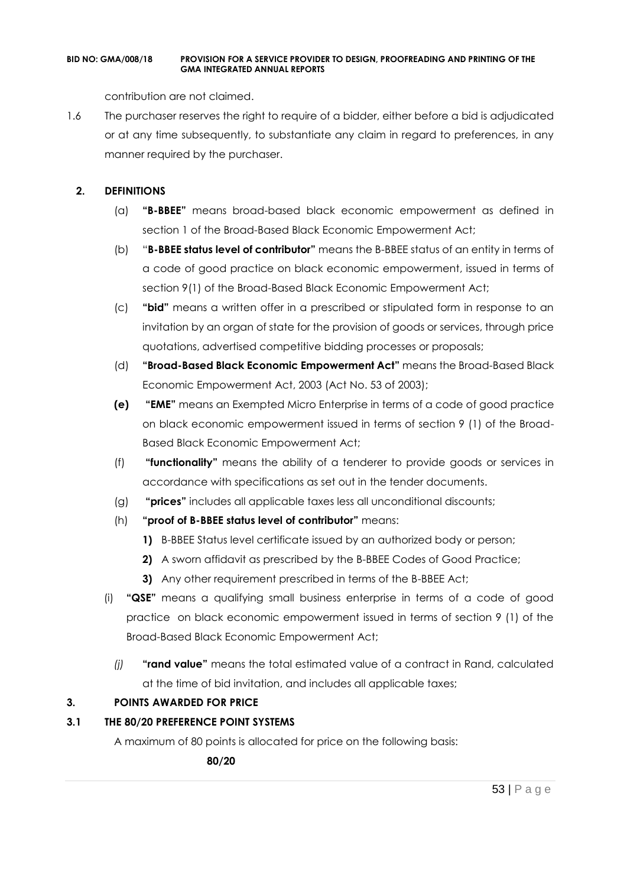contribution are not claimed.

1.6 The purchaser reserves the right to require of a bidder, either before a bid is adjudicated or at any time subsequently, to substantiate any claim in regard to preferences, in any manner required by the purchaser.

## 2. DEFINITIONS

(a) **"B-BBEE"** means broad-based black economic empowerment as defined in section 1 of the Broad-Based Black Economic Empowerment Act;

(b) "**B-BBEE status level of contributor"** means the B-BBEE status of an entity in terms of a code of good practice on black economic empowerment, issued in terms of section 9(1) of the Broad-Based Black Economic Empowerment Act;

(c) **"bid"** means a written offer in a prescribed or stipulated form in response to an invitation by an organ of state for the provision of goods or services, through price quotations, advertised competitive bidding processes or proposals;

(d) **"Broad-Based Black Economic Empowerment Act"** means the Broad-Based Black Economic Empowerment Act, 2003 (Act No. 53 of 2003);

**(e)** **"EME"** means an Exempted Micro Enterprise in terms of a code of good practice on black economic empowerment issued in terms of section 9 (1) of the Broad-Based Black Economic Empowerment Act;

(f) **"functionality"** means the ability of a tenderer to provide goods or services in accordance with specifications as set out in the tender documents.

(g) **"prices"** includes all applicable taxes less all unconditional discounts;

(h) **"proof of B-BBEE status level of contributor"** means:

**1)** B-BBEE Status level certificate issued by an authorized body or person;

**2)** A sworn affidavit as prescribed by the B-BBEE Codes of Good Practice;

**3)** Any other requirement prescribed in terms of the B-BBEE Act;

(i) **"QSE"** means a qualifying small business enterprise in terms of a code of good practice on black economic empowerment issued in terms of section 9 (1) of the Broad-Based Black Economic Empowerment Act;

*(j)* **"rand value"** means the total estimated value of a contract in Rand, calculated at the time of bid invitation, and includes all applicable taxes;

## 3. POINTS AWARDED FOR PRICE

### 3.1 THE 80/20 PREFERENCE POINT SYSTEMS

A maximum of 80 points is allocated for price on the following basis:

**80/20**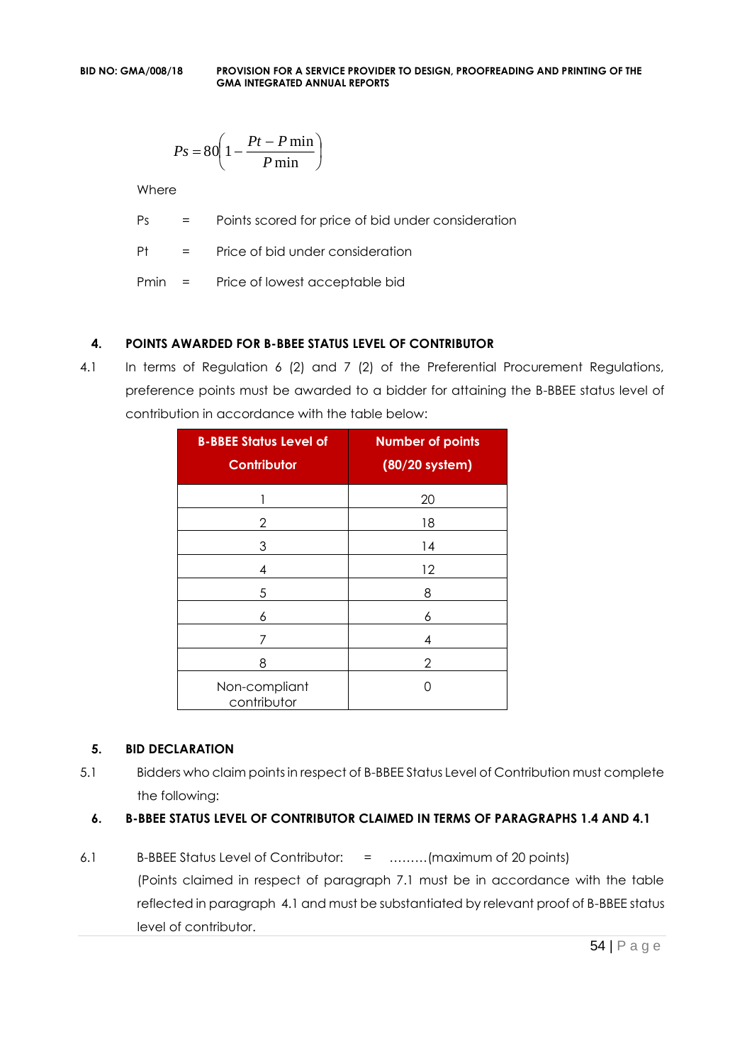$$Ps = 80\left(1 - \frac{Pt - P\min}{P\min}\right)$$

Where

Ps = Points scored for price of bid under consideration

Pt = Price of bid under consideration

Pmin = Price of lowest acceptable bid

## 4. POINTS AWARDED FOR B-BBEE STATUS LEVEL OF CONTRIBUTOR

4.1 In terms of Regulation 6 (2) and 7 (2) of the Preferential Procurement Regulations, preference points must be awarded to a bidder for attaining the B-BBEE status level of contribution in accordance with the table below:

| B-BBEE Status Level of Contributor | Number of points (80/20 system) |
|---|---|
| 1 | 20 |
| 2 | 18 |
| 3 | 14 |
| 4 | 12 |
| 5 | 8 |
| 6 | 6 |
| 7 | 4 |
| 8 | 2 |
| Non-compliant contributor | 0 |

## 5. BID DECLARATION

5.1 Bidders who claim points in respect of B-BBEE Status Level of Contribution must complete the following:

## 6. B-BBEE STATUS LEVEL OF CONTRIBUTOR CLAIMED IN TERMS OF PARAGRAPHS 1.4 AND 4.1

6.1 B-BBEE Status Level of Contributor: = ………(maximum of 20 points)
(Points claimed in respect of paragraph 7.1 must be in accordance with the table reflected in paragraph 4.1 and must be substantiated by relevant proof of B-BBEE status level of contributor.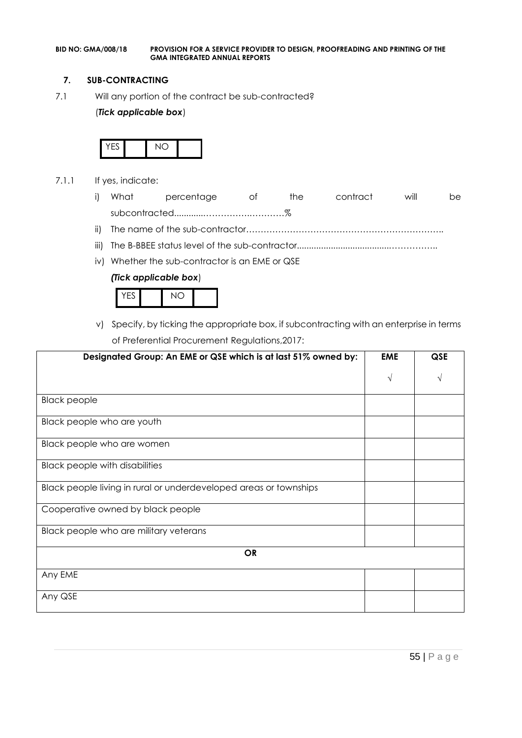## 7. SUB-CONTRACTING

7.1 Will any portion of the contract be sub-contracted?

(***Tick applicable box***)

| YES | | NO | |
|---|---|---|---|

7.1.1 If yes, indicate:

i) What percentage of the contract will be subcontracted............…………….………%

ii) The name of the sub-contractor…………………………………………………………..

iii) The B-BBEE status level of the sub-contractor......................................……………..

iv) Whether the sub-contractor is an EME or QSE

***(Tick applicable box***)

| YES | | NO | |
|---|---|---|---|

v) Specify, by ticking the appropriate box, if subcontracting with an enterprise in terms of Preferential Procurement Regulations,2017:

| Designated Group: An EME or QSE which is at last 51% owned by: | EME | QSE |
|---|---|---|
| | √ | √ |
| Black people | | |
| Black people who are youth | | |
| Black people who are women | | |
| Black people with disabilities | | |
| Black people living in rural or underdeveloped areas or townships | | |
| Cooperative owned by black people | | |
| Black people who are military veterans | | |
| **OR** | | |
| Any EME | | |
| Any QSE | | |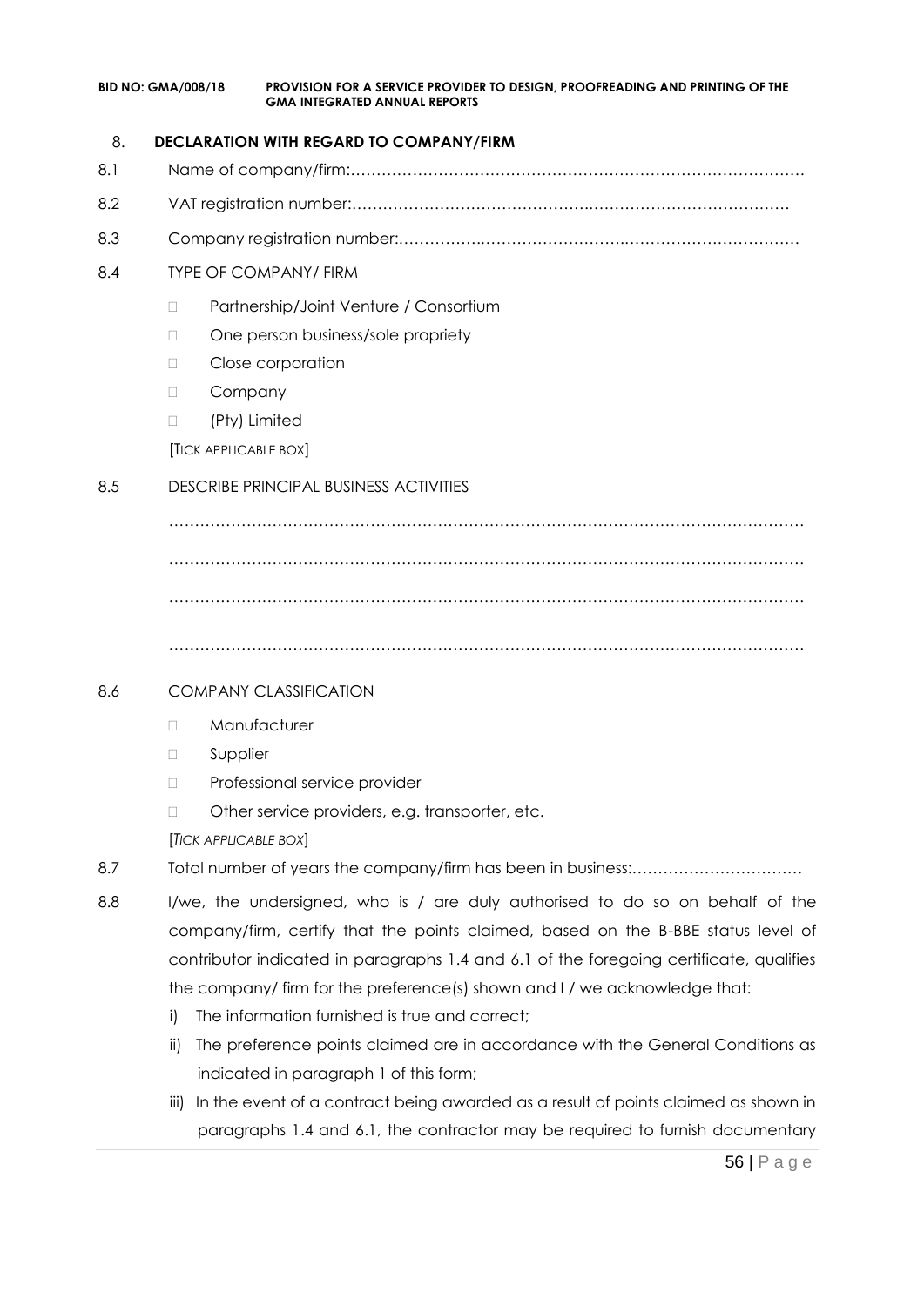8. **DECLARATION WITH REGARD TO COMPANY/FIRM**

8.1 Name of company/firm:…………………………………………………………………………….

8.2 VAT registration number:……………………………………….…………………………………

8.3 Company registration number:……….……………………….……………………………….

8.4 TYPE OF COMPANY/ FIRM

- Partnership/Joint Venture / Consortium
- One person business/sole propriety
- Close corporation
- Company
- (Pty) Limited

[TICK APPLICABLE BOX]

8.5 DESCRIBE PRINCIPAL BUSINESS ACTIVITIES

……………………………………………………………………………………………………

……………………………………………………………………………………………………

……………………………………………………………………………………………………

……………………………………………………………………………………………………

8.6 COMPANY CLASSIFICATION

- Manufacturer
- Supplier
- Professional service provider
- Other service providers, e.g. transporter, etc.

[*TICK APPLICABLE BOX*]

8.7 Total number of years the company/firm has been in business:……………………………

8.8 I/we, the undersigned, who is / are duly authorised to do so on behalf of the company/firm, certify that the points claimed, based on the B-BBE status level of contributor indicated in paragraphs 1.4 and 6.1 of the foregoing certificate, qualifies the company/ firm for the preference(s) shown and I / we acknowledge that:

i) The information furnished is true and correct;

ii) The preference points claimed are in accordance with the General Conditions as indicated in paragraph 1 of this form;

iii) In the event of a contract being awarded as a result of points claimed as shown in paragraphs 1.4 and 6.1, the contractor may be required to furnish documentary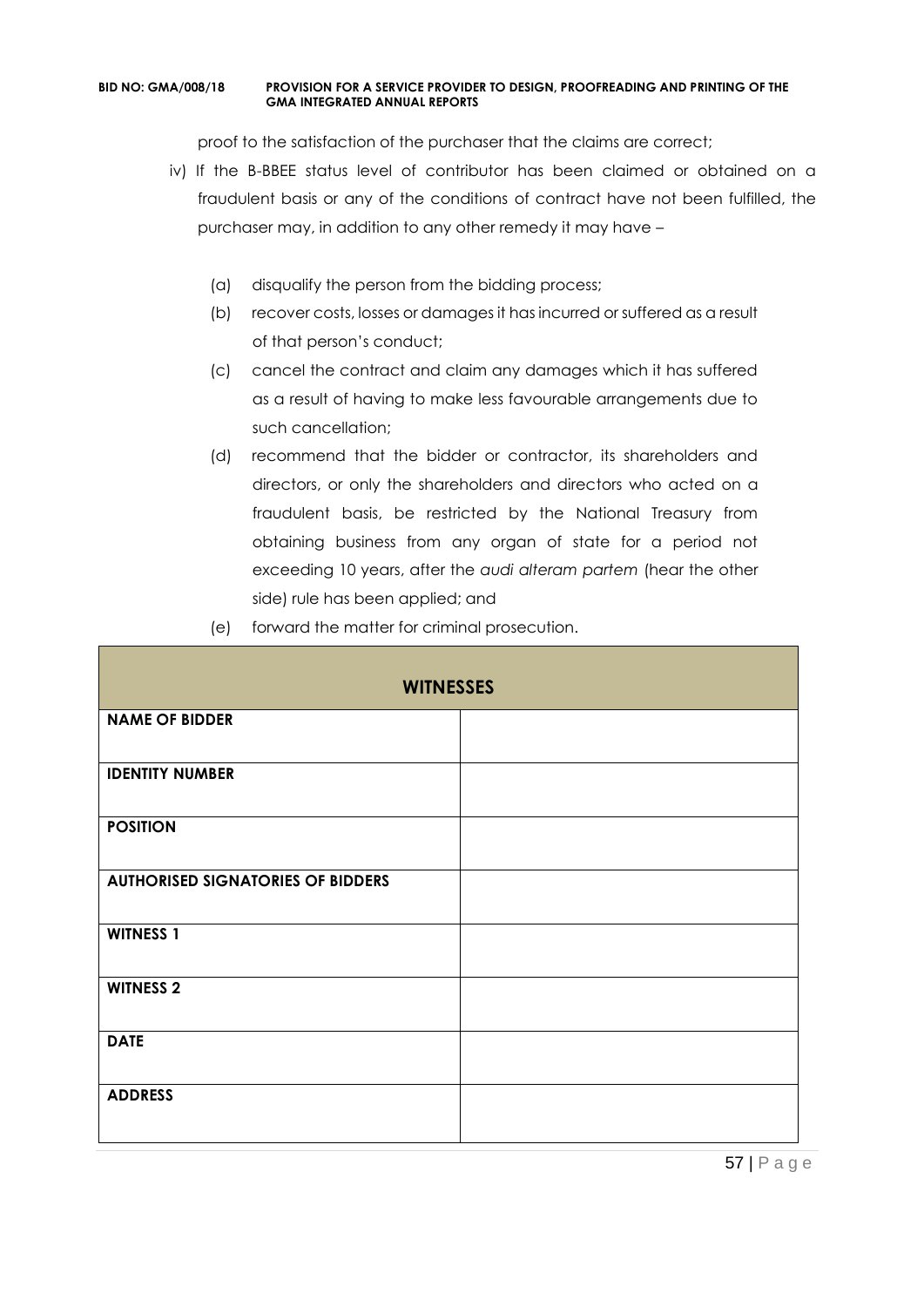proof to the satisfaction of the purchaser that the claims are correct;

iv) If the B-BBEE status level of contributor has been claimed or obtained on a fraudulent basis or any of the conditions of contract have not been fulfilled, the purchaser may, in addition to any other remedy it may have –

   (a) disqualify the person from the bidding process;

   (b) recover costs, losses or damages it has incurred or suffered as a result of that person's conduct;

   (c) cancel the contract and claim any damages which it has suffered as a result of having to make less favourable arrangements due to such cancellation;

   (d) recommend that the bidder or contractor, its shareholders and directors, or only the shareholders and directors who acted on a fraudulent basis, be restricted by the National Treasury from obtaining business from any organ of state for a period not exceeding 10 years, after the *audi alteram partem* (hear the other side) rule has been applied; and

   (e) forward the matter for criminal prosecution.

| WITNESSES | |
|---|---|
| **NAME OF BIDDER** | |
| **IDENTITY NUMBER** | |
| **POSITION** | |
| **AUTHORISED SIGNATORIES OF BIDDERS** | |
| **WITNESS 1** | |
| **WITNESS 2** | |
| **DATE** | |
| **ADDRESS** | |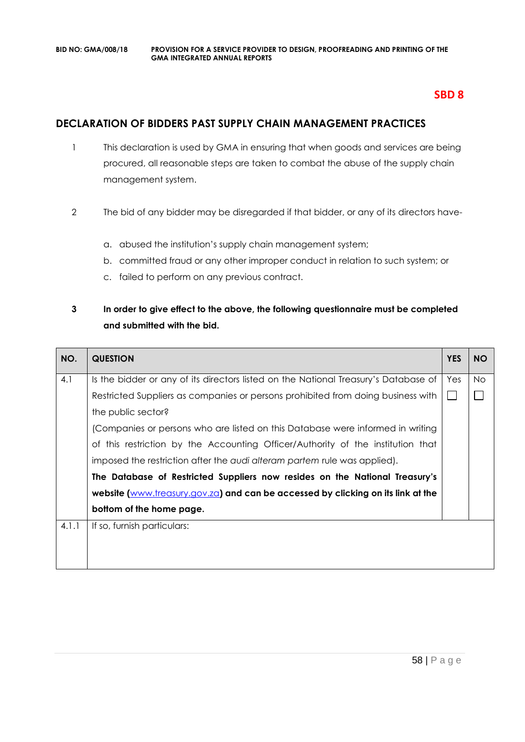**SBD 8**

## DECLARATION OF BIDDERS PAST SUPPLY CHAIN MANAGEMENT PRACTICES

1. This declaration is used by GMA in ensuring that when goods and services are being procured, all reasonable steps are taken to combat the abuse of the supply chain management system.

2. The bid of any bidder may be disregarded if that bidder, or any of its directors have-

   a. abused the institution's supply chain management system;
   b. committed fraud or any other improper conduct in relation to such system; or
   c. failed to perform on any previous contract.

3. **In order to give effect to the above, the following questionnaire must be completed and submitted with the bid.**

| NO. | QUESTION | YES | NO |
|---|---|---|---|
| 4.1 | Is the bidder or any of its directors listed on the National Treasury's Database of Restricted Suppliers as companies or persons prohibited from doing business with the public sector?<br>(Companies or persons who are listed on this Database were informed in writing of this restriction by the Accounting Officer/Authority of the institution that imposed the restriction after the *audi alteram partem* rule was applied).<br>**The Database of Restricted Suppliers now resides on the National Treasury's website (www.treasury.gov.za) and can be accessed by clicking on its link at the bottom of the home page.** | Yes ☐ | No ☐ |
| 4.1.1 | If so, furnish particulars: | | |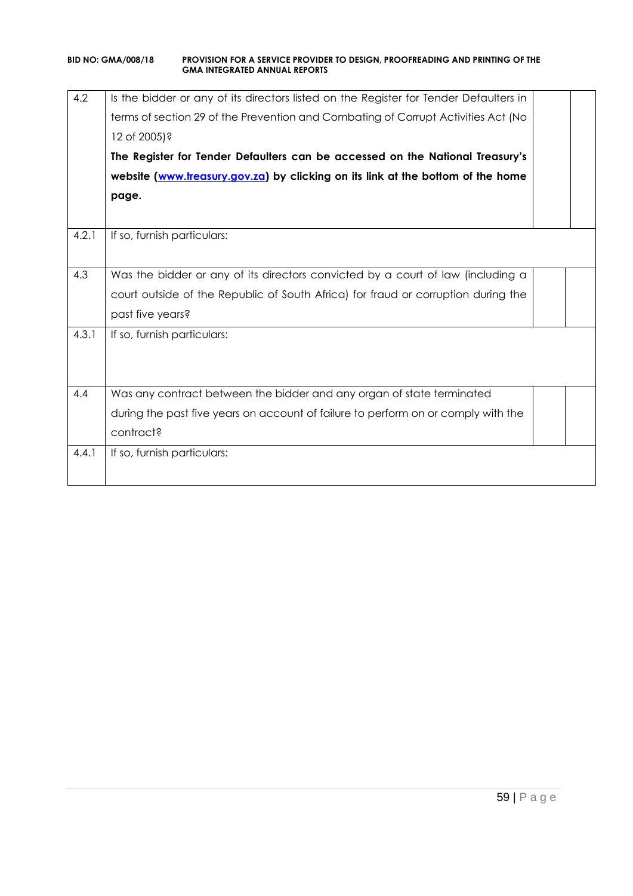| | | | |
|---|---|---|---|
| 4.2 | Is the bidder or any of its directors listed on the Register for Tender Defaulters in terms of section 29 of the Prevention and Combating of Corrupt Activities Act (No 12 of 2005)?<br>**The Register for Tender Defaulters can be accessed on the National Treasury's website ([www.treasury.gov.za](http://www.treasury.gov.za)) by clicking on its link at the bottom of the home page.** | | |
| 4.2.1 | If so, furnish particulars: | | |
| 4.3 | Was the bidder or any of its directors convicted by a court of law (including a court outside of the Republic of South Africa) for fraud or corruption during the past five years? | | |
| 4.3.1 | If so, furnish particulars: | | |
| 4.4 | Was any contract between the bidder and any organ of state terminated during the past five years on account of failure to perform on or comply with the contract? | | |
| 4.4.1 | If so, furnish particulars: | | |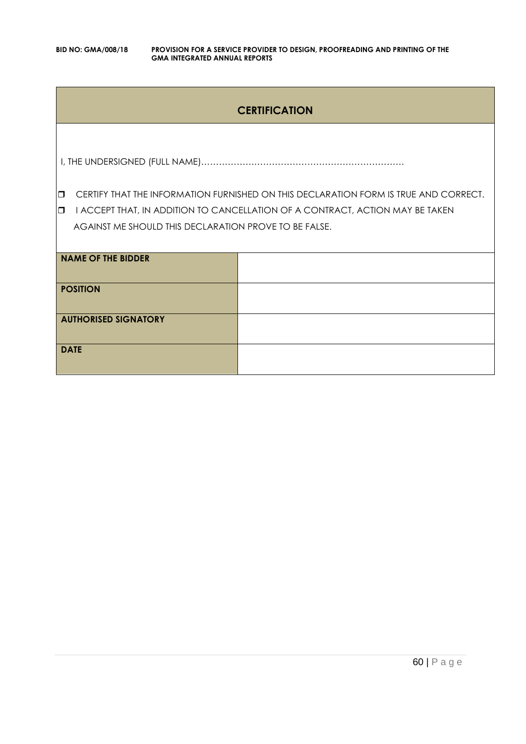## CERTIFICATION

I, THE UNDERSIGNED (FULL NAME)…………………………………………………………

- ❒ CERTIFY THAT THE INFORMATION FURNISHED ON THIS DECLARATION FORM IS TRUE AND CORRECT.
- ❒ I ACCEPT THAT, IN ADDITION TO CANCELLATION OF A CONTRACT, ACTION MAY BE TAKEN AGAINST ME SHOULD THIS DECLARATION PROVE TO BE FALSE.

| | |
|---|---|
| **NAME OF THE BIDDER** | |
| **POSITION** | |
| **AUTHORISED SIGNATORY** | |
| **DATE** | |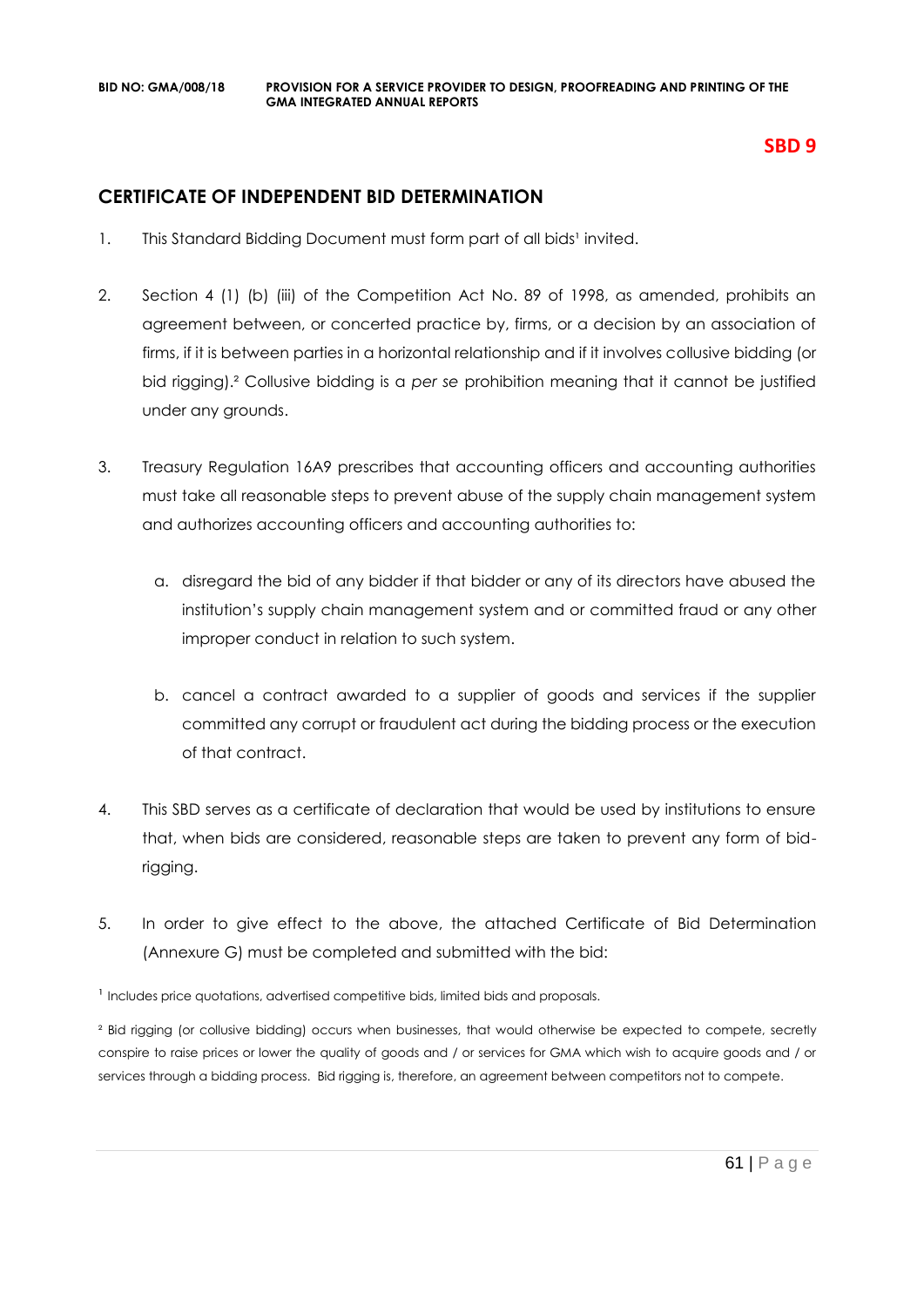**SBD 9**

## CERTIFICATE OF INDEPENDENT BID DETERMINATION

1. This Standard Bidding Document must form part of all bids[1] invited.

2. Section 4 (1) (b) (iii) of the Competition Act No. 89 of 1998, as amended, prohibits an agreement between, or concerted practice by, firms, or a decision by an association of firms, if it is between parties in a horizontal relationship and if it involves collusive bidding (or bid rigging).[2] Collusive bidding is a *per se* prohibition meaning that it cannot be justified under any grounds.

3. Treasury Regulation 16A9 prescribes that accounting officers and accounting authorities must take all reasonable steps to prevent abuse of the supply chain management system and authorizes accounting officers and accounting authorities to:

   a. disregard the bid of any bidder if that bidder or any of its directors have abused the institution's supply chain management system and or committed fraud or any other improper conduct in relation to such system.

   b. cancel a contract awarded to a supplier of goods and services if the supplier committed any corrupt or fraudulent act during the bidding process or the execution of that contract.

4. This SBD serves as a certificate of declaration that would be used by institutions to ensure that, when bids are considered, reasonable steps are taken to prevent any form of bid-rigging.

5. In order to give effect to the above, the attached Certificate of Bid Determination (Annexure G) must be completed and submitted with the bid:

[1] Includes price quotations, advertised competitive bids, limited bids and proposals.

[2] Bid rigging (or collusive bidding) occurs when businesses, that would otherwise be expected to compete, secretly conspire to raise prices or lower the quality of goods and / or services for GMA which wish to acquire goods and / or services through a bidding process. Bid rigging is, therefore, an agreement between competitors not to compete.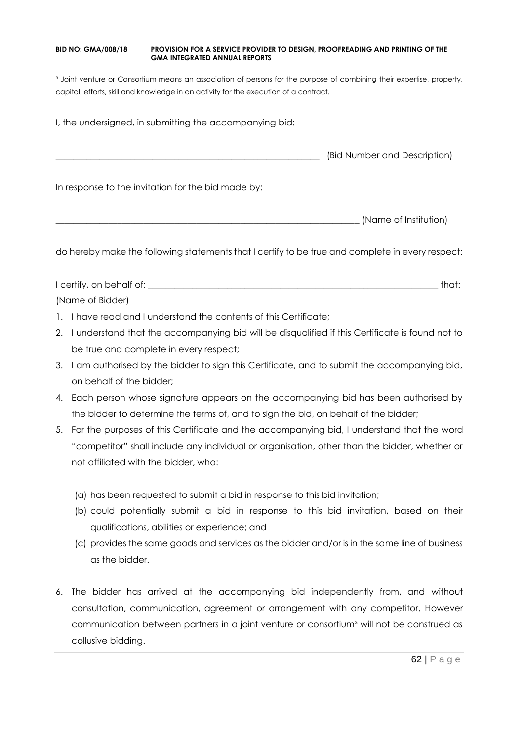[3] Joint venture or Consortium means an association of persons for the purpose of combining their expertise, property, capital, efforts, skill and knowledge in an activity for the execution of a contract.

I, the undersigned, in submitting the accompanying bid:

_____________________________________________________________ (Bid Number and Description)

In response to the invitation for the bid made by:

_____________________________________________________________________ (Name of Institution)

do hereby make the following statements that I certify to be true and complete in every respect:

I certify, on behalf of: _________________________________________________________________ that:
(Name of Bidder)

1. I have read and I understand the contents of this Certificate;
2. I understand that the accompanying bid will be disqualified if this Certificate is found not to be true and complete in every respect;
3. I am authorised by the bidder to sign this Certificate, and to submit the accompanying bid, on behalf of the bidder;
4. Each person whose signature appears on the accompanying bid has been authorised by the bidder to determine the terms of, and to sign the bid, on behalf of the bidder;
5. For the purposes of this Certificate and the accompanying bid, I understand that the word "competitor" shall include any individual or organisation, other than the bidder, whether or not affiliated with the bidder, who:

   (a) has been requested to submit a bid in response to this bid invitation;
   (b) could potentially submit a bid in response to this bid invitation, based on their qualifications, abilities or experience; and
   (c) provides the same goods and services as the bidder and/or is in the same line of business as the bidder.

6. The bidder has arrived at the accompanying bid independently from, and without consultation, communication, agreement or arrangement with any competitor. However communication between partners in a joint venture or consortium[3] will not be construed as collusive bidding.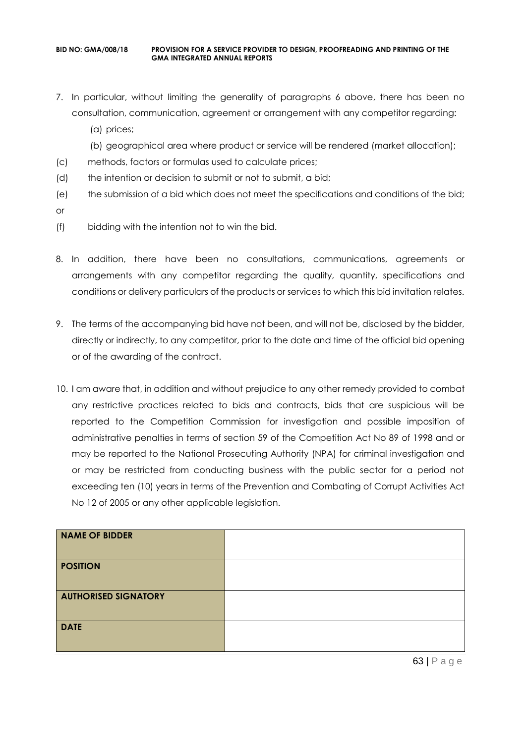7. In particular, without limiting the generality of paragraphs 6 above, there has been no consultation, communication, agreement or arrangement with any competitor regarding:
   (a) prices;
   (b) geographical area where product or service will be rendered (market allocation);
   (c) methods, factors or formulas used to calculate prices;
   (d) the intention or decision to submit or not to submit, a bid;
   (e) the submission of a bid which does not meet the specifications and conditions of the bid; or
   (f) bidding with the intention not to win the bid.

8. In addition, there have been no consultations, communications, agreements or arrangements with any competitor regarding the quality, quantity, specifications and conditions or delivery particulars of the products or services to which this bid invitation relates.

9. The terms of the accompanying bid have not been, and will not be, disclosed by the bidder, directly or indirectly, to any competitor, prior to the date and time of the official bid opening or of the awarding of the contract.

10. I am aware that, in addition and without prejudice to any other remedy provided to combat any restrictive practices related to bids and contracts, bids that are suspicious will be reported to the Competition Commission for investigation and possible imposition of administrative penalties in terms of section 59 of the Competition Act No 89 of 1998 and or may be reported to the National Prosecuting Authority (NPA) for criminal investigation and or may be restricted from conducting business with the public sector for a period not exceeding ten (10) years in terms of the Prevention and Combating of Corrupt Activities Act No 12 of 2005 or any other applicable legislation.

| **NAME OF BIDDER** | |
|---|---|
| **POSITION** | |
| **AUTHORISED SIGNATORY** | |
| **DATE** | |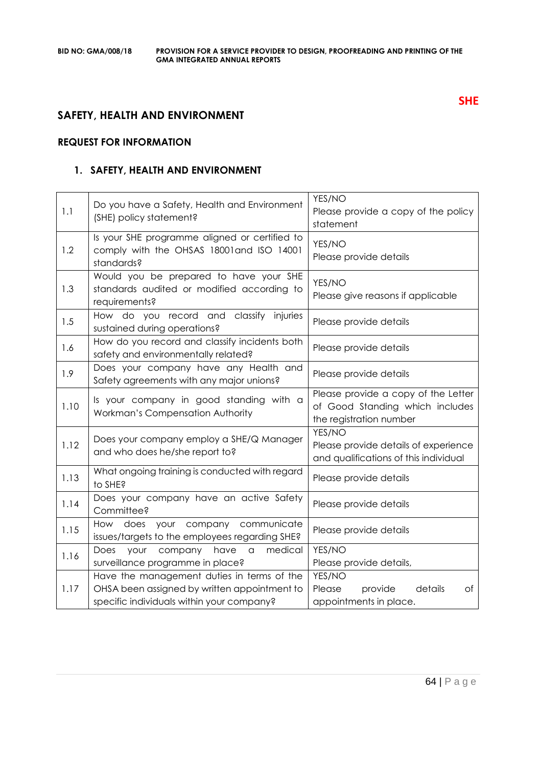**SHE**

## SAFETY, HEALTH AND ENVIRONMENT

### REQUEST FOR INFORMATION

### 1. SAFETY, HEALTH AND ENVIRONMENT

| | | |
|---|---|---|
| 1.1 | Do you have a Safety, Health and Environment (SHE) policy statement? | YES/NO<br>Please provide a copy of the policy statement |
| 1.2 | Is your SHE programme aligned or certified to comply with the OHSAS 18001and ISO 14001 standards? | YES/NO<br>Please provide details |
| 1.3 | Would you be prepared to have your SHE standards audited or modified according to requirements? | YES/NO<br>Please give reasons if applicable |
| 1.5 | How do you record and classify injuries sustained during operations? | Please provide details |
| 1.6 | How do you record and classify incidents both safety and environmentally related? | Please provide details |
| 1.9 | Does your company have any Health and Safety agreements with any major unions? | Please provide details |
| 1.10 | Is your company in good standing with a Workman's Compensation Authority | Please provide a copy of the Letter of Good Standing which includes the registration number |
| 1.12 | Does your company employ a SHE/Q Manager and who does he/she report to? | YES/NO<br>Please provide details of experience and qualifications of this individual |
| 1.13 | What ongoing training is conducted with regard to SHE? | Please provide details |
| 1.14 | Does your company have an active Safety Committee? | Please provide details |
| 1.15 | How does your company communicate issues/targets to the employees regarding SHE? | Please provide details |
| 1.16 | Does your company have a medical surveillance programme in place? | YES/NO<br>Please provide details, |
| 1.17 | Have the management duties in terms of the OHSA been assigned by written appointment to specific individuals within your company? | YES/NO<br>Please provide details of appointments in place. |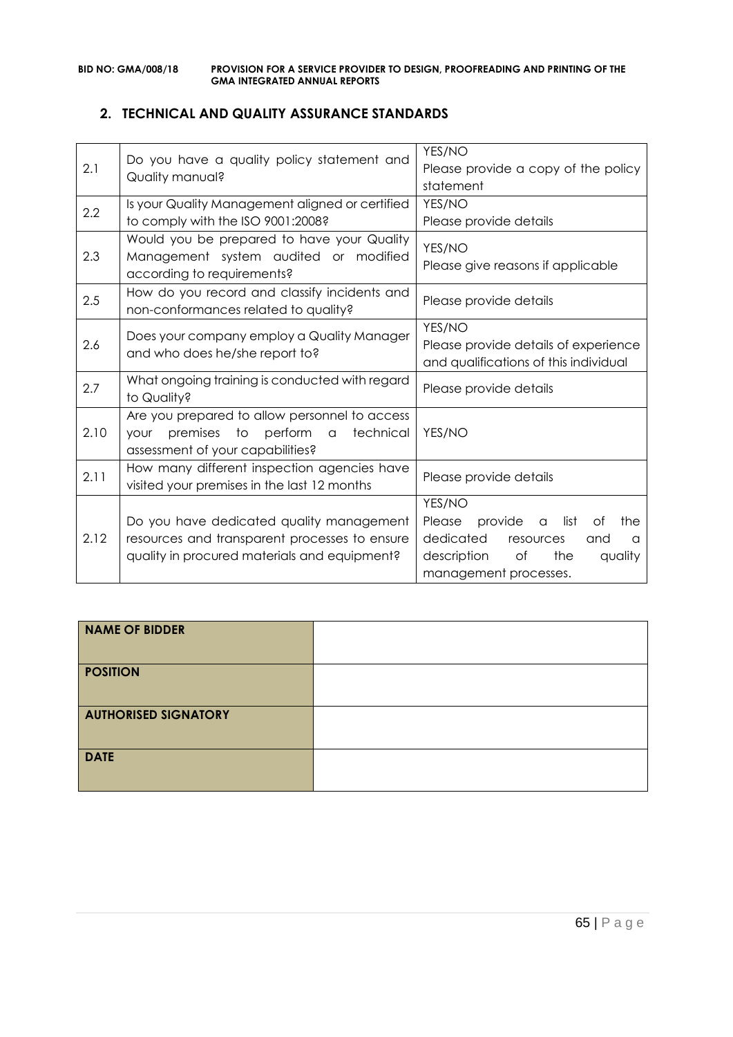## 2. TECHNICAL AND QUALITY ASSURANCE STANDARDS

| | | |
|---|---|---|
| 2.1 | Do you have a quality policy statement and Quality manual? | YES/NO<br>Please provide a copy of the policy statement |
| 2.2 | Is your Quality Management aligned or certified to comply with the ISO 9001:2008? | YES/NO<br>Please provide details |
| 2.3 | Would you be prepared to have your Quality Management system audited or modified according to requirements? | YES/NO<br>Please give reasons if applicable |
| 2.5 | How do you record and classify incidents and non-conformances related to quality? | Please provide details |
| 2.6 | Does your company employ a Quality Manager and who does he/she report to? | YES/NO<br>Please provide details of experience and qualifications of this individual |
| 2.7 | What ongoing training is conducted with regard to Quality? | Please provide details |
| 2.10 | Are you prepared to allow personnel to access your premises to perform a technical assessment of your capabilities? | YES/NO |
| 2.11 | How many different inspection agencies have visited your premises in the last 12 months | Please provide details |
| 2.12 | Do you have dedicated quality management resources and transparent processes to ensure quality in procured materials and equipment? | YES/NO<br>Please provide a list of the dedicated resources and a description of the quality management processes. |

| | |
|---|---|
| **NAME OF BIDDER** | |
| **POSITION** | |
| **AUTHORISED SIGNATORY** | |
| **DATE** | |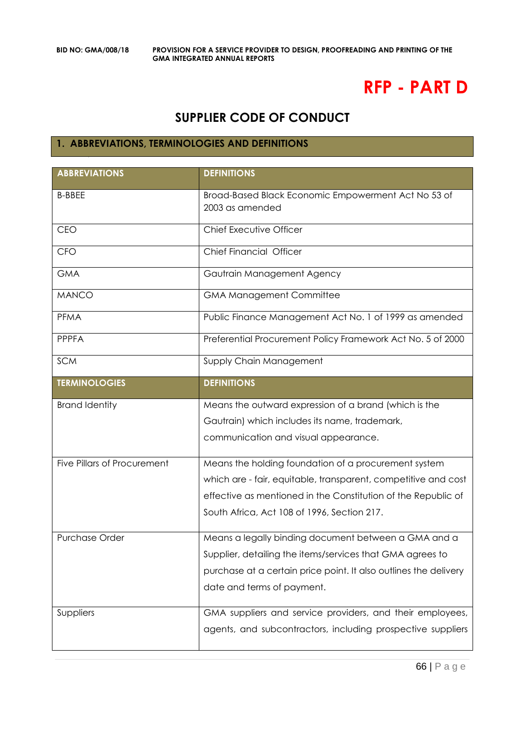# RFP - PART D

## SUPPLIER CODE OF CONDUCT

### 1. ABBREVIATIONS, TERMINOLOGIES AND DEFINITIONS

| ABBREVIATIONS | DEFINITIONS |
|---|---|
| B-BBEE | Broad-Based Black Economic Empowerment Act No 53 of 2003 as amended |
| CEO | Chief Executive Officer |
| CFO | Chief Financial Officer |
| GMA | Gautrain Management Agency |
| MANCO | GMA Management Committee |
| PFMA | Public Finance Management Act No. 1 of 1999 as amended |
| PPPFA | Preferential Procurement Policy Framework Act No. 5 of 2000 |
| SCM | Supply Chain Management |
| **TERMINOLOGIES** | **DEFINITIONS** |
| Brand Identity | Means the outward expression of a brand (which is the Gautrain) which includes its name, trademark, communication and visual appearance. |
| Five Pillars of Procurement | Means the holding foundation of a procurement system which are - fair, equitable, transparent, competitive and cost effective as mentioned in the Constitution of the Republic of South Africa, Act 108 of 1996, Section 217. |
| Purchase Order | Means a legally binding document between a GMA and a Supplier, detailing the items/services that GMA agrees to purchase at a certain price point. It also outlines the delivery date and terms of payment. |
| Suppliers | GMA suppliers and service providers, and their employees, agents, and subcontractors, including prospective suppliers |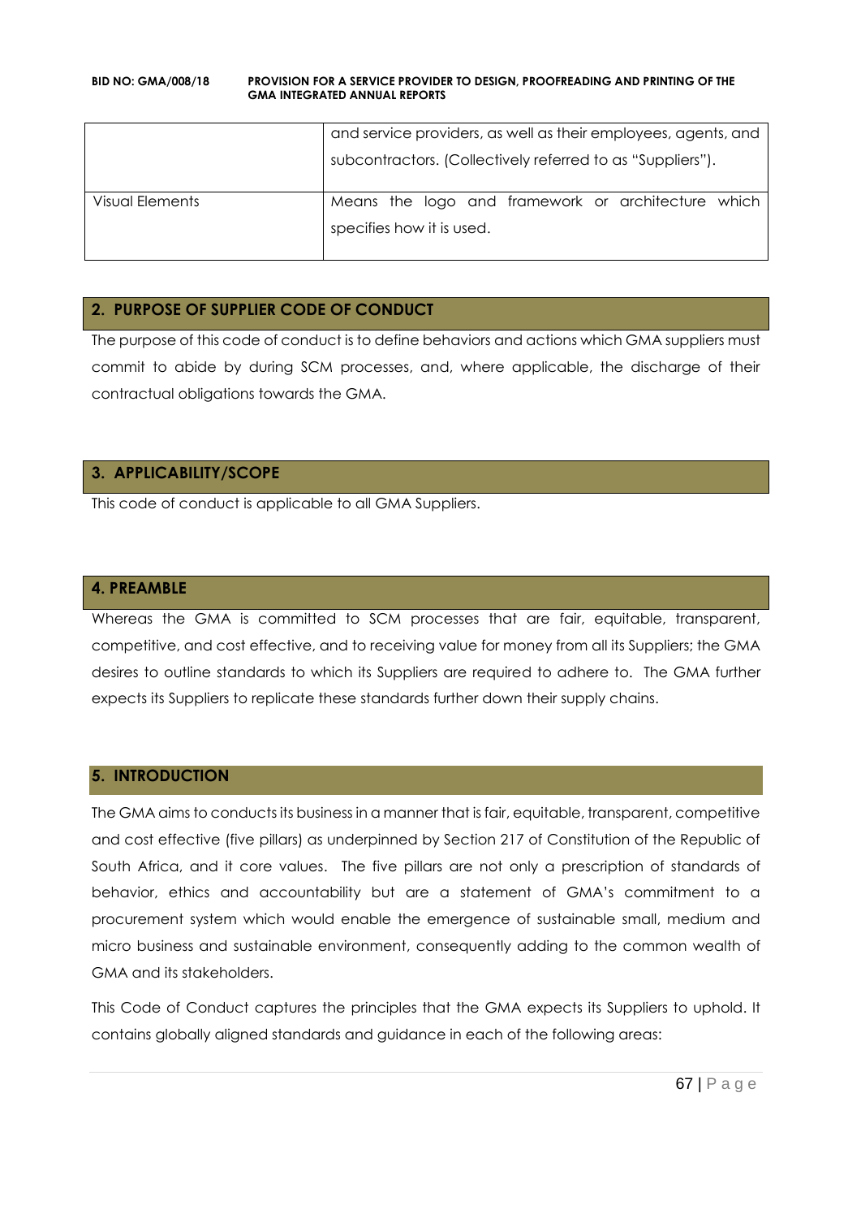|  |  |
| --- | --- |
|  | and service providers, as well as their employees, agents, and subcontractors. (Collectively referred to as "Suppliers"). |
| Visual Elements | Means the logo and framework or architecture which specifies how it is used. |

## 2. PURPOSE OF SUPPLIER CODE OF CONDUCT

The purpose of this code of conduct is to define behaviors and actions which GMA suppliers must commit to abide by during SCM processes, and, where applicable, the discharge of their contractual obligations towards the GMA.

## 3. APPLICABILITY/SCOPE

This code of conduct is applicable to all GMA Suppliers.

## 4. PREAMBLE

Whereas the GMA is committed to SCM processes that are fair, equitable, transparent, competitive, and cost effective, and to receiving value for money from all its Suppliers; the GMA desires to outline standards to which its Suppliers are required to adhere to. The GMA further expects its Suppliers to replicate these standards further down their supply chains.

## 5. INTRODUCTION

The GMA aims to conducts its business in a manner that is fair, equitable, transparent, competitive and cost effective (five pillars) as underpinned by Section 217 of Constitution of the Republic of South Africa, and it core values. The five pillars are not only a prescription of standards of behavior, ethics and accountability but are a statement of GMA's commitment to a procurement system which would enable the emergence of sustainable small, medium and micro business and sustainable environment, consequently adding to the common wealth of GMA and its stakeholders.

This Code of Conduct captures the principles that the GMA expects its Suppliers to uphold. It contains globally aligned standards and guidance in each of the following areas: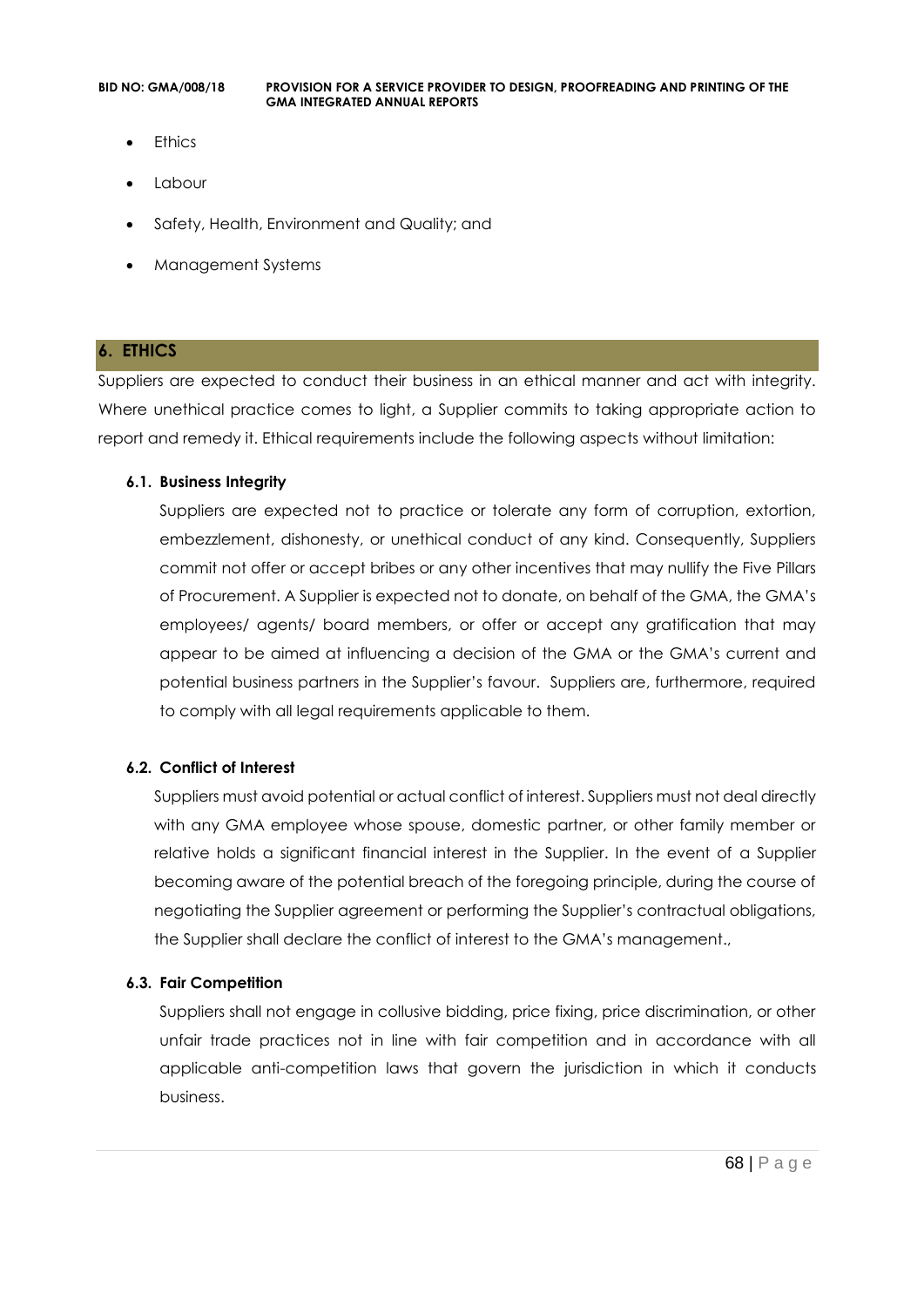- Ethics
- Labour
- Safety, Health, Environment and Quality; and
- Management Systems

## 6. ETHICS

Suppliers are expected to conduct their business in an ethical manner and act with integrity. Where unethical practice comes to light, a Supplier commits to taking appropriate action to report and remedy it. Ethical requirements include the following aspects without limitation:

### 6.1. Business Integrity

Suppliers are expected not to practice or tolerate any form of corruption, extortion, embezzlement, dishonesty, or unethical conduct of any kind. Consequently, Suppliers commit not offer or accept bribes or any other incentives that may nullify the Five Pillars of Procurement. A Supplier is expected not to donate, on behalf of the GMA, the GMA's employees/ agents/ board members, or offer or accept any gratification that may appear to be aimed at influencing a decision of the GMA or the GMA's current and potential business partners in the Supplier's favour. Suppliers are, furthermore, required to comply with all legal requirements applicable to them.

### 6.2. Conflict of Interest

Suppliers must avoid potential or actual conflict of interest. Suppliers must not deal directly with any GMA employee whose spouse, domestic partner, or other family member or relative holds a significant financial interest in the Supplier. In the event of a Supplier becoming aware of the potential breach of the foregoing principle, during the course of negotiating the Supplier agreement or performing the Supplier's contractual obligations, the Supplier shall declare the conflict of interest to the GMA's management.,

### 6.3. Fair Competition

Suppliers shall not engage in collusive bidding, price fixing, price discrimination, or other unfair trade practices not in line with fair competition and in accordance with all applicable anti-competition laws that govern the jurisdiction in which it conducts business.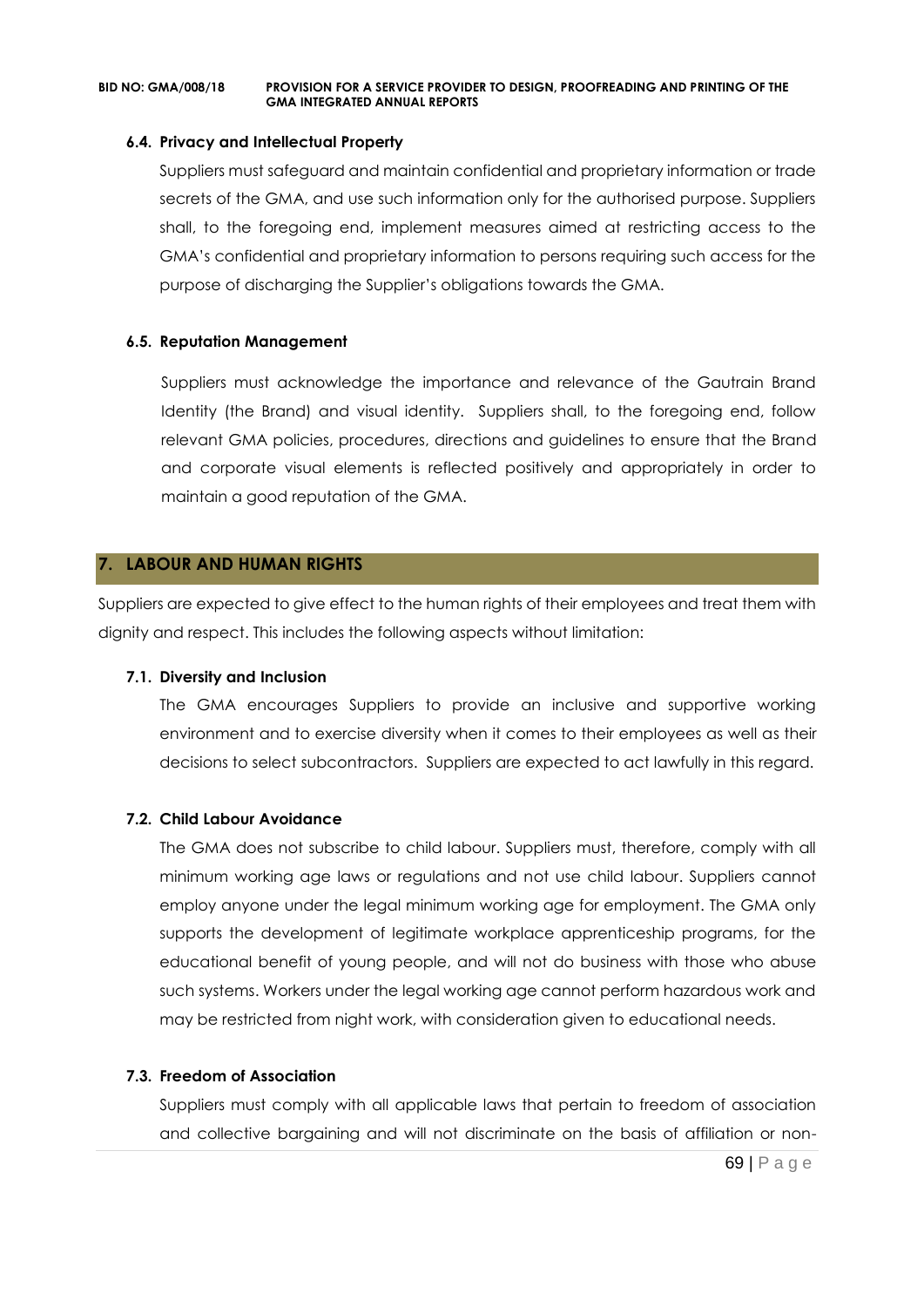### 6.4. Privacy and Intellectual Property

Suppliers must safeguard and maintain confidential and proprietary information or trade secrets of the GMA, and use such information only for the authorised purpose. Suppliers shall, to the foregoing end, implement measures aimed at restricting access to the GMA's confidential and proprietary information to persons requiring such access for the purpose of discharging the Supplier's obligations towards the GMA.

### 6.5. Reputation Management

Suppliers must acknowledge the importance and relevance of the Gautrain Brand Identity (the Brand) and visual identity. Suppliers shall, to the foregoing end, follow relevant GMA policies, procedures, directions and guidelines to ensure that the Brand and corporate visual elements is reflected positively and appropriately in order to maintain a good reputation of the GMA.

## 7. LABOUR AND HUMAN RIGHTS

Suppliers are expected to give effect to the human rights of their employees and treat them with dignity and respect. This includes the following aspects without limitation:

### 7.1. Diversity and Inclusion

The GMA encourages Suppliers to provide an inclusive and supportive working environment and to exercise diversity when it comes to their employees as well as their decisions to select subcontractors. Suppliers are expected to act lawfully in this regard.

### 7.2. Child Labour Avoidance

The GMA does not subscribe to child labour. Suppliers must, therefore, comply with all minimum working age laws or regulations and not use child labour. Suppliers cannot employ anyone under the legal minimum working age for employment. The GMA only supports the development of legitimate workplace apprenticeship programs, for the educational benefit of young people, and will not do business with those who abuse such systems. Workers under the legal working age cannot perform hazardous work and may be restricted from night work, with consideration given to educational needs.

### 7.3. Freedom of Association

Suppliers must comply with all applicable laws that pertain to freedom of association and collective bargaining and will not discriminate on the basis of affiliation or non-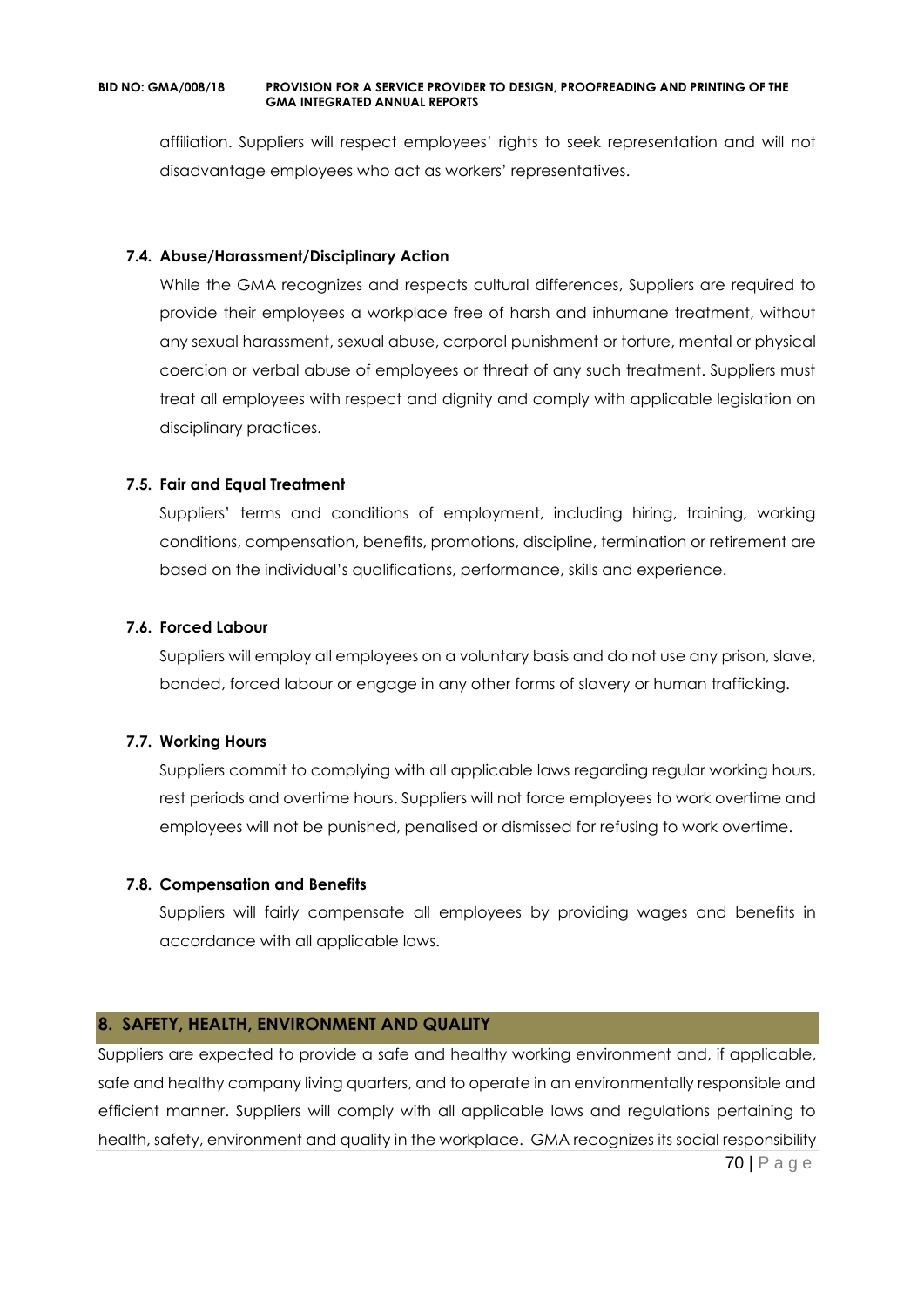affiliation. Suppliers will respect employees' rights to seek representation and will not disadvantage employees who act as workers' representatives.

### 7.4. Abuse/Harassment/Disciplinary Action

While the GMA recognizes and respects cultural differences, Suppliers are required to provide their employees a workplace free of harsh and inhumane treatment, without any sexual harassment, sexual abuse, corporal punishment or torture, mental or physical coercion or verbal abuse of employees or threat of any such treatment. Suppliers must treat all employees with respect and dignity and comply with applicable legislation on disciplinary practices.

### 7.5. Fair and Equal Treatment

Suppliers' terms and conditions of employment, including hiring, training, working conditions, compensation, benefits, promotions, discipline, termination or retirement are based on the individual's qualifications, performance, skills and experience.

### 7.6. Forced Labour

Suppliers will employ all employees on a voluntary basis and do not use any prison, slave, bonded, forced labour or engage in any other forms of slavery or human trafficking.

### 7.7. Working Hours

Suppliers commit to complying with all applicable laws regarding regular working hours, rest periods and overtime hours. Suppliers will not force employees to work overtime and employees will not be punished, penalised or dismissed for refusing to work overtime.

### 7.8. Compensation and Benefits

Suppliers will fairly compensate all employees by providing wages and benefits in accordance with all applicable laws.

## 8. SAFETY, HEALTH, ENVIRONMENT AND QUALITY

Suppliers are expected to provide a safe and healthy working environment and, if applicable, safe and healthy company living quarters, and to operate in an environmentally responsible and efficient manner. Suppliers will comply with all applicable laws and regulations pertaining to health, safety, environment and quality in the workplace. GMA recognizes its social responsibility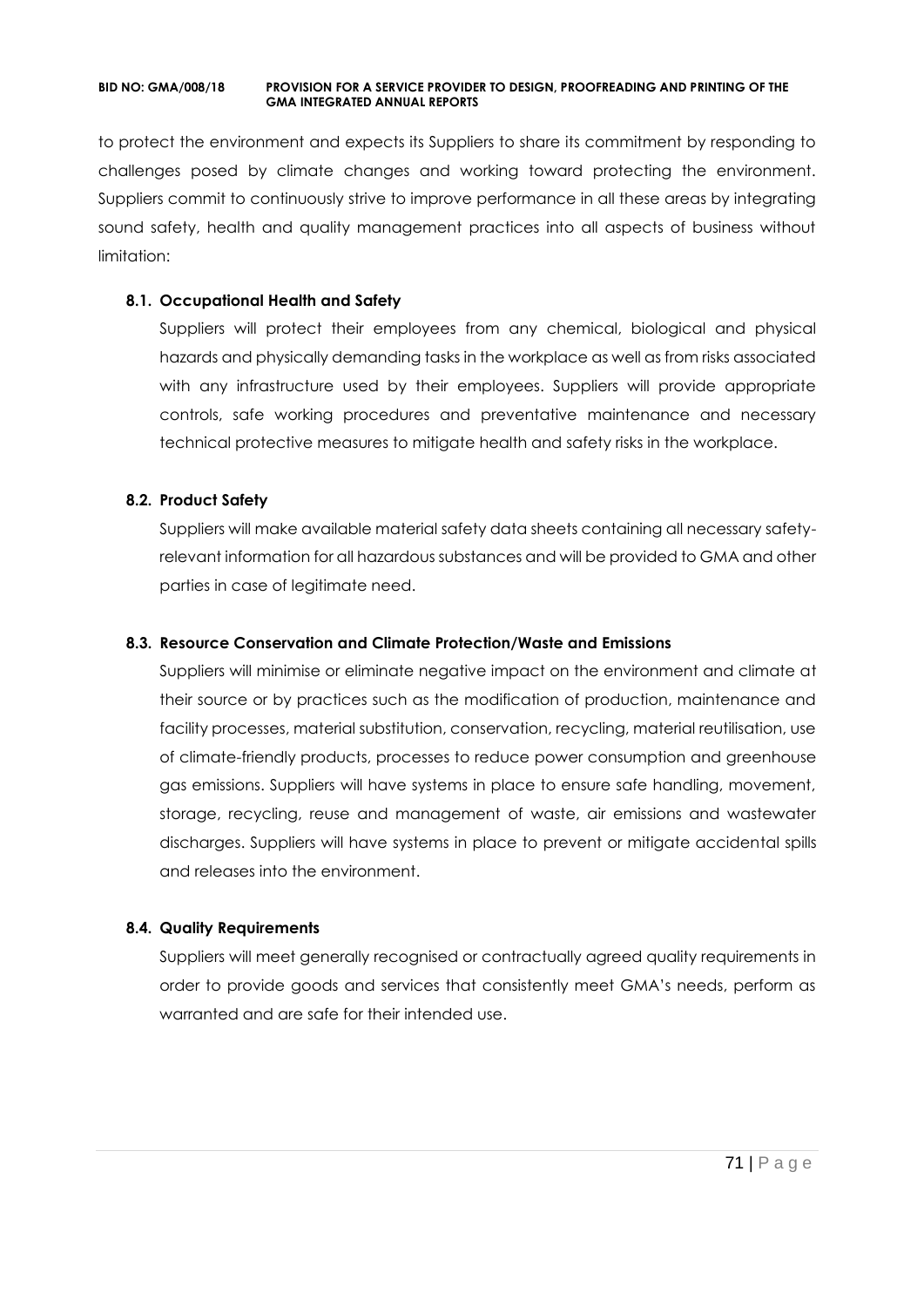to protect the environment and expects its Suppliers to share its commitment by responding to challenges posed by climate changes and working toward protecting the environment. Suppliers commit to continuously strive to improve performance in all these areas by integrating sound safety, health and quality management practices into all aspects of business without limitation:

### 8.1. Occupational Health and Safety

Suppliers will protect their employees from any chemical, biological and physical hazards and physically demanding tasks in the workplace as well as from risks associated with any infrastructure used by their employees. Suppliers will provide appropriate controls, safe working procedures and preventative maintenance and necessary technical protective measures to mitigate health and safety risks in the workplace.

### 8.2. Product Safety

Suppliers will make available material safety data sheets containing all necessary safety-relevant information for all hazardous substances and will be provided to GMA and other parties in case of legitimate need.

### 8.3. Resource Conservation and Climate Protection/Waste and Emissions

Suppliers will minimise or eliminate negative impact on the environment and climate at their source or by practices such as the modification of production, maintenance and facility processes, material substitution, conservation, recycling, material reutilisation, use of climate-friendly products, processes to reduce power consumption and greenhouse gas emissions. Suppliers will have systems in place to ensure safe handling, movement, storage, recycling, reuse and management of waste, air emissions and wastewater discharges. Suppliers will have systems in place to prevent or mitigate accidental spills and releases into the environment.

### 8.4. Quality Requirements

Suppliers will meet generally recognised or contractually agreed quality requirements in order to provide goods and services that consistently meet GMA's needs, perform as warranted and are safe for their intended use.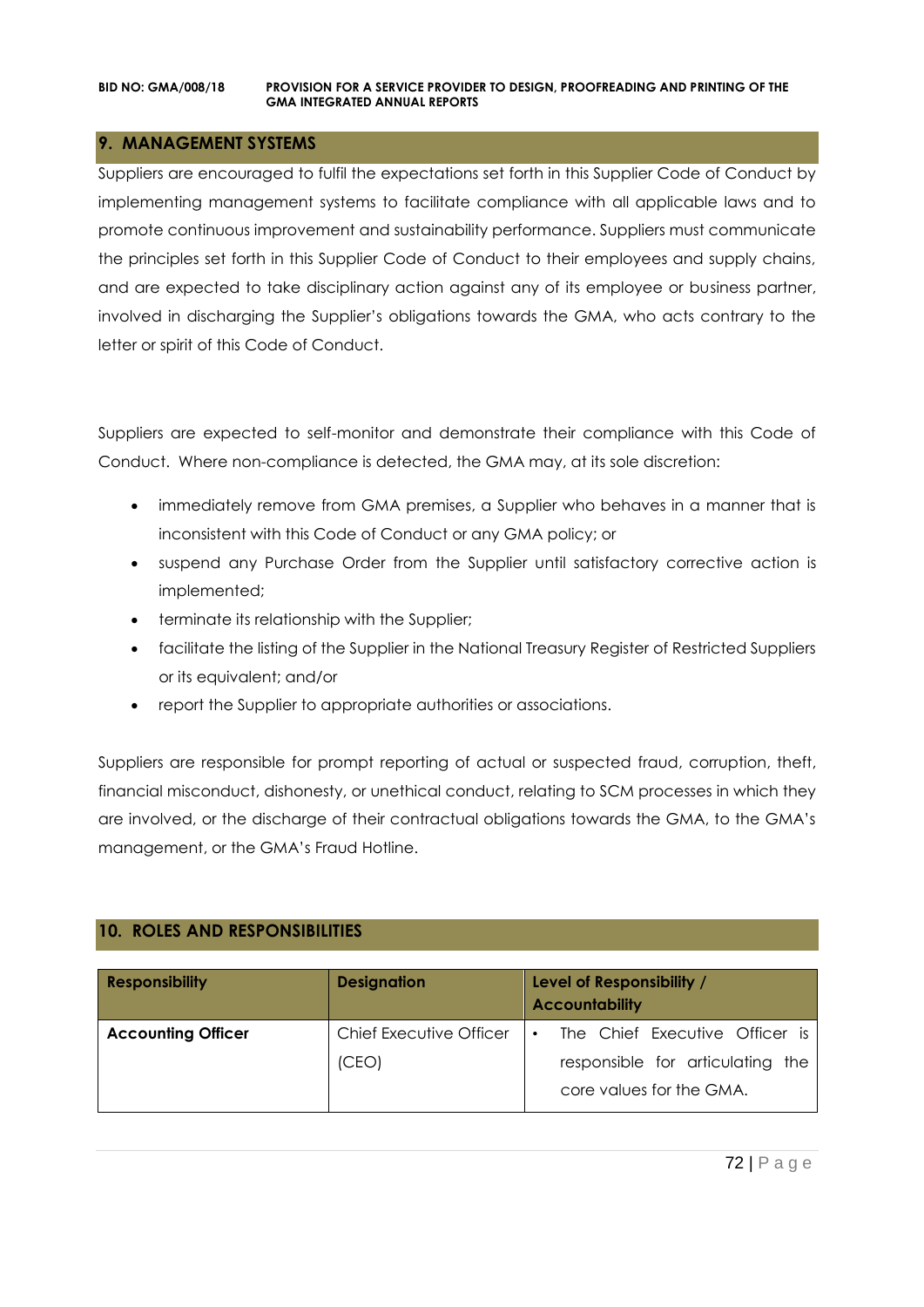## 9. MANAGEMENT SYSTEMS

Suppliers are encouraged to fulfil the expectations set forth in this Supplier Code of Conduct by implementing management systems to facilitate compliance with all applicable laws and to promote continuous improvement and sustainability performance. Suppliers must communicate the principles set forth in this Supplier Code of Conduct to their employees and supply chains, and are expected to take disciplinary action against any of its employee or business partner, involved in discharging the Supplier's obligations towards the GMA, who acts contrary to the letter or spirit of this Code of Conduct.

Suppliers are expected to self-monitor and demonstrate their compliance with this Code of Conduct. Where non-compliance is detected, the GMA may, at its sole discretion:

- immediately remove from GMA premises, a Supplier who behaves in a manner that is inconsistent with this Code of Conduct or any GMA policy; or
- suspend any Purchase Order from the Supplier until satisfactory corrective action is implemented;
- terminate its relationship with the Supplier;
- facilitate the listing of the Supplier in the National Treasury Register of Restricted Suppliers or its equivalent; and/or
- report the Supplier to appropriate authorities or associations.

Suppliers are responsible for prompt reporting of actual or suspected fraud, corruption, theft, financial misconduct, dishonesty, or unethical conduct, relating to SCM processes in which they are involved, or the discharge of their contractual obligations towards the GMA, to the GMA's management, or the GMA's Fraud Hotline.

## 10. ROLES AND RESPONSIBILITIES

| Responsibility | Designation | Level of Responsibility / Accountability |
|---|---|---|
| **Accounting Officer** | Chief Executive Officer (CEO) | • The Chief Executive Officer is responsible for articulating the core values for the GMA. |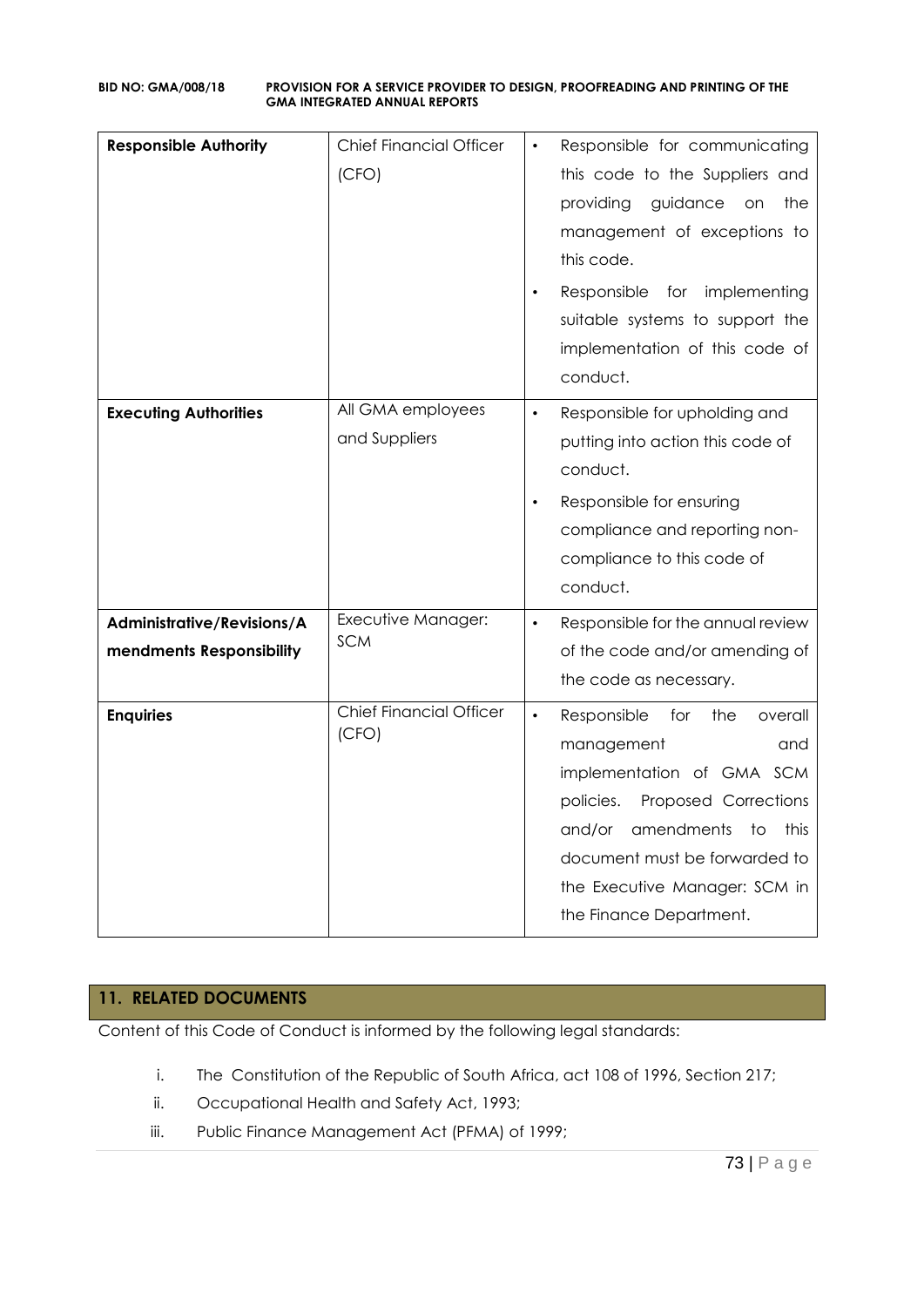| **Responsible Authority** | Chief Financial Officer (CFO) | • Responsible for communicating this code to the Suppliers and providing guidance on the management of exceptions to this code.<br>• Responsible for implementing suitable systems to support the implementation of this code of conduct. |
|---|---|---|
| **Executing Authorities** | All GMA employees and Suppliers | • Responsible for upholding and putting into action this code of conduct.<br>• Responsible for ensuring compliance and reporting non-compliance to this code of conduct. |
| **Administrative/Revisions/Amendments Responsibility** | Executive Manager: SCM | • Responsible for the annual review of the code and/or amending of the code as necessary. |
| **Enquiries** | Chief Financial Officer (CFO) | • Responsible for the overall management and implementation of GMA SCM policies. Proposed Corrections and/or amendments to this document must be forwarded to the Executive Manager: SCM in the Finance Department. |

## 11. RELATED DOCUMENTS

Content of this Code of Conduct is informed by the following legal standards:

i. The Constitution of the Republic of South Africa, act 108 of 1996, Section 217;
ii. Occupational Health and Safety Act, 1993;
iii. Public Finance Management Act (PFMA) of 1999;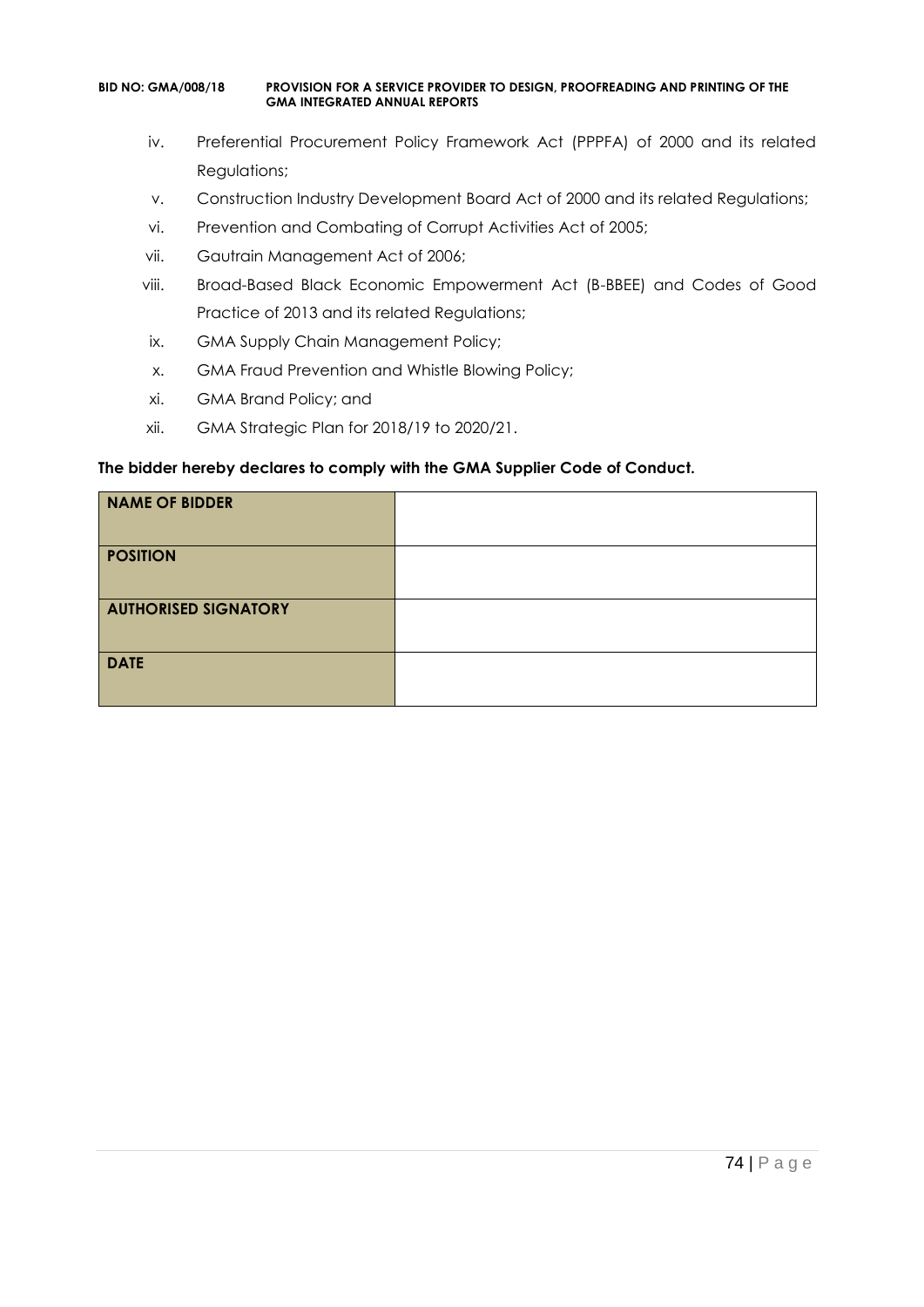iv. Preferential Procurement Policy Framework Act (PPPFA) of 2000 and its related Regulations;
v. Construction Industry Development Board Act of 2000 and its related Regulations;
vi. Prevention and Combating of Corrupt Activities Act of 2005;
vii. Gautrain Management Act of 2006;
viii. Broad-Based Black Economic Empowerment Act (B-BBEE) and Codes of Good Practice of 2013 and its related Regulations;
ix. GMA Supply Chain Management Policy;
x. GMA Fraud Prevention and Whistle Blowing Policy;
xi. GMA Brand Policy; and
xii. GMA Strategic Plan for 2018/19 to 2020/21.

**The bidder hereby declares to comply with the GMA Supplier Code of Conduct.**

| | |
|---|---|
| **NAME OF BIDDER** | |
| **POSITION** | |
| **AUTHORISED SIGNATORY** | |
| **DATE** | |